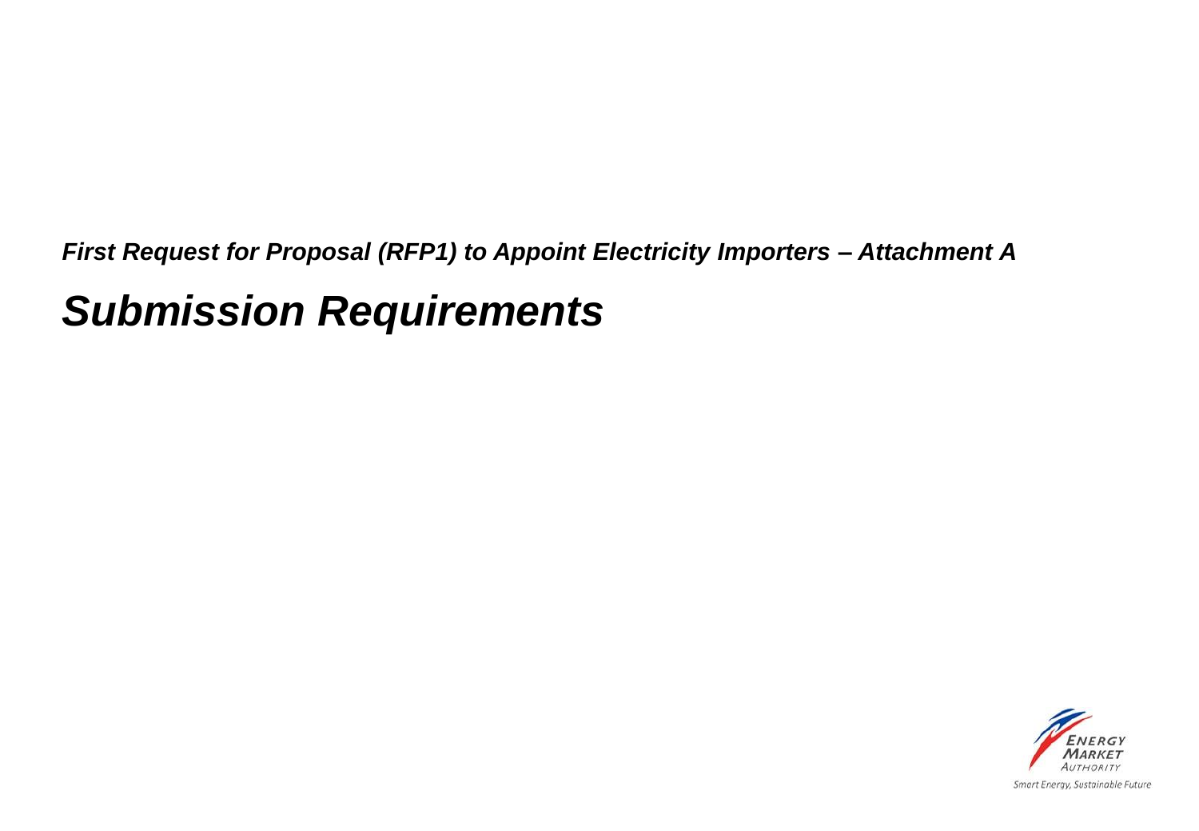***First Request for Proposal (RFP1) to Appoint Electricity Importers – Attachment A***

# *Submission Requirements*

ENERGY MARKET AUTHORITY

Smart Energy, Sustainable Future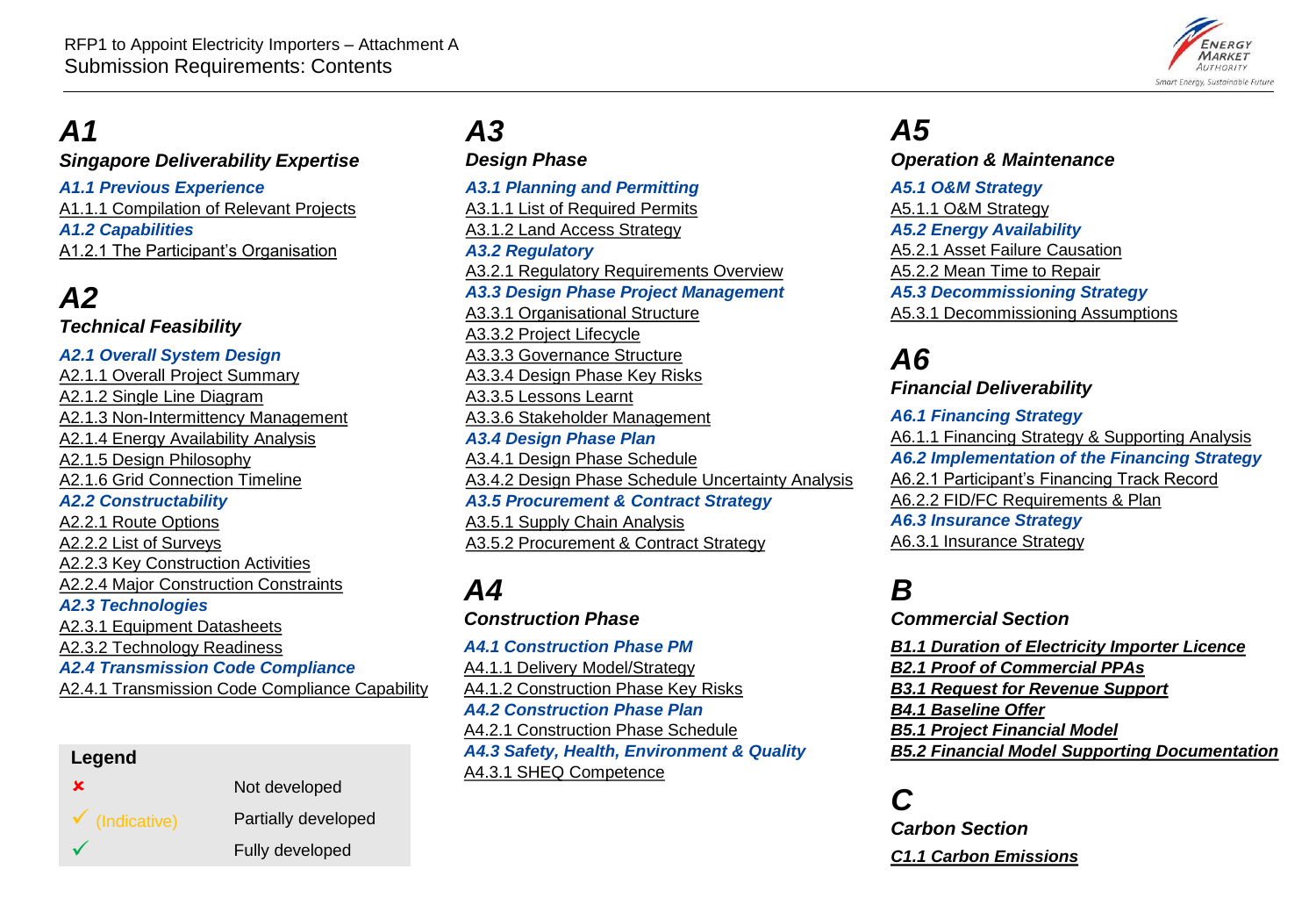RFP1 to Appoint Electricity Importers – Attachment A
Submission Requirements: Contents

# A1
## *Singapore Deliverability Expertise*

***A1.1 Previous Experience***

A1.1.1 Compilation of Relevant Projects

***A1.2 Capabilities***

A1.2.1 The Participant's Organisation

# A2
## *Technical Feasibility*

***A2.1 Overall System Design***

A2.1.1 Overall Project Summary

A2.1.2 Single Line Diagram

A2.1.3 Non-Intermittency Management

A2.1.4 Energy Availability Analysis

A2.1.5 Design Philosophy

A2.1.6 Grid Connection Timeline

***A2.2 Constructability***

A2.2.1 Route Options

A2.2.2 List of Surveys

A2.2.3 Key Construction Activities

A2.2.4 Major Construction Constraints

***A2.3 Technologies***

A2.3.1 Equipment Datasheets

A2.3.2 Technology Readiness

***A2.4 Transmission Code Compliance***

A2.4.1 Transmission Code Compliance Capability

**Legend**

| | |
|---|---|
| ✘ | Not developed |
| ✓ (Indicative) | Partially developed |
| ✓ | Fully developed |

# A3
## *Design Phase*

***A3.1 Planning and Permitting***

A3.1.1 List of Required Permits

A3.1.2 Land Access Strategy

***A3.2 Regulatory***

A3.2.1 Regulatory Requirements Overview

***A3.3 Design Phase Project Management***

A3.3.1 Organisational Structure

A3.3.2 Project Lifecycle

A3.3.3 Governance Structure

A3.3.4 Design Phase Key Risks

A3.3.5 Lessons Learnt

A3.3.6 Stakeholder Management

***A3.4 Design Phase Plan***

A3.4.1 Design Phase Schedule

A3.4.2 Design Phase Schedule Uncertainty Analysis

***A3.5 Procurement & Contract Strategy***

A3.5.1 Supply Chain Analysis

A3.5.2 Procurement & Contract Strategy

# A4
## *Construction Phase*

***A4.1 Construction Phase PM***

A4.1.1 Delivery Model/Strategy

A4.1.2 Construction Phase Key Risks

***A4.2 Construction Phase Plan***

A4.2.1 Construction Phase Schedule

***A4.3 Safety, Health, Environment & Quality***

A4.3.1 SHEQ Competence

# A5
## *Operation & Maintenance*

***A5.1 O&M Strategy***

A5.1.1 O&M Strategy

***A5.2 Energy Availability***

A5.2.1 Asset Failure Causation

A5.2.2 Mean Time to Repair

***A5.3 Decommissioning Strategy***

A5.3.1 Decommissioning Assumptions

# A6
## *Financial Deliverability*

***A6.1 Financing Strategy***

A6.1.1 Financing Strategy & Supporting Analysis

***A6.2 Implementation of the Financing Strategy***

A6.2.1 Participant's Financing Track Record

A6.2.2 FID/FC Requirements & Plan

***A6.3 Insurance Strategy***

A6.3.1 Insurance Strategy

# B
## *Commercial Section*

***B1.1 Duration of Electricity Importer Licence***

***B2.1 Proof of Commercial PPAs***

***B3.1 Request for Revenue Support***

***B4.1 Baseline Offer***

***B5.1 Project Financial Model***

***B5.2 Financial Model Supporting Documentation***

# C
## *Carbon Section*

***C1.1 Carbon Emissions***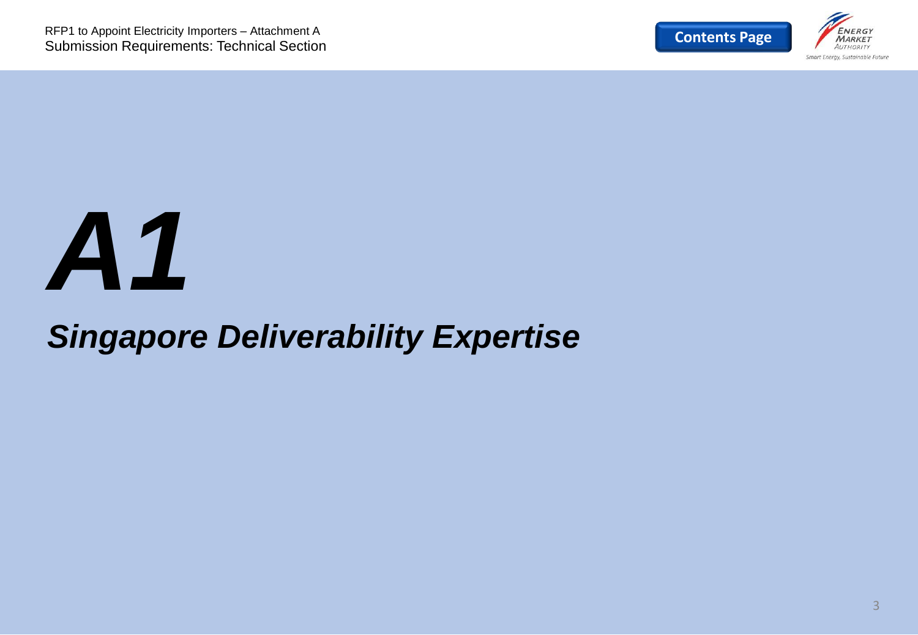# *A1*

## *Singapore Deliverability Expertise*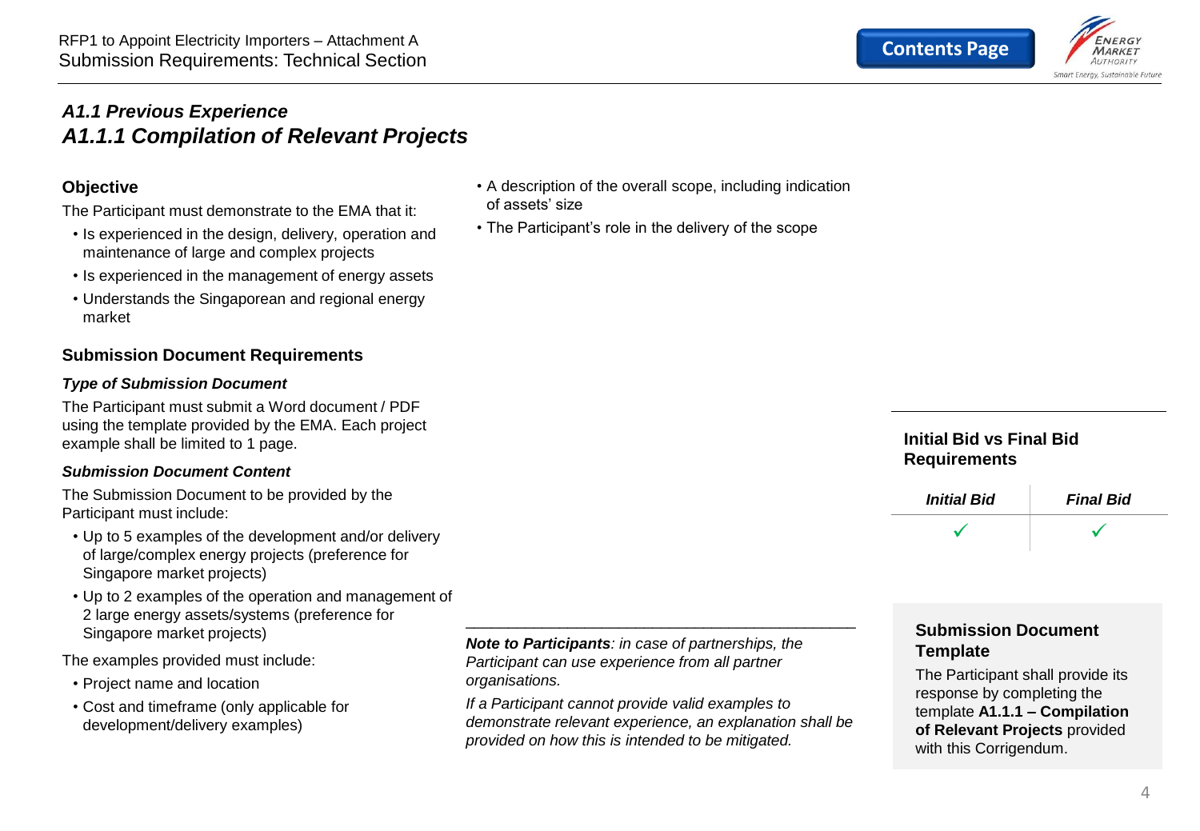# A1.1 Previous Experience

## A1.1.1 Compilation of Relevant Projects

### Objective

The Participant must demonstrate to the EMA that it:

- Is experienced in the design, delivery, operation and maintenance of large and complex projects
- Is experienced in the management of energy assets
- Understands the Singaporean and regional energy market

### Submission Document Requirements

***Type of Submission Document***

The Participant must submit a Word document / PDF using the template provided by the EMA. Each project example shall be limited to 1 page.

***Submission Document Content***

The Submission Document to be provided by the Participant must include:

- Up to 5 examples of the development and/or delivery of large/complex energy projects (preference for Singapore market projects)
- Up to 2 examples of the operation and management of 2 large energy assets/systems (preference for Singapore market projects)

The examples provided must include:

- Project name and location
- Cost and timeframe (only applicable for development/delivery examples)
- A description of the overall scope, including indication of assets' size
- The Participant's role in the delivery of the scope

***Note to Participants****: in case of partnerships, the Participant can use experience from all partner organisations.*

*If a Participant cannot provide valid examples to demonstrate relevant experience, an explanation shall be provided on how this is intended to be mitigated.*

### Initial Bid vs Final Bid Requirements

| *Initial Bid* | *Final Bid* |
|---|---|
| ✓ | ✓ |

### Submission Document Template

The Participant shall provide its response by completing the template **A1.1.1 – Compilation of Relevant Projects** provided with this Corrigendum.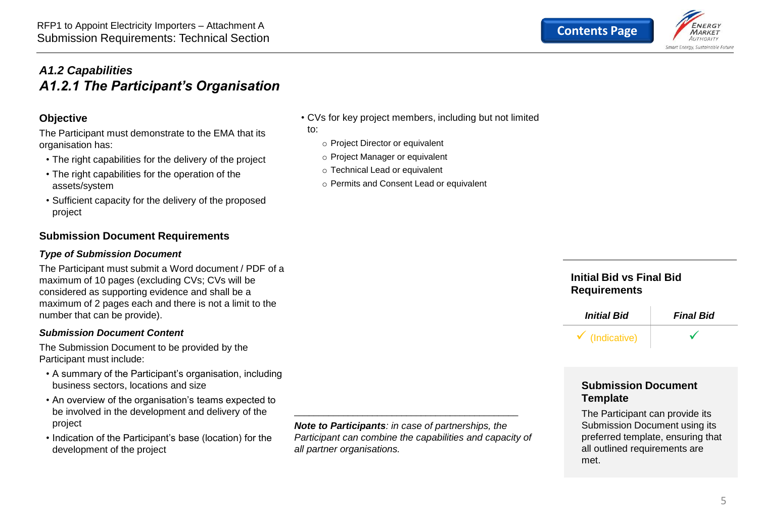## *A1.2 Capabilities*

## *A1.2.1 The Participant's Organisation*

### Objective

The Participant must demonstrate to the EMA that its organisation has:

- The right capabilities for the delivery of the project
- The right capabilities for the operation of the assets/system
- Sufficient capacity for the delivery of the proposed project

### Submission Document Requirements

***Type of Submission Document***

The Participant must submit a Word document / PDF of a maximum of 10 pages (excluding CVs; CVs will be considered as supporting evidence and shall be a maximum of 2 pages each and there is not a limit to the number that can be provide).

***Submission Document Content***

The Submission Document to be provided by the Participant must include:

- A summary of the Participant's organisation, including business sectors, locations and size
- An overview of the organisation's teams expected to be involved in the development and delivery of the project
- Indication of the Participant's base (location) for the development of the project
- CVs for key project members, including but not limited to:
  - Project Director or equivalent
  - Project Manager or equivalent
  - Technical Lead or equivalent
  - Permits and Consent Lead or equivalent

---

***Note to Participants**: in case of partnerships, the Participant can combine the capabilities and capacity of all partner organisations.*

### Initial Bid vs Final Bid Requirements

| *Initial Bid* | *Final Bid* |
|---|---|
| ✓ (Indicative) | ✓ |

### Submission Document Template

The Participant can provide its Submission Document using its preferred template, ensuring that all outlined requirements are met.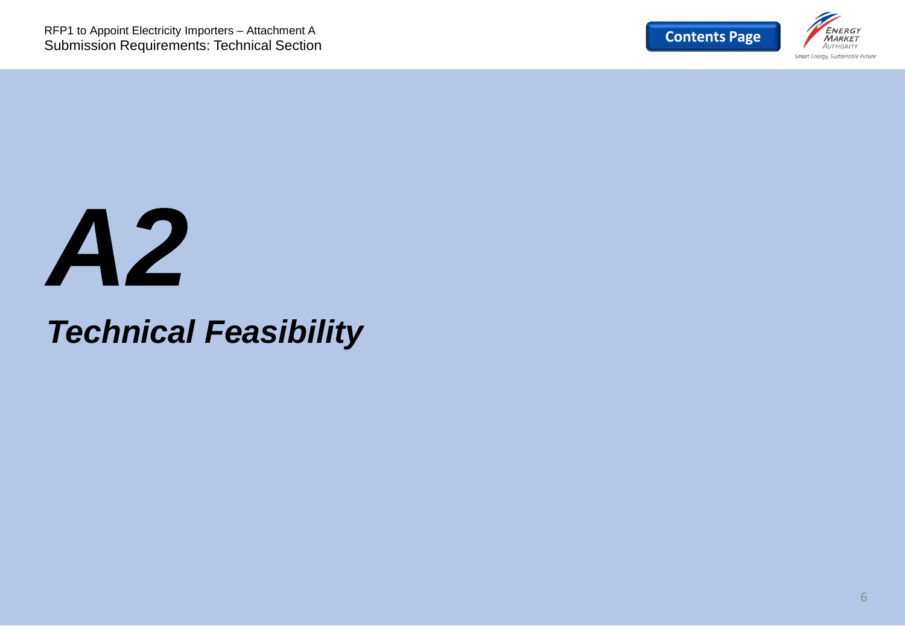# *A2*

## *Technical Feasibility*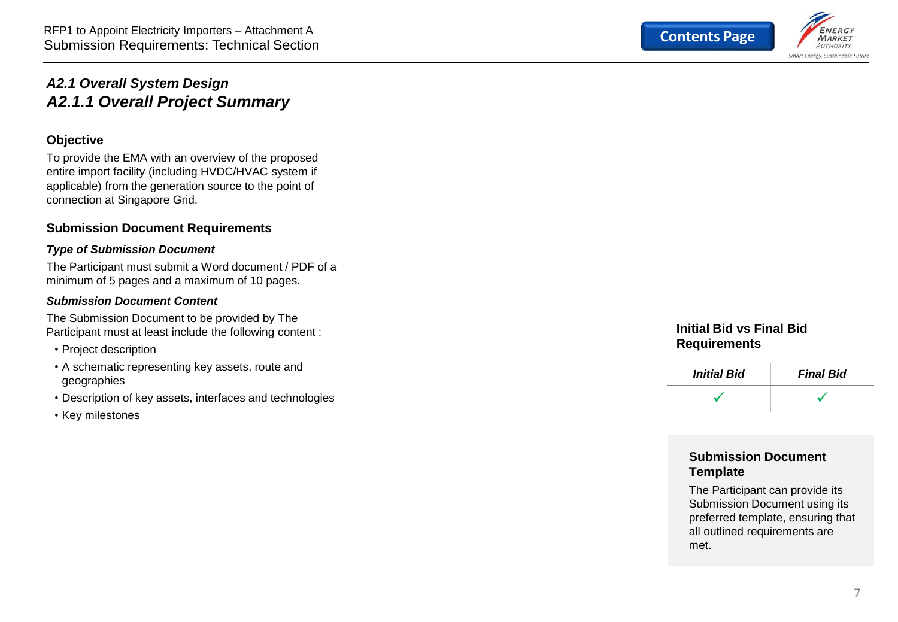## *A2.1 Overall System Design*

## *A2.1.1 Overall Project Summary*

### Objective

To provide the EMA with an overview of the proposed entire import facility (including HVDC/HVAC system if applicable) from the generation source to the point of connection at Singapore Grid.

### Submission Document Requirements

#### *Type of Submission Document*

The Participant must submit a Word document / PDF of a minimum of 5 pages and a maximum of 10 pages.

#### *Submission Document Content*

The Submission Document to be provided by The Participant must at least include the following content :

- Project description
- A schematic representing key assets, route and geographies
- Description of key assets, interfaces and technologies
- Key milestones

### Initial Bid vs Final Bid Requirements

| *Initial Bid* | *Final Bid* |
|---|---|
| ✓ | ✓ |

### Submission Document Template

The Participant can provide its Submission Document using its preferred template, ensuring that all outlined requirements are met.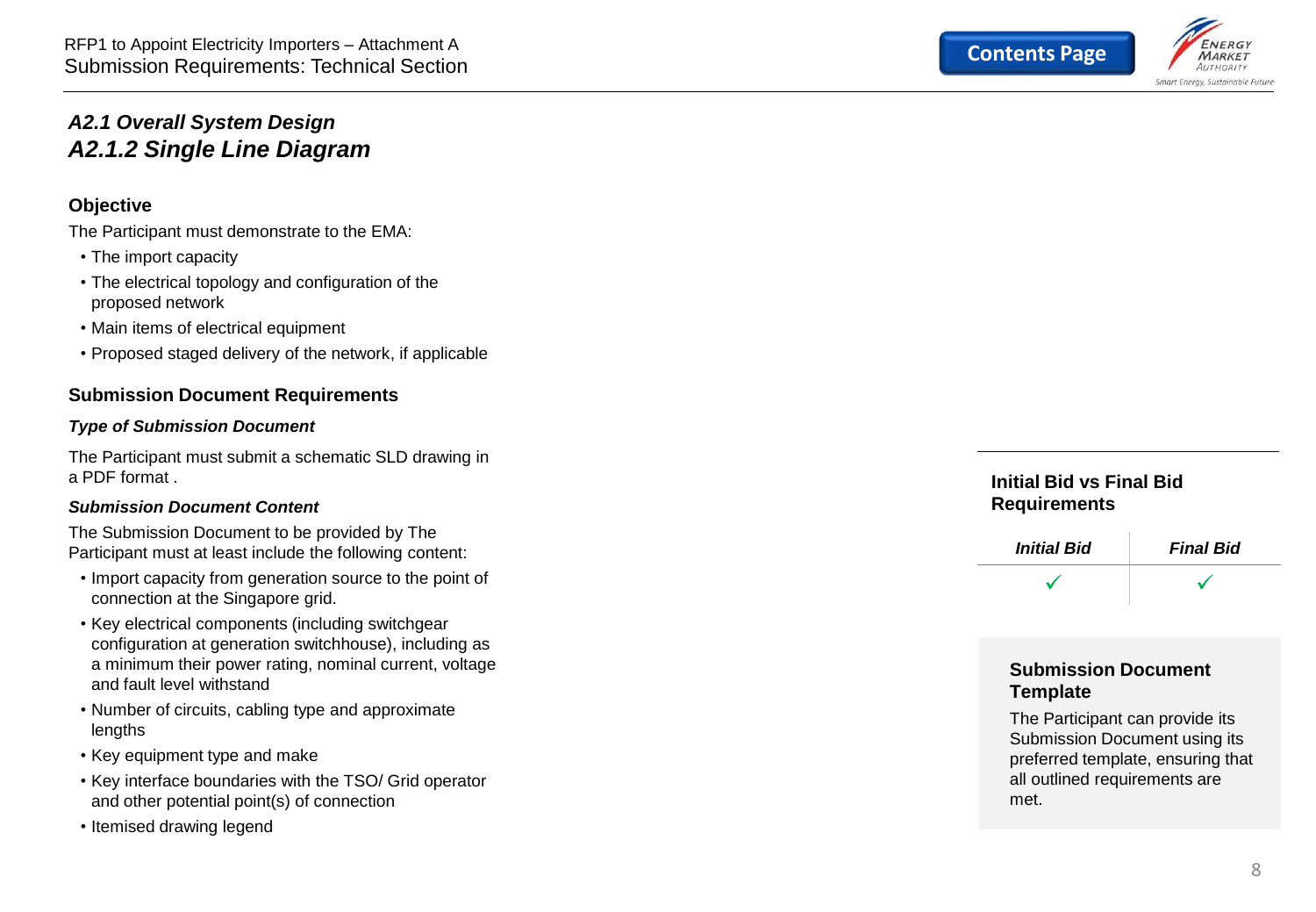## *A2.1 Overall System Design*

## *A2.1.2 Single Line Diagram*

### Objective

The Participant must demonstrate to the EMA:

- The import capacity
- The electrical topology and configuration of the proposed network
- Main items of electrical equipment
- Proposed staged delivery of the network, if applicable

### Submission Document Requirements

#### *Type of Submission Document*

The Participant must submit a schematic SLD drawing in a PDF format .

#### *Submission Document Content*

The Submission Document to be provided by The Participant must at least include the following content:

- Import capacity from generation source to the point of connection at the Singapore grid.
- Key electrical components (including switchgear configuration at generation switchhouse), including as a minimum their power rating, nominal current, voltage and fault level withstand
- Number of circuits, cabling type and approximate lengths
- Key equipment type and make
- Key interface boundaries with the TSO/ Grid operator and other potential point(s) of connection
- Itemised drawing legend

### Initial Bid vs Final Bid Requirements

| *Initial Bid* | *Final Bid* |
|---|---|
| ✓ | ✓ |

### Submission Document Template

The Participant can provide its Submission Document using its preferred template, ensuring that all outlined requirements are met.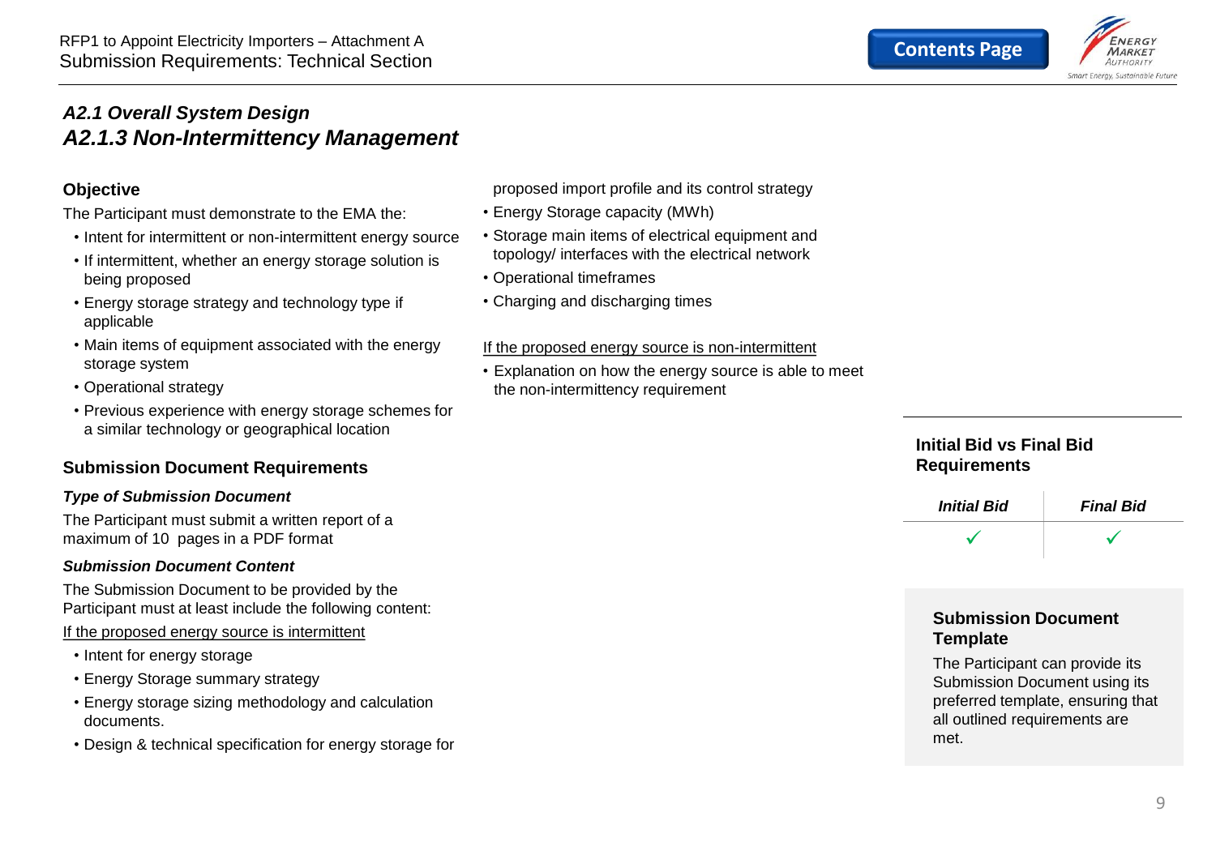## *A2.1 Overall System Design*
## *A2.1.3 Non-Intermittency Management*

### Objective

The Participant must demonstrate to the EMA the:

- Intent for intermittent or non-intermittent energy source
- If intermittent, whether an energy storage solution is being proposed
- Energy storage strategy and technology type if applicable
- Main items of equipment associated with the energy storage system
- Operational strategy
- Previous experience with energy storage schemes for a similar technology or geographical location

### Submission Document Requirements

#### *Type of Submission Document*

The Participant must submit a written report of a maximum of 10 pages in a PDF format

#### *Submission Document Content*

The Submission Document to be provided by the Participant must at least include the following content:

<u>If the proposed energy source is intermittent</u>

- Intent for energy storage
- Energy Storage summary strategy
- Energy storage sizing methodology and calculation documents.
- Design & technical specification for energy storage for proposed import profile and its control strategy
- Energy Storage capacity (MWh)
- Storage main items of electrical equipment and topology/ interfaces with the electrical network
- Operational timeframes
- Charging and discharging times

<u>If the proposed energy source is non-intermittent</u>

- Explanation on how the energy source is able to meet the non-intermittency requirement

### Initial Bid vs Final Bid Requirements

| *Initial Bid* | *Final Bid* |
|---|---|
| ✓ | ✓ |

### Submission Document Template

The Participant can provide its Submission Document using its preferred template, ensuring that all outlined requirements are met.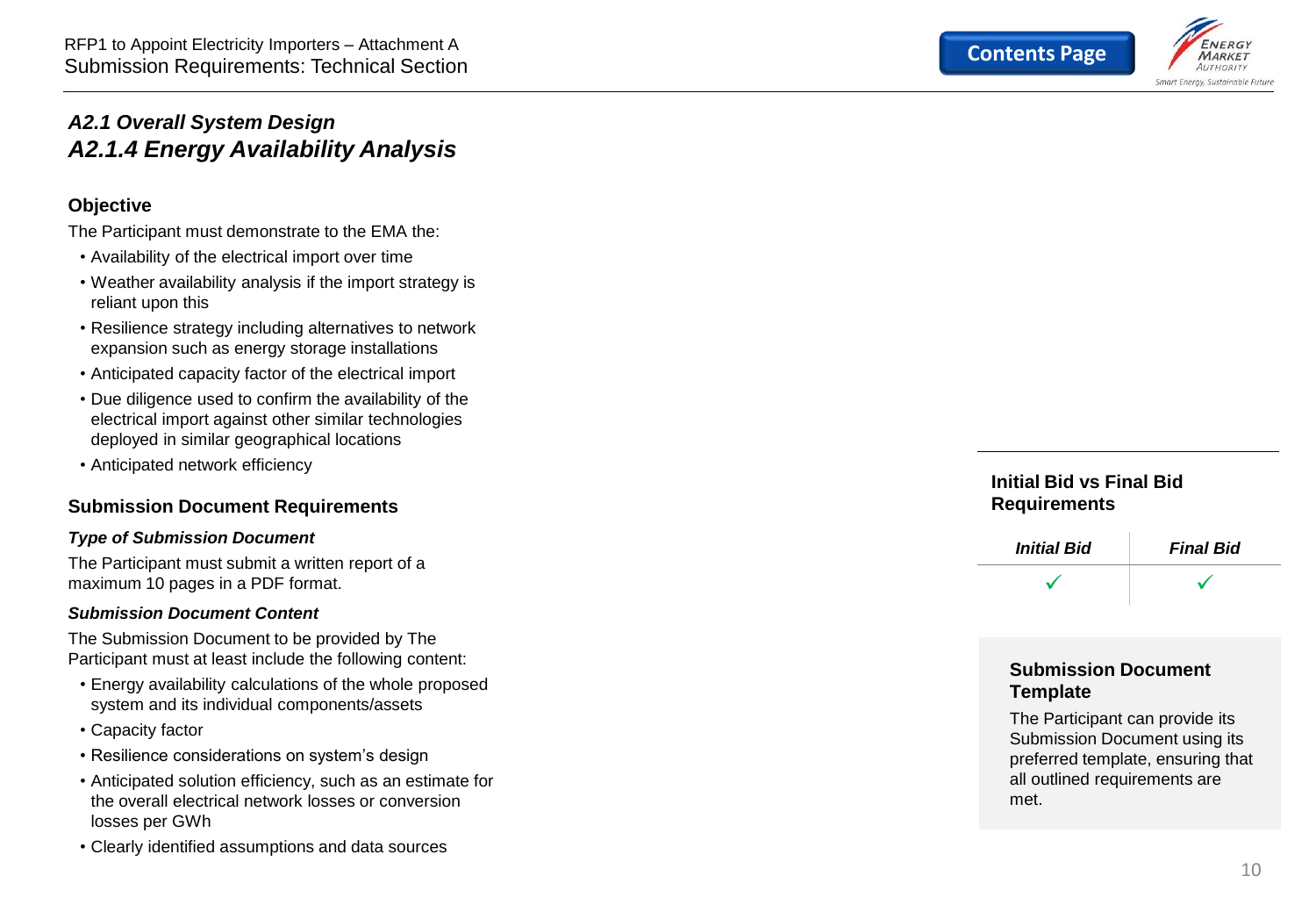## *A2.1 Overall System Design*

## *A2.1.4 Energy Availability Analysis*

### Objective

The Participant must demonstrate to the EMA the:

- Availability of the electrical import over time
- Weather availability analysis if the import strategy is reliant upon this
- Resilience strategy including alternatives to network expansion such as energy storage installations
- Anticipated capacity factor of the electrical import
- Due diligence used to confirm the availability of the electrical import against other similar technologies deployed in similar geographical locations
- Anticipated network efficiency

### Submission Document Requirements

#### *Type of Submission Document*

The Participant must submit a written report of a maximum 10 pages in a PDF format.

#### *Submission Document Content*

The Submission Document to be provided by The Participant must at least include the following content:

- Energy availability calculations of the whole proposed system and its individual components/assets
- Capacity factor
- Resilience considerations on system's design
- Anticipated solution efficiency, such as an estimate for the overall electrical network losses or conversion losses per GWh
- Clearly identified assumptions and data sources

### Initial Bid vs Final Bid Requirements

| *Initial Bid* | *Final Bid* |
|---|---|
| ✓ | ✓ |

### Submission Document Template

The Participant can provide its Submission Document using its preferred template, ensuring that all outlined requirements are met.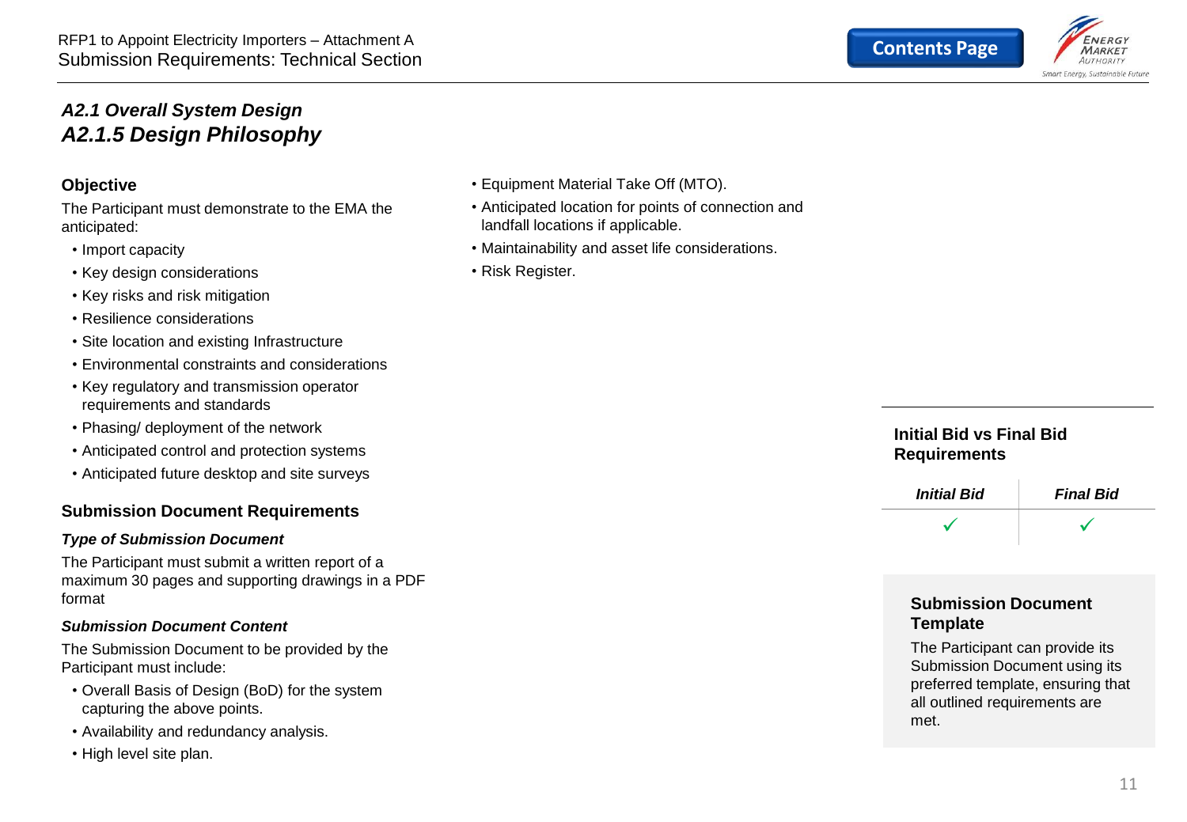## A2.1 Overall System Design
## A2.1.5 Design Philosophy

### Objective

The Participant must demonstrate to the EMA the anticipated:

- Import capacity
- Key design considerations
- Key risks and risk mitigation
- Resilience considerations
- Site location and existing Infrastructure
- Environmental constraints and considerations
- Key regulatory and transmission operator requirements and standards
- Phasing/ deployment of the network
- Anticipated control and protection systems
- Anticipated future desktop and site surveys

### Submission Document Requirements

***Type of Submission Document***

The Participant must submit a written report of a maximum 30 pages and supporting drawings in a PDF format

***Submission Document Content***

The Submission Document to be provided by the Participant must include:

- Overall Basis of Design (BoD) for the system capturing the above points.
- Availability and redundancy analysis.
- High level site plan.
- Equipment Material Take Off (MTO).
- Anticipated location for points of connection and landfall locations if applicable.
- Maintainability and asset life considerations.
- Risk Register.

### Initial Bid vs Final Bid Requirements

| *Initial Bid* | *Final Bid* |
|---|---|
| ✓ | ✓ |

### Submission Document Template

The Participant can provide its Submission Document using its preferred template, ensuring that all outlined requirements are met.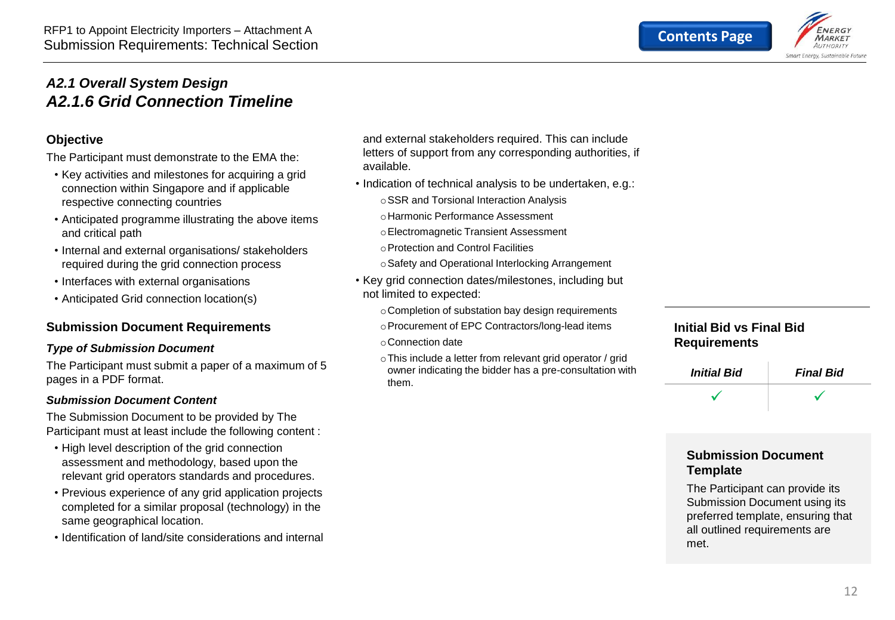## *A2.1 Overall System Design*
## *A2.1.6 Grid Connection Timeline*

### Objective

The Participant must demonstrate to the EMA the:

- Key activities and milestones for acquiring a grid connection within Singapore and if applicable respective connecting countries
- Anticipated programme illustrating the above items and critical path
- Internal and external organisations/ stakeholders required during the grid connection process
- Interfaces with external organisations
- Anticipated Grid connection location(s)

### Submission Document Requirements

#### *Type of Submission Document*

The Participant must submit a paper of a maximum of 5 pages in a PDF format.

#### *Submission Document Content*

The Submission Document to be provided by The Participant must at least include the following content :

- High level description of the grid connection assessment and methodology, based upon the relevant grid operators standards and procedures.
- Previous experience of any grid application projects completed for a similar proposal (technology) in the same geographical location.
- Identification of land/site considerations and internal and external stakeholders required. This can include letters of support from any corresponding authorities, if available.
- Indication of technical analysis to be undertaken, e.g.:
  - SSR and Torsional Interaction Analysis
  - Harmonic Performance Assessment
  - Electromagnetic Transient Assessment
  - Protection and Control Facilities
  - Safety and Operational Interlocking Arrangement
- Key grid connection dates/milestones, including but not limited to expected:
  - Completion of substation bay design requirements
  - Procurement of EPC Contractors/long-lead items
  - Connection date
  - This include a letter from relevant grid operator / grid owner indicating the bidder has a pre-consultation with them.

### Initial Bid vs Final Bid Requirements

| *Initial Bid* | *Final Bid* |
|---|---|
| ✓ | ✓ |

### Submission Document Template

The Participant can provide its Submission Document using its preferred template, ensuring that all outlined requirements are met.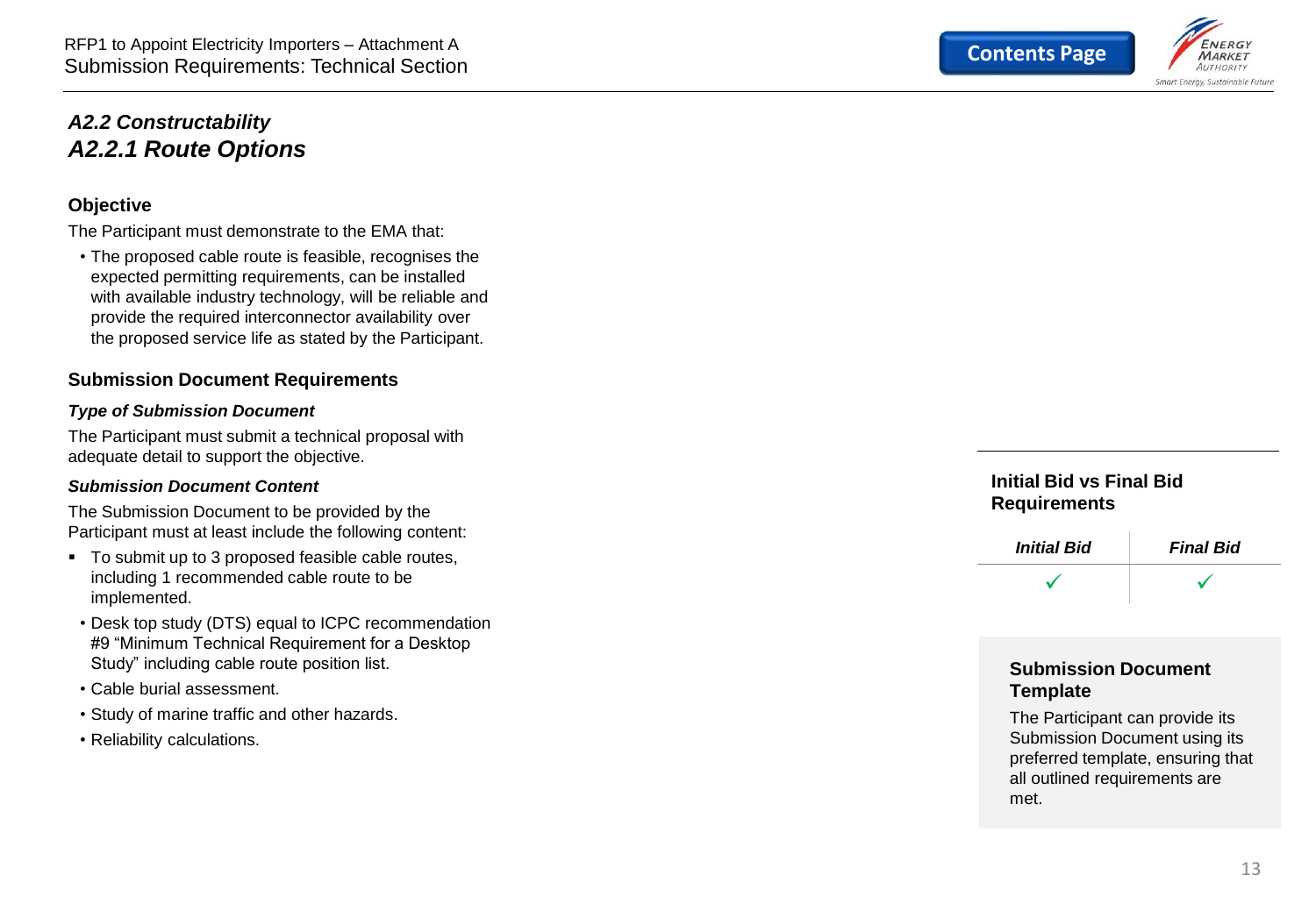## A2.2 Constructability

## A2.2.1 Route Options

### Objective

The Participant must demonstrate to the EMA that:

- The proposed cable route is feasible, recognises the expected permitting requirements, can be installed with available industry technology, will be reliable and provide the required interconnector availability over the proposed service life as stated by the Participant.

### Submission Document Requirements

***Type of Submission Document***

The Participant must submit a technical proposal with adequate detail to support the objective.

***Submission Document Content***

The Submission Document to be provided by the Participant must at least include the following content:

- To submit up to 3 proposed feasible cable routes, including 1 recommended cable route to be implemented.
- Desk top study (DTS) equal to ICPC recommendation #9 “Minimum Technical Requirement for a Desktop Study” including cable route position list.
- Cable burial assessment.
- Study of marine traffic and other hazards.
- Reliability calculations.

### Initial Bid vs Final Bid Requirements

| *Initial Bid* | *Final Bid* |
| --- | --- |
| ✓ | ✓ |

### Submission Document Template

The Participant can provide its Submission Document using its preferred template, ensuring that all outlined requirements are met.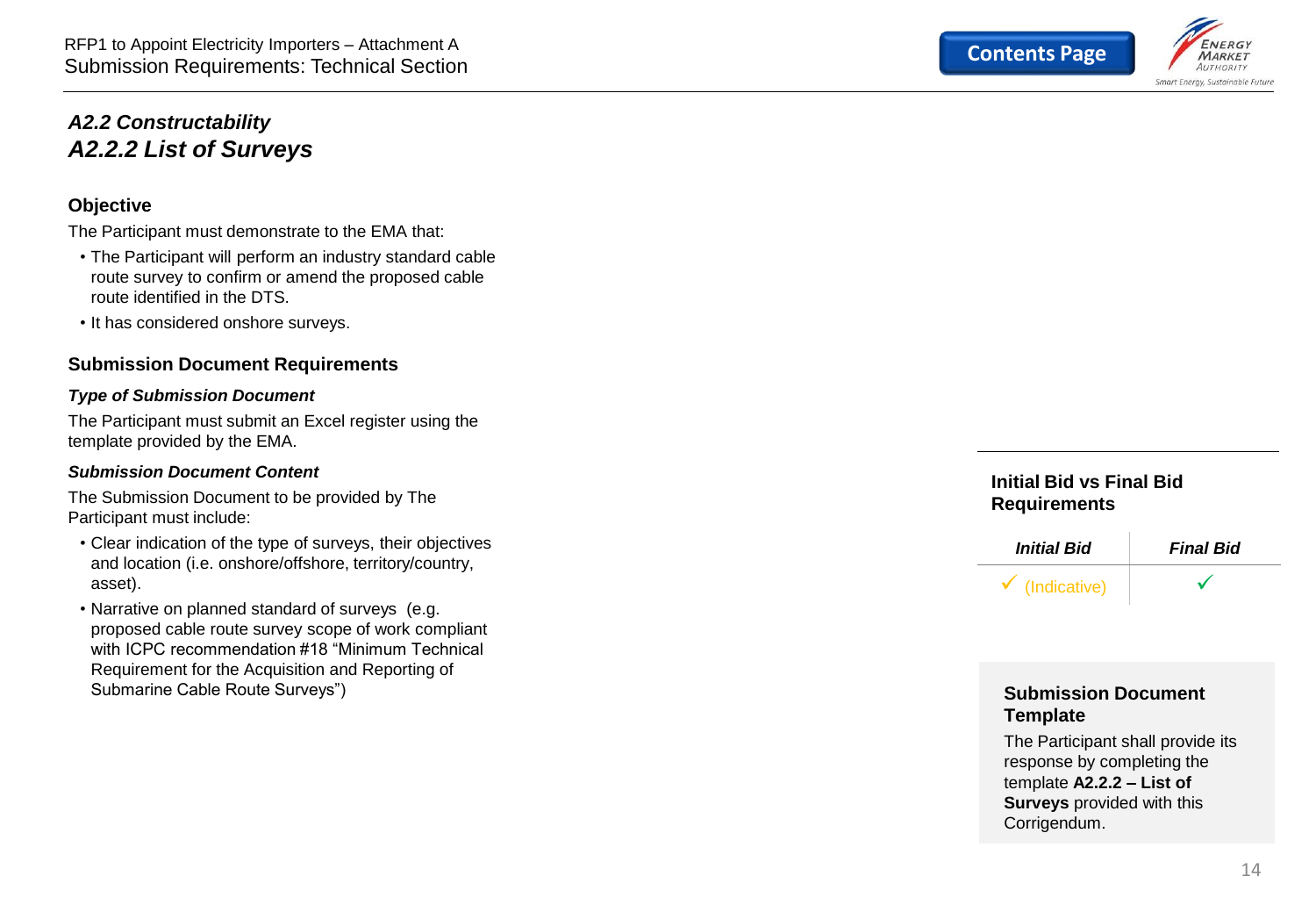## *A2.2 Constructability*
## *A2.2.2 List of Surveys*

### Objective

The Participant must demonstrate to the EMA that:

- The Participant will perform an industry standard cable route survey to confirm or amend the proposed cable route identified in the DTS.
- It has considered onshore surveys.

### Submission Document Requirements

***Type of Submission Document***

The Participant must submit an Excel register using the template provided by the EMA.

***Submission Document Content***

The Submission Document to be provided by The Participant must include:

- Clear indication of the type of surveys, their objectives and location (i.e. onshore/offshore, territory/country, asset).
- Narrative on planned standard of surveys (e.g. proposed cable route survey scope of work compliant with ICPC recommendation #18 "Minimum Technical Requirement for the Acquisition and Reporting of Submarine Cable Route Surveys")

### Initial Bid vs Final Bid Requirements

| *Initial Bid* | *Final Bid* |
|---|---|
| ✓ (Indicative) | ✓ |

### Submission Document Template

The Participant shall provide its response by completing the template **A2.2.2 – List of Surveys** provided with this Corrigendum.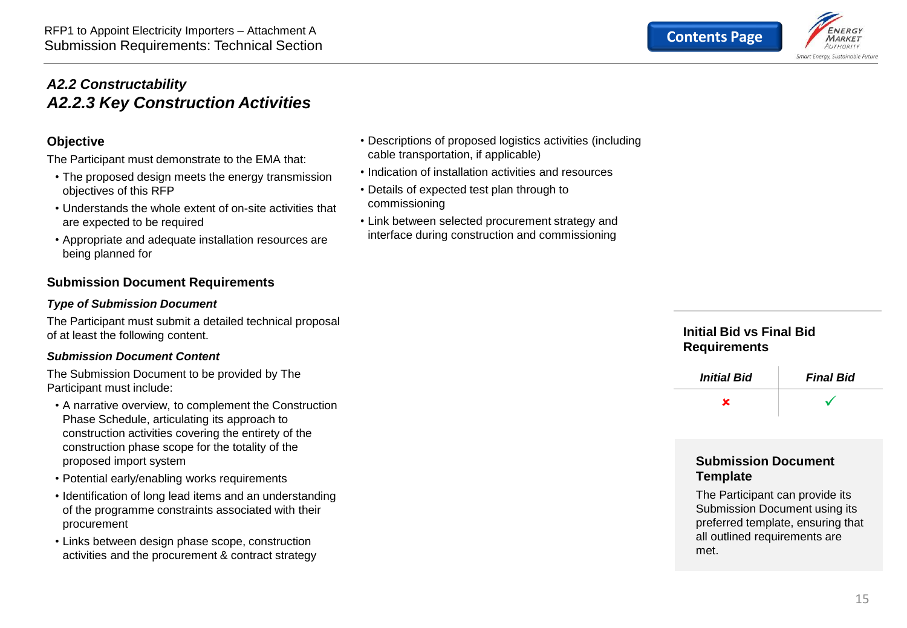## *A2.2 Constructability*
## *A2.2.3 Key Construction Activities*

### Objective

The Participant must demonstrate to the EMA that:

- The proposed design meets the energy transmission objectives of this RFP
- Understands the whole extent of on-site activities that are expected to be required
- Appropriate and adequate installation resources are being planned for

### Submission Document Requirements

***Type of Submission Document***

The Participant must submit a detailed technical proposal of at least the following content.

***Submission Document Content***

The Submission Document to be provided by The Participant must include:

- A narrative overview, to complement the Construction Phase Schedule, articulating its approach to construction activities covering the entirety of the construction phase scope for the totality of the proposed import system
- Potential early/enabling works requirements
- Identification of long lead items and an understanding of the programme constraints associated with their procurement
- Links between design phase scope, construction activities and the procurement & contract strategy
- Descriptions of proposed logistics activities (including cable transportation, if applicable)
- Indication of installation activities and resources
- Details of expected test plan through to commissioning
- Link between selected procurement strategy and interface during construction and commissioning

### Initial Bid vs Final Bid Requirements

| *Initial Bid* | *Final Bid* |
|---|---|
| ✘ | ✓ |

### Submission Document Template

The Participant can provide its Submission Document using its preferred template, ensuring that all outlined requirements are met.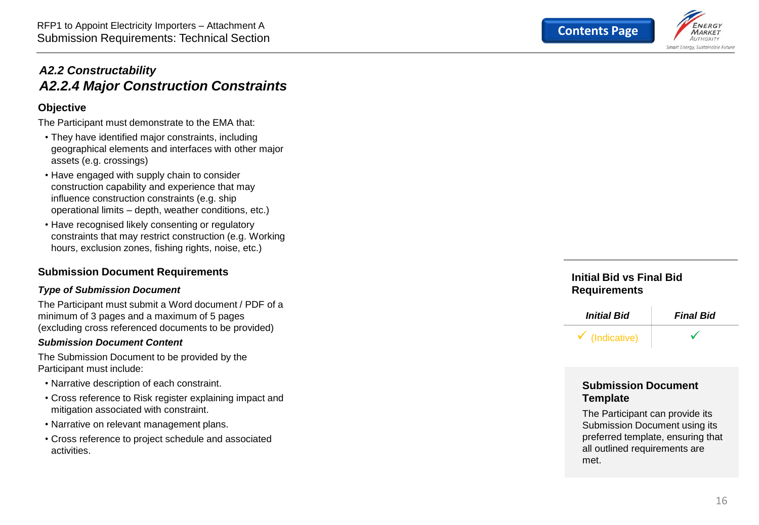### *A2.2 Constructability*

## *A2.2.4 Major Construction Constraints*

### Objective

The Participant must demonstrate to the EMA that:

- They have identified major constraints, including geographical elements and interfaces with other major assets (e.g. crossings)
- Have engaged with supply chain to consider construction capability and experience that may influence construction constraints (e.g. ship operational limits – depth, weather conditions, etc.)
- Have recognised likely consenting or regulatory constraints that may restrict construction (e.g. Working hours, exclusion zones, fishing rights, noise, etc.)

### Submission Document Requirements

***Type of Submission Document***

The Participant must submit a Word document / PDF of a minimum of 3 pages and a maximum of 5 pages (excluding cross referenced documents to be provided)

***Submission Document Content***

The Submission Document to be provided by the Participant must include:

- Narrative description of each constraint.
- Cross reference to Risk register explaining impact and mitigation associated with constraint.
- Narrative on relevant management plans.
- Cross reference to project schedule and associated activities.

### Initial Bid vs Final Bid Requirements

| *Initial Bid* | *Final Bid* |
|---|---|
| ✓ (Indicative) | ✓ |

### Submission Document Template

The Participant can provide its Submission Document using its preferred template, ensuring that all outlined requirements are met.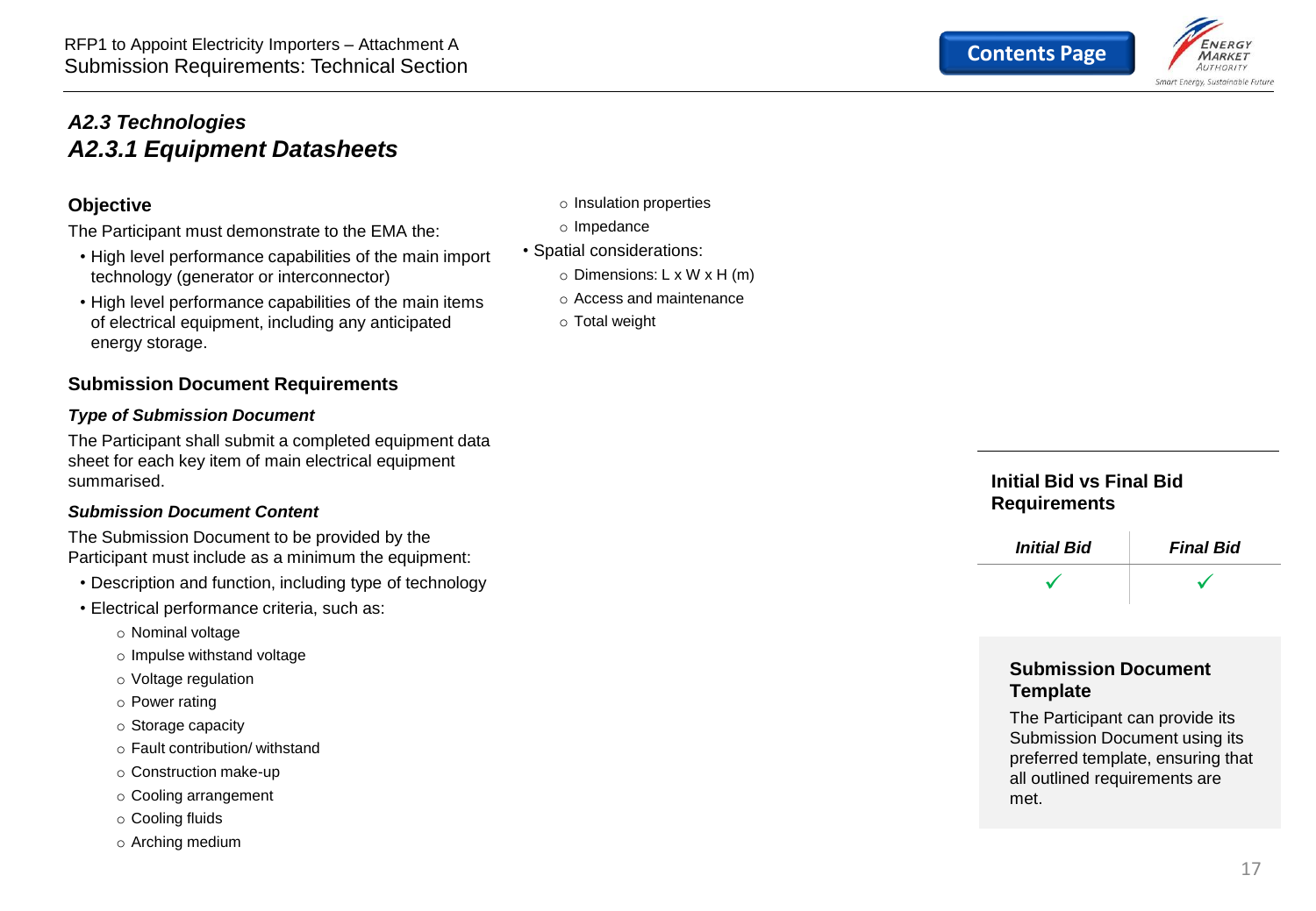## *A2.3 Technologies*

## *A2.3.1 Equipment Datasheets*

### Objective

The Participant must demonstrate to the EMA the:

- High level performance capabilities of the main import technology (generator or interconnector)
- High level performance capabilities of the main items of electrical equipment, including any anticipated energy storage.

### Submission Document Requirements

#### *Type of Submission Document*

The Participant shall submit a completed equipment data sheet for each key item of main electrical equipment summarised.

#### *Submission Document Content*

The Submission Document to be provided by the Participant must include as a minimum the equipment:

- Description and function, including type of technology
- Electrical performance criteria, such as:
  - Nominal voltage
  - Impulse withstand voltage
  - Voltage regulation
  - Power rating
  - Storage capacity
  - Fault contribution/ withstand
  - Construction make-up
  - Cooling arrangement
  - Cooling fluids
  - Arching medium
  - Insulation properties
  - Impedance
- Spatial considerations:
  - Dimensions: L x W x H (m)
  - Access and maintenance
  - Total weight

### Initial Bid vs Final Bid Requirements

| *Initial Bid* | *Final Bid* |
| --- | --- |
| ✓ | ✓ |

### Submission Document Template

The Participant can provide its Submission Document using its preferred template, ensuring that all outlined requirements are met.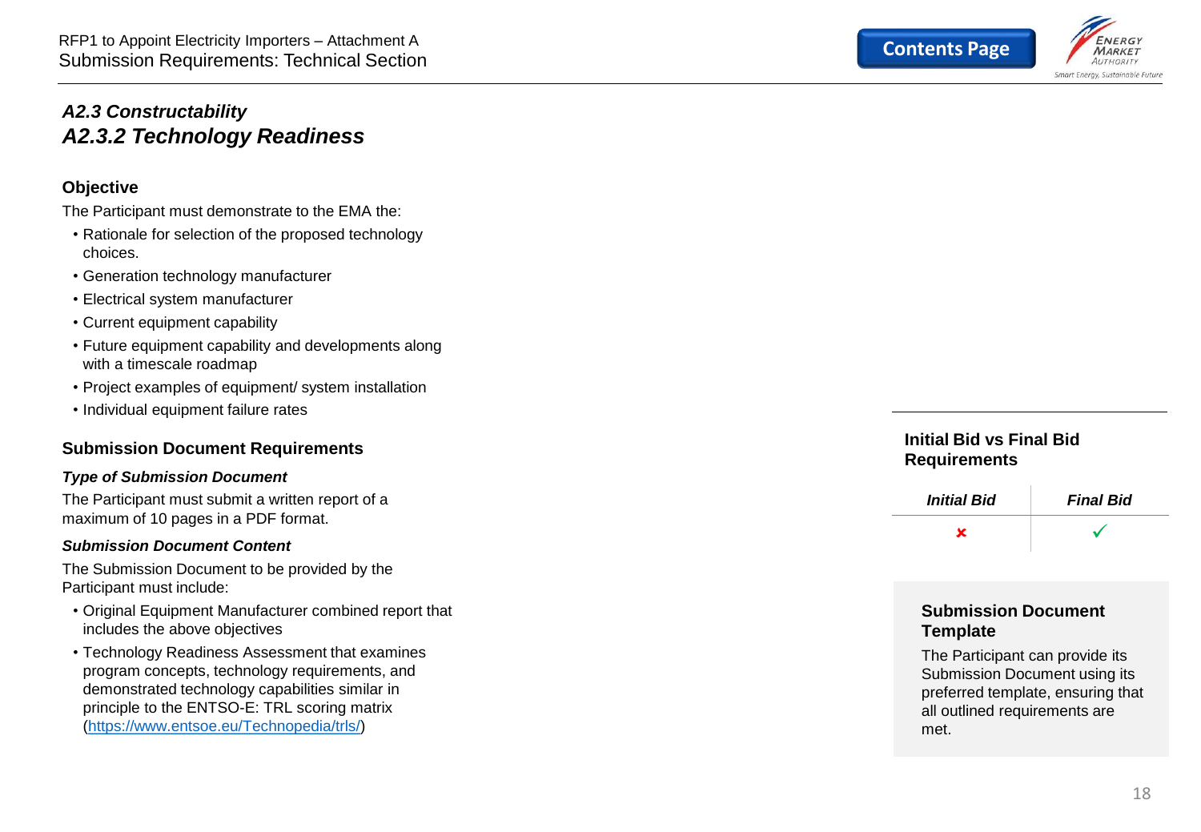## *A2.3 Constructability*
## *A2.3.2 Technology Readiness*

### Objective

The Participant must demonstrate to the EMA the:

- Rationale for selection of the proposed technology choices.
- Generation technology manufacturer
- Electrical system manufacturer
- Current equipment capability
- Future equipment capability and developments along with a timescale roadmap
- Project examples of equipment/ system installation
- Individual equipment failure rates

### Submission Document Requirements

***Type of Submission Document***

The Participant must submit a written report of a maximum of 10 pages in a PDF format.

***Submission Document Content***

The Submission Document to be provided by the Participant must include:

- Original Equipment Manufacturer combined report that includes the above objectives
- Technology Readiness Assessment that examines program concepts, technology requirements, and demonstrated technology capabilities similar in principle to the ENTSO-E: TRL scoring matrix (https://www.entsoe.eu/Technopedia/trls/)

### Initial Bid vs Final Bid Requirements

| *Initial Bid* | *Final Bid* |
|---|---|
| ✘ | ✓ |

### Submission Document Template

The Participant can provide its Submission Document using its preferred template, ensuring that all outlined requirements are met.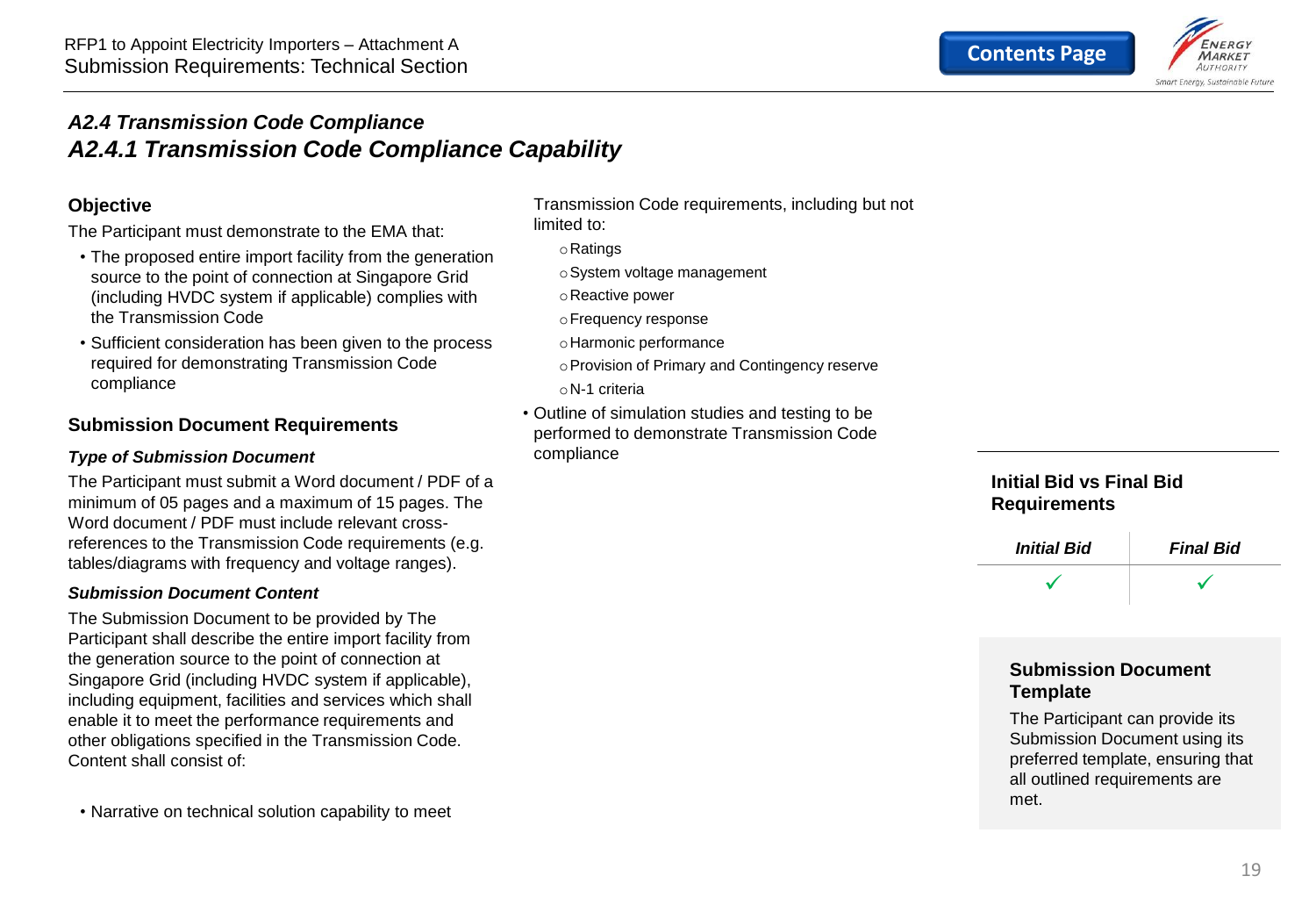## *A2.4 Transmission Code Compliance*
## *A2.4.1 Transmission Code Compliance Capability*

### Objective

The Participant must demonstrate to the EMA that:

- The proposed entire import facility from the generation source to the point of connection at Singapore Grid (including HVDC system if applicable) complies with the Transmission Code
- Sufficient consideration has been given to the process required for demonstrating Transmission Code compliance

### Submission Document Requirements

***Type of Submission Document***

The Participant must submit a Word document / PDF of a minimum of 05 pages and a maximum of 15 pages. The Word document / PDF must include relevant cross-references to the Transmission Code requirements (e.g. tables/diagrams with frequency and voltage ranges).

***Submission Document Content***

The Submission Document to be provided by The Participant shall describe the entire import facility from the generation source to the point of connection at Singapore Grid (including HVDC system if applicable), including equipment, facilities and services which shall enable it to meet the performance requirements and other obligations specified in the Transmission Code. Content shall consist of:

- Narrative on technical solution capability to meet Transmission Code requirements, including but not limited to:
  - Ratings
  - System voltage management
  - Reactive power
  - Frequency response
  - Harmonic performance
  - Provision of Primary and Contingency reserve
  - N-1 criteria
- Outline of simulation studies and testing to be performed to demonstrate Transmission Code compliance

### Initial Bid vs Final Bid Requirements

| *Initial Bid* | *Final Bid* |
|---|---|
| ✓ | ✓ |

### Submission Document Template

The Participant can provide its Submission Document using its preferred template, ensuring that all outlined requirements are met.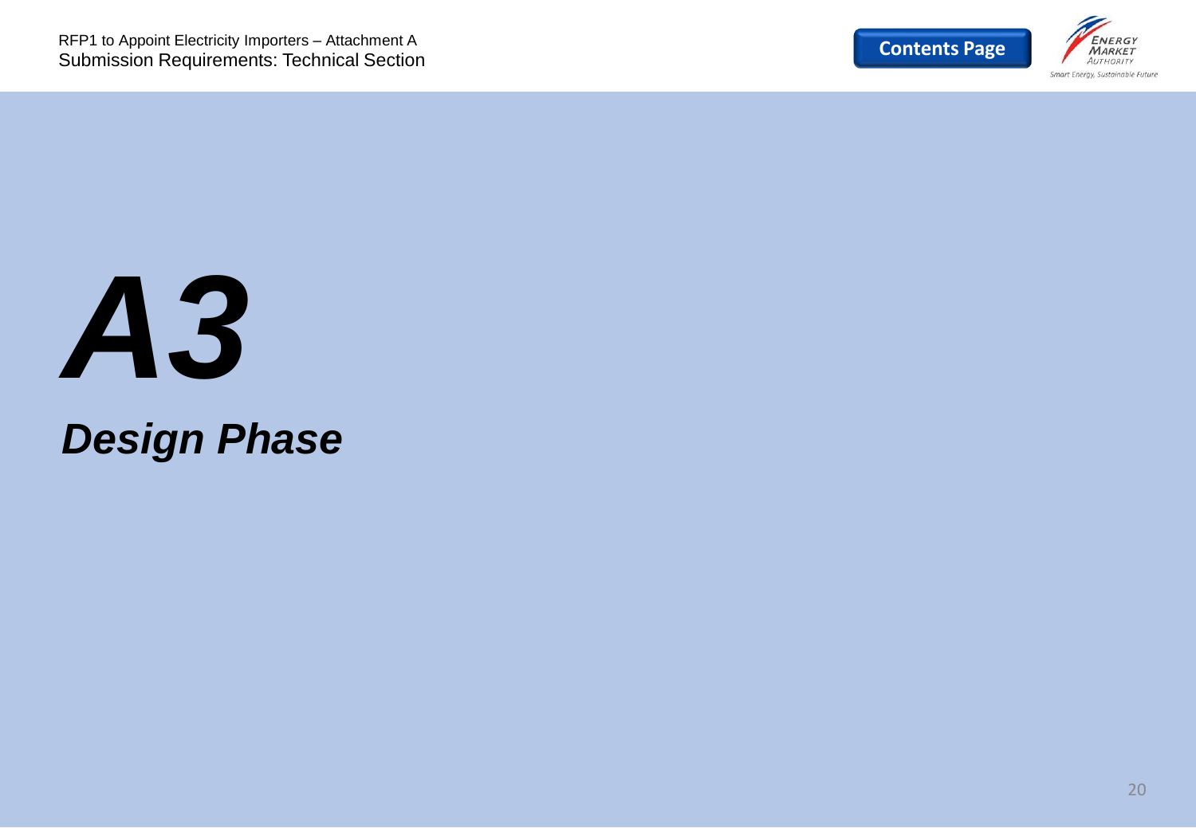# *A3*

## *Design Phase*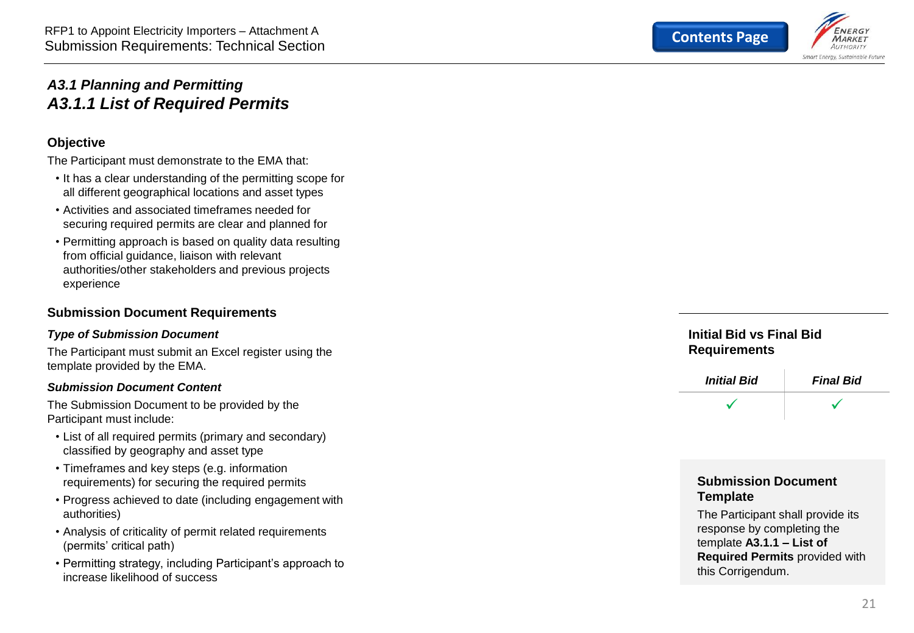## *A3.1 Planning and Permitting*
## *A3.1.1 List of Required Permits*

### Objective

The Participant must demonstrate to the EMA that:

- It has a clear understanding of the permitting scope for all different geographical locations and asset types
- Activities and associated timeframes needed for securing required permits are clear and planned for
- Permitting approach is based on quality data resulting from official guidance, liaison with relevant authorities/other stakeholders and previous projects experience

### Submission Document Requirements

***Type of Submission Document***

The Participant must submit an Excel register using the template provided by the EMA.

***Submission Document Content***

The Submission Document to be provided by the Participant must include:

- List of all required permits (primary and secondary) classified by geography and asset type
- Timeframes and key steps (e.g. information requirements) for securing the required permits
- Progress achieved to date (including engagement with authorities)
- Analysis of criticality of permit related requirements (permits' critical path)
- Permitting strategy, including Participant's approach to increase likelihood of success

### Initial Bid vs Final Bid Requirements

| *Initial Bid* | *Final Bid* |
|---|---|
| ✓ | ✓ |

### Submission Document Template

The Participant shall provide its response by completing the template **A3.1.1 – List of Required Permits** provided with this Corrigendum.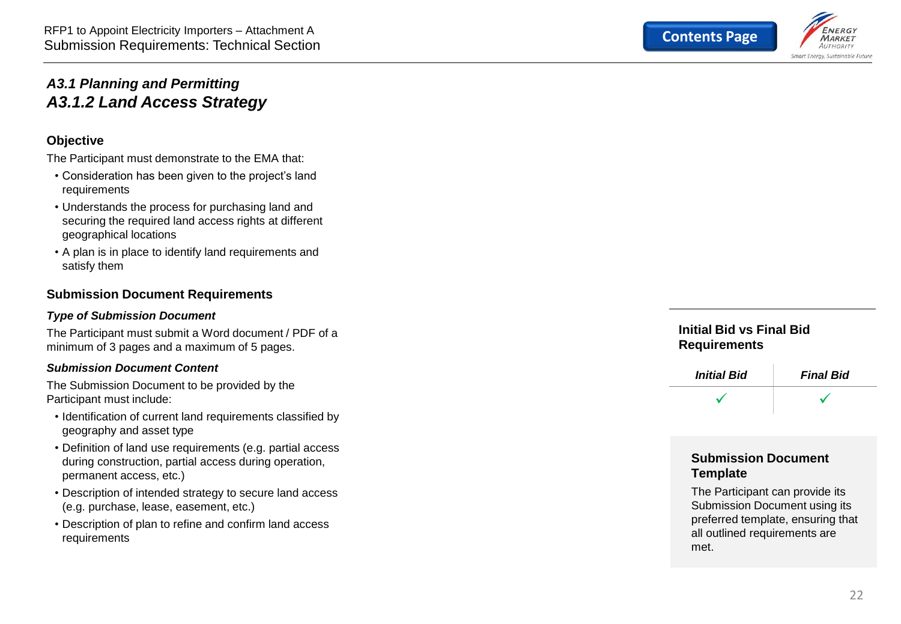### *A3.1 Planning and Permitting*
## *A3.1.2 Land Access Strategy*

### Objective

The Participant must demonstrate to the EMA that:

- Consideration has been given to the project's land requirements
- Understands the process for purchasing land and securing the required land access rights at different geographical locations
- A plan is in place to identify land requirements and satisfy them

### Submission Document Requirements

***Type of Submission Document***

The Participant must submit a Word document / PDF of a minimum of 3 pages and a maximum of 5 pages.

***Submission Document Content***

The Submission Document to be provided by the Participant must include:

- Identification of current land requirements classified by geography and asset type
- Definition of land use requirements (e.g. partial access during construction, partial access during operation, permanent access, etc.)
- Description of intended strategy to secure land access (e.g. purchase, lease, easement, etc.)
- Description of plan to refine and confirm land access requirements

### Initial Bid vs Final Bid Requirements

| *Initial Bid* | *Final Bid* |
| --- | --- |
| ✓ | ✓ |

### Submission Document Template

The Participant can provide its Submission Document using its preferred template, ensuring that all outlined requirements are met.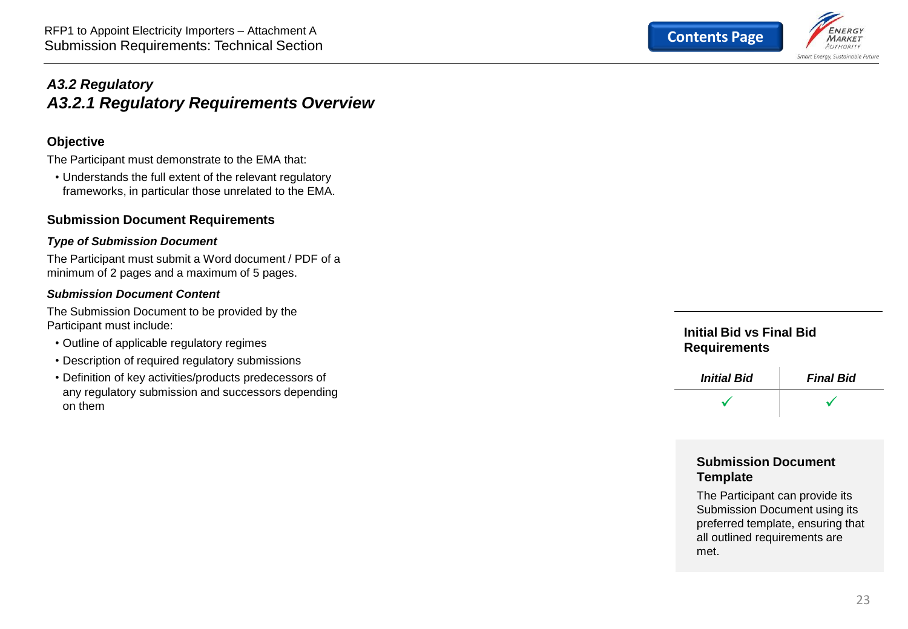## *A3.2 Regulatory*
## *A3.2.1 Regulatory Requirements Overview*

### Objective

The Participant must demonstrate to the EMA that:

- Understands the full extent of the relevant regulatory frameworks, in particular those unrelated to the EMA.

### Submission Document Requirements

***Type of Submission Document***

The Participant must submit a Word document / PDF of a minimum of 2 pages and a maximum of 5 pages.

***Submission Document Content***

The Submission Document to be provided by the Participant must include:

- Outline of applicable regulatory regimes
- Description of required regulatory submissions
- Definition of key activities/products predecessors of any regulatory submission and successors depending on them

### Initial Bid vs Final Bid Requirements

| *Initial Bid* | *Final Bid* |
|---|---|
| ✓ | ✓ |

### Submission Document Template

The Participant can provide its Submission Document using its preferred template, ensuring that all outlined requirements are met.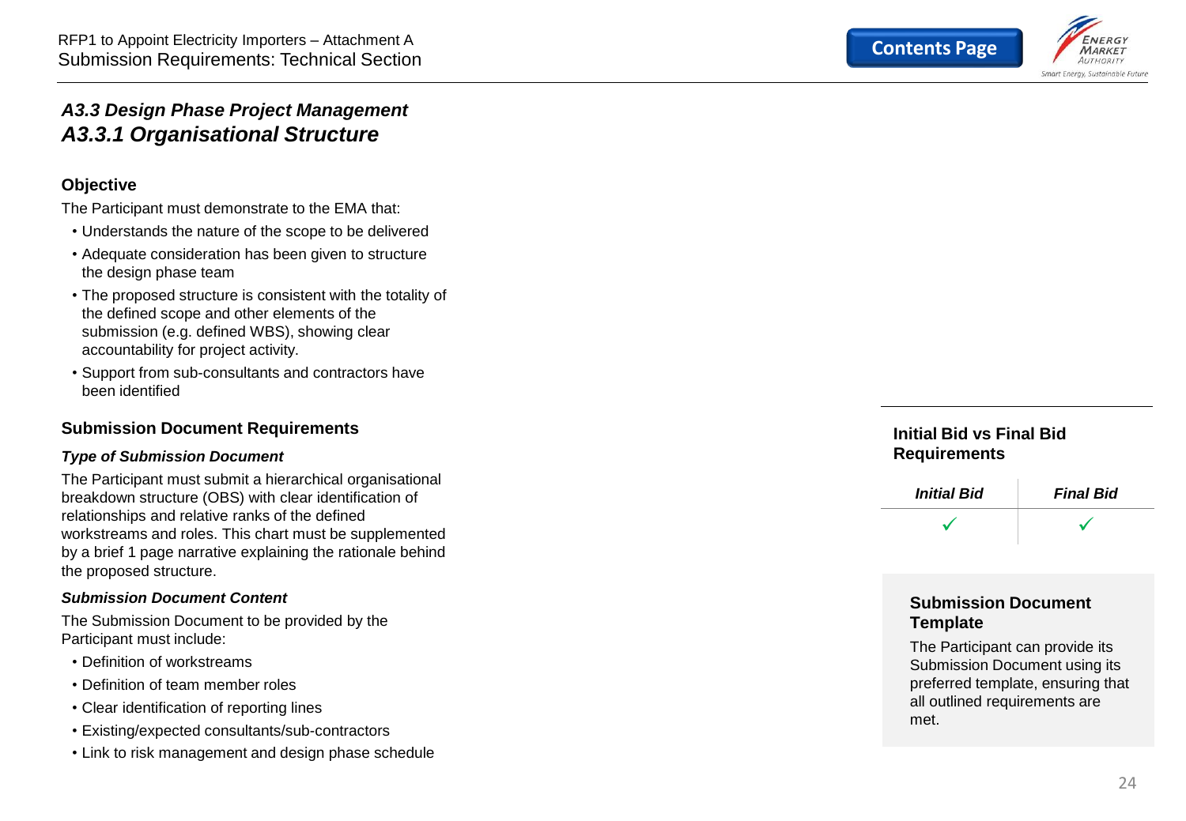## *A3.3 Design Phase Project Management*

## *A3.3.1 Organisational Structure*

### Objective

The Participant must demonstrate to the EMA that:

- Understands the nature of the scope to be delivered
- Adequate consideration has been given to structure the design phase team
- The proposed structure is consistent with the totality of the defined scope and other elements of the submission (e.g. defined WBS), showing clear accountability for project activity.
- Support from sub-consultants and contractors have been identified

### Submission Document Requirements

***Type of Submission Document***

The Participant must submit a hierarchical organisational breakdown structure (OBS) with clear identification of relationships and relative ranks of the defined workstreams and roles. This chart must be supplemented by a brief 1 page narrative explaining the rationale behind the proposed structure.

***Submission Document Content***

The Submission Document to be provided by the Participant must include:

- Definition of workstreams
- Definition of team member roles
- Clear identification of reporting lines
- Existing/expected consultants/sub-contractors
- Link to risk management and design phase schedule

### Initial Bid vs Final Bid Requirements

| *Initial Bid* | *Final Bid* |
|---|---|
| ✓ | ✓ |

### Submission Document Template

The Participant can provide its Submission Document using its preferred template, ensuring that all outlined requirements are met.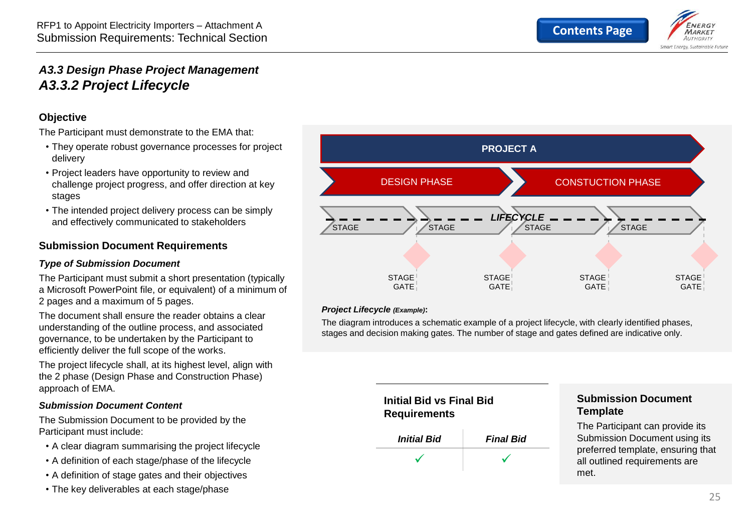## A3.3 Design Phase Project Management

## A3.3.2 Project Lifecycle

### Objective

The Participant must demonstrate to the EMA that:

- They operate robust governance processes for project delivery
- Project leaders have opportunity to review and challenge project progress, and offer direction at key stages
- The intended project delivery process can be simply and effectively communicated to stakeholders

### Submission Document Requirements

***Type of Submission Document***

The Participant must submit a short presentation (typically a Microsoft PowerPoint file, or equivalent) of a minimum of 2 pages and a maximum of 5 pages.

The document shall ensure the reader obtains a clear understanding of the outline process, and associated governance, to be undertaken by the Participant to efficiently deliver the full scope of the works.

The project lifecycle shall, at its highest level, align with the 2 phase (Design Phase and Construction Phase) approach of EMA.

***Submission Document Content***

The Submission Document to be provided by the Participant must include:

- A clear diagram summarising the project lifecycle
- A definition of each stage/phase of the lifecycle
- A definition of stage gates and their objectives
- The key deliverables at each stage/phase

PROJECT A

DESIGN PHASE | CONSTUCTION PHASE

LIFECYCLE

STAGE | STAGE | STAGE | STAGE

STAGE GATE | STAGE GATE | STAGE GATE | STAGE GATE

***Project Lifecycle** (Example)*:

The diagram introduces a schematic example of a project lifecycle, with clearly identified phases, stages and decision making gates. The number of stage and gates defined are indicative only.

### Initial Bid vs Final Bid Requirements

| *Initial Bid* | *Final Bid* |
|---|---|
| ✓ | ✓ |

### Submission Document Template

The Participant can provide its Submission Document using its preferred template, ensuring that all outlined requirements are met.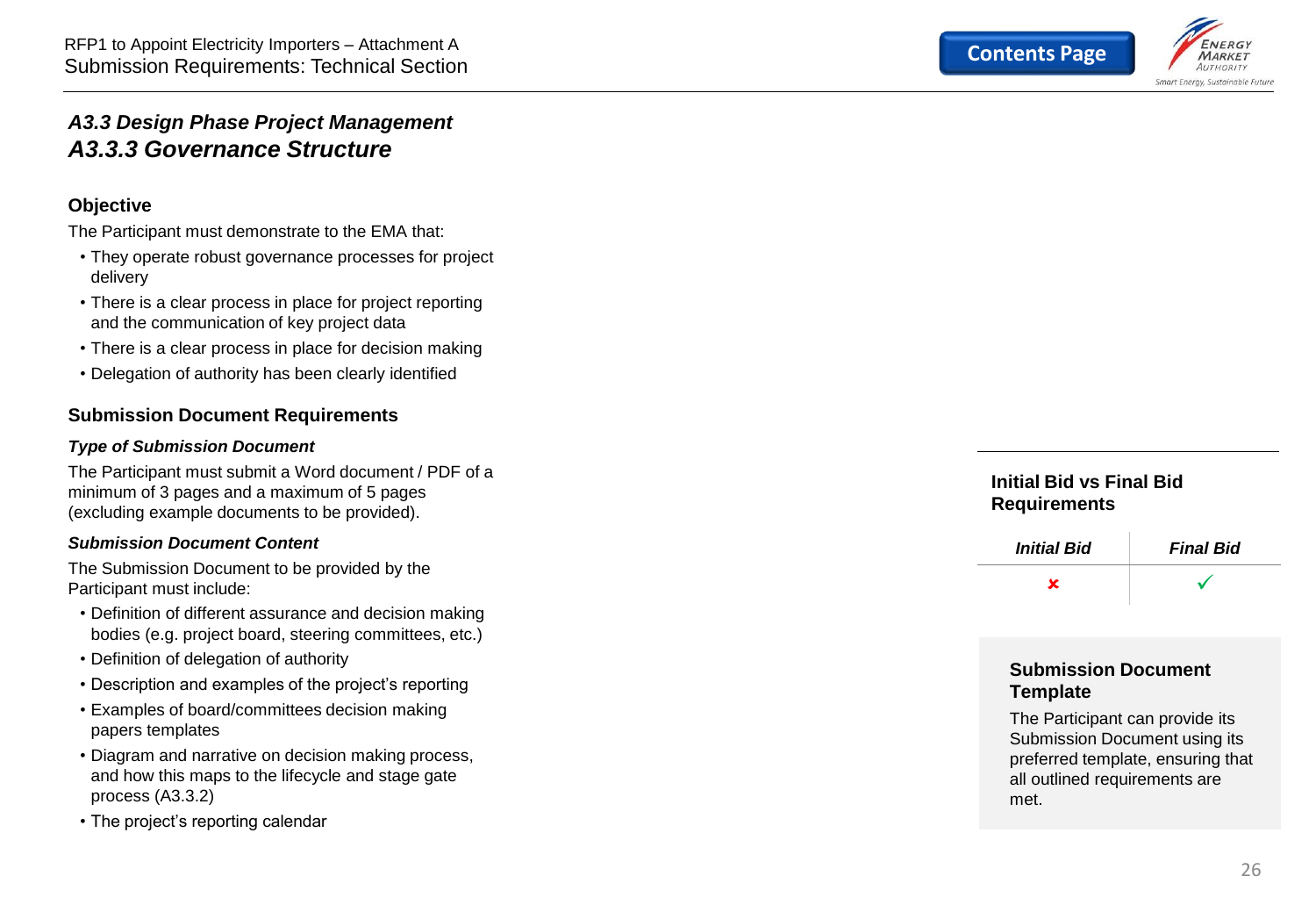## *A3.3 Design Phase Project Management*

## *A3.3.3 Governance Structure*

### Objective

The Participant must demonstrate to the EMA that:

- They operate robust governance processes for project delivery
- There is a clear process in place for project reporting and the communication of key project data
- There is a clear process in place for decision making
- Delegation of authority has been clearly identified

### Submission Document Requirements

***Type of Submission Document***

The Participant must submit a Word document / PDF of a minimum of 3 pages and a maximum of 5 pages (excluding example documents to be provided).

***Submission Document Content***

The Submission Document to be provided by the Participant must include:

- Definition of different assurance and decision making bodies (e.g. project board, steering committees, etc.)
- Definition of delegation of authority
- Description and examples of the project's reporting
- Examples of board/committees decision making papers templates
- Diagram and narrative on decision making process, and how this maps to the lifecycle and stage gate process (A3.3.2)
- The project's reporting calendar

### Initial Bid vs Final Bid Requirements

| *Initial Bid* | *Final Bid* |
|---|---|
| ✘ | ✓ |

### Submission Document Template

The Participant can provide its Submission Document using its preferred template, ensuring that all outlined requirements are met.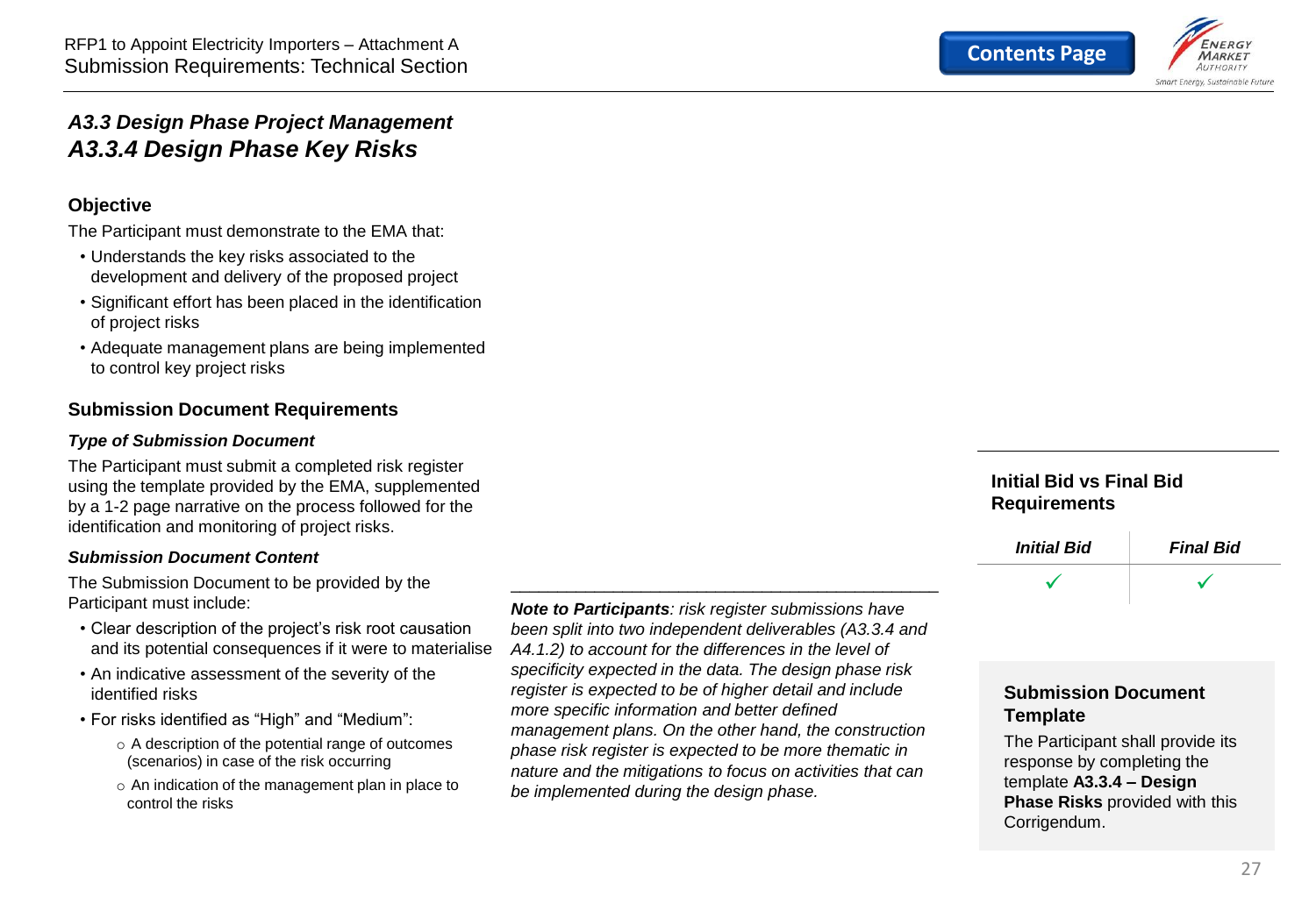## *A3.3 Design Phase Project Management*
## *A3.3.4 Design Phase Key Risks*

### Objective

The Participant must demonstrate to the EMA that:

- Understands the key risks associated to the development and delivery of the proposed project
- Significant effort has been placed in the identification of project risks
- Adequate management plans are being implemented to control key project risks

### Submission Document Requirements

***Type of Submission Document***

The Participant must submit a completed risk register using the template provided by the EMA, supplemented by a 1-2 page narrative on the process followed for the identification and monitoring of project risks.

***Submission Document Content***

The Submission Document to be provided by the Participant must include:

- Clear description of the project's risk root causation and its potential consequences if it were to materialise
- An indicative assessment of the severity of the identified risks
- For risks identified as "High" and "Medium":
  - A description of the potential range of outcomes (scenarios) in case of the risk occurring
  - An indication of the management plan in place to control the risks

---

***Note to Participants**: risk register submissions have been split into two independent deliverables (A3.3.4 and A4.1.2) to account for the differences in the level of specificity expected in the data. The design phase risk register is expected to be of higher detail and include more specific information and better defined management plans. On the other hand, the construction phase risk register is expected to be more thematic in nature and the mitigations to focus on activities that can be implemented during the design phase.*

### Initial Bid vs Final Bid Requirements

| *Initial Bid* | *Final Bid* |
|---|---|
| ✓ | ✓ |

### Submission Document Template

The Participant shall provide its response by completing the template **A3.3.4 – Design Phase Risks** provided with this Corrigendum.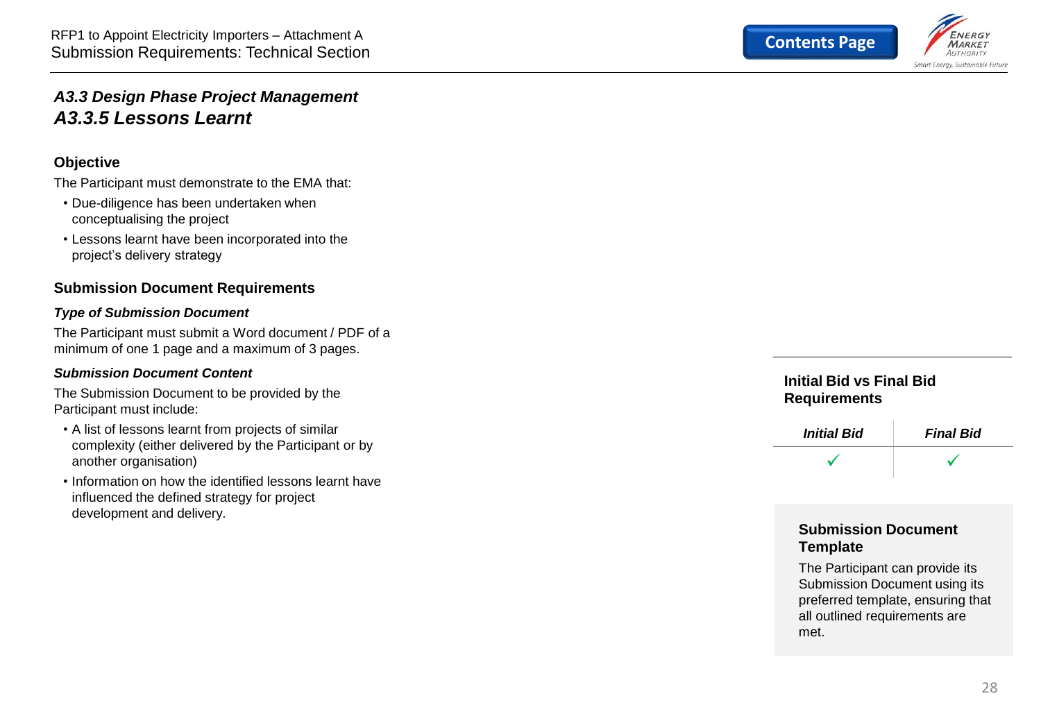## *A3.3 Design Phase Project Management*

## *A3.3.5 Lessons Learnt*

### Objective

The Participant must demonstrate to the EMA that:

- Due-diligence has been undertaken when conceptualising the project
- Lessons learnt have been incorporated into the project's delivery strategy

### Submission Document Requirements

#### *Type of Submission Document*

The Participant must submit a Word document / PDF of a minimum of one 1 page and a maximum of 3 pages.

#### *Submission Document Content*

The Submission Document to be provided by the Participant must include:

- A list of lessons learnt from projects of similar complexity (either delivered by the Participant or by another organisation)
- Information on how the identified lessons learnt have influenced the defined strategy for project development and delivery.

### Initial Bid vs Final Bid Requirements

| *Initial Bid* | *Final Bid* |
|---|---|
| ✓ | ✓ |

### Submission Document Template

The Participant can provide its Submission Document using its preferred template, ensuring that all outlined requirements are met.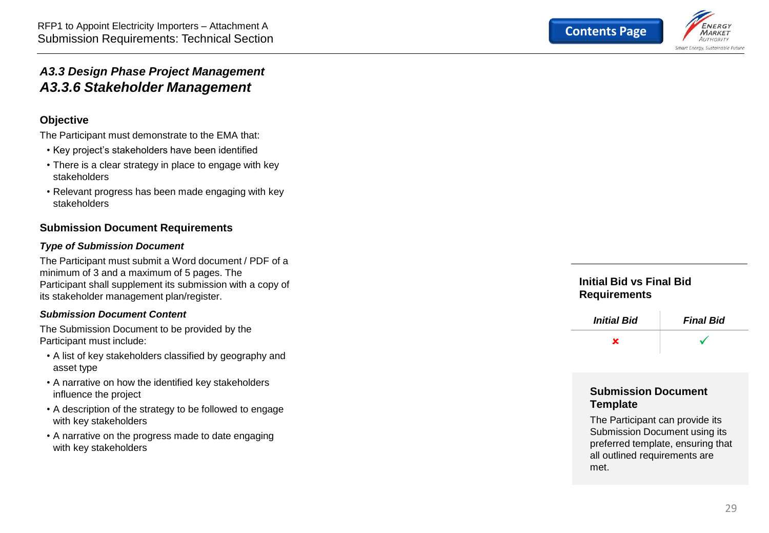## A3.3 Design Phase Project Management

## A3.3.6 Stakeholder Management

### Objective

The Participant must demonstrate to the EMA that:

- Key project's stakeholders have been identified
- There is a clear strategy in place to engage with key stakeholders
- Relevant progress has been made engaging with key stakeholders

### Submission Document Requirements

***Type of Submission Document***

The Participant must submit a Word document / PDF of a minimum of 3 and a maximum of 5 pages. The Participant shall supplement its submission with a copy of its stakeholder management plan/register.

***Submission Document Content***

The Submission Document to be provided by the Participant must include:

- A list of key stakeholders classified by geography and asset type
- A narrative on how the identified key stakeholders influence the project
- A description of the strategy to be followed to engage with key stakeholders
- A narrative on the progress made to date engaging with key stakeholders

### Initial Bid vs Final Bid Requirements

| *Initial Bid* | *Final Bid* |
|---|---|
| ✘ | ✓ |

### Submission Document Template

The Participant can provide its Submission Document using its preferred template, ensuring that all outlined requirements are met.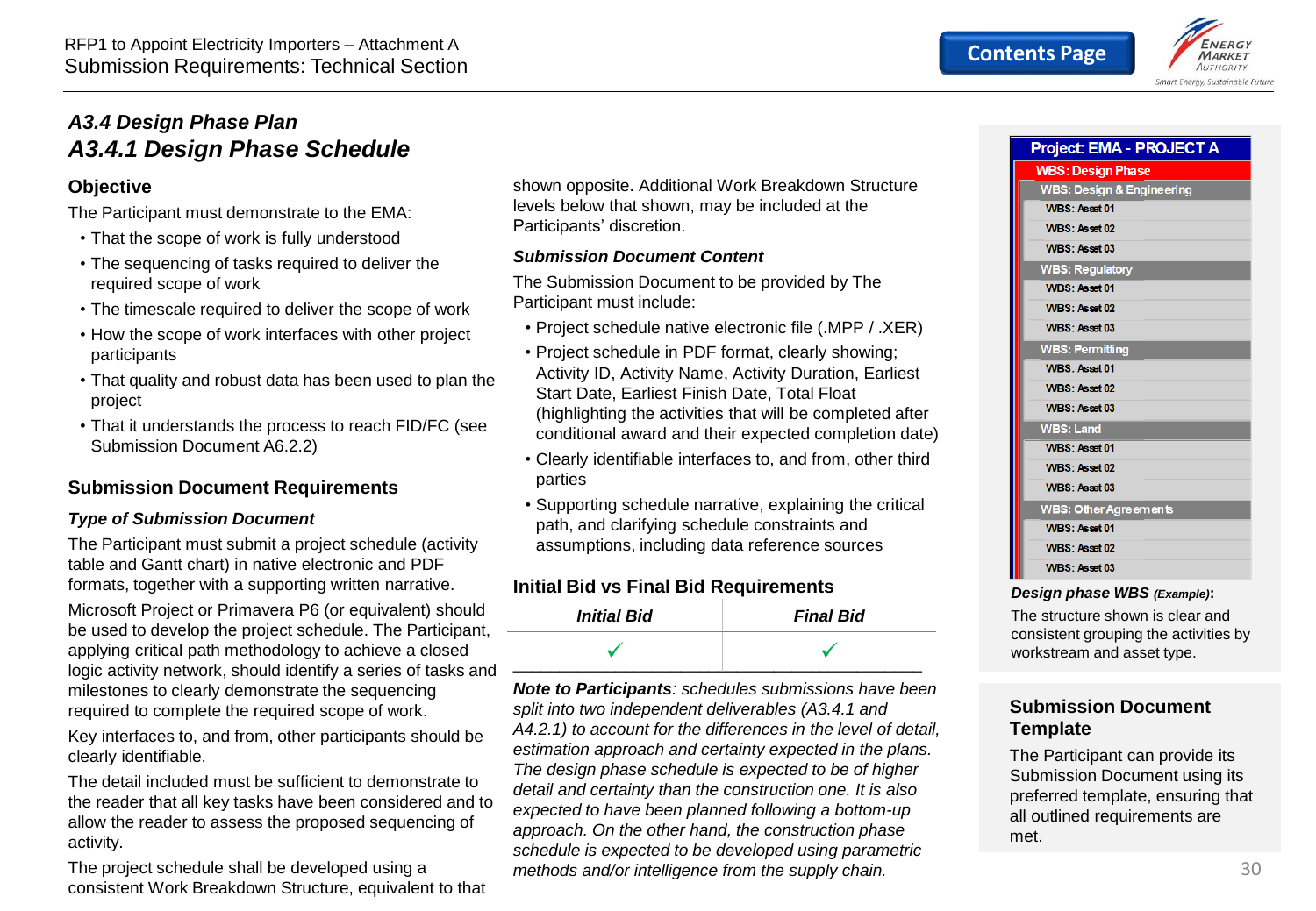## A3.4 Design Phase Plan

## A3.4.1 Design Phase Schedule

### Objective

The Participant must demonstrate to the EMA:

- That the scope of work is fully understood
- The sequencing of tasks required to deliver the required scope of work
- The timescale required to deliver the scope of work
- How the scope of work interfaces with other project participants
- That quality and robust data has been used to plan the project
- That it understands the process to reach FID/FC (see Submission Document A6.2.2)

### Submission Document Requirements

#### *Type of Submission Document*

The Participant must submit a project schedule (activity table and Gantt chart) in native electronic and PDF formats, together with a supporting written narrative.

Microsoft Project or Primavera P6 (or equivalent) should be used to develop the project schedule. The Participant, applying critical path methodology to achieve a closed logic activity network, should identify a series of tasks and milestones to clearly demonstrate the sequencing required to complete the required scope of work.

Key interfaces to, and from, other participants should be clearly identifiable.

The detail included must be sufficient to demonstrate to the reader that all key tasks have been considered and to allow the reader to assess the proposed sequencing of activity.

The project schedule shall be developed using a consistent Work Breakdown Structure, equivalent to that shown opposite. Additional Work Breakdown Structure levels below that shown, may be included at the Participants' discretion.

#### *Submission Document Content*

The Submission Document to be provided by The Participant must include:

- Project schedule native electronic file (.MPP / .XER)
- Project schedule in PDF format, clearly showing; Activity ID, Activity Name, Activity Duration, Earliest Start Date, Earliest Finish Date, Total Float (highlighting the activities that will be completed after conditional award and their expected completion date)
- Clearly identifiable interfaces to, and from, other third parties
- Supporting schedule narrative, explaining the critical path, and clarifying schedule constraints and assumptions, including data reference sources

### Initial Bid vs Final Bid Requirements

| *Initial Bid* | *Final Bid* |
|---|---|
| ✓ | ✓ |

***Note to Participants****: schedules submissions have been split into two independent deliverables (A3.4.1 and A4.2.1) to account for the differences in the level of detail, estimation approach and certainty expected in the plans. The design phase schedule is expected to be of higher detail and certainty than the construction one. It is also expected to have been planned following a bottom-up approach. On the other hand, the construction phase schedule is expected to be developed using parametric methods and/or intelligence from the supply chain.*

**Project: EMA - PROJECT A**

- WBS: Design Phase
  - WBS: Design & Engineering
    - WBS: Asset 01
    - WBS: Asset 02
    - WBS: Asset 03
  - WBS: Regulatory
    - WBS: Asset 01
    - WBS: Asset 02
    - WBS: Asset 03
  - WBS: Permitting
    - WBS: Asset 01
    - WBS: Asset 02
    - WBS: Asset 03
  - WBS: Land
    - WBS: Asset 01
    - WBS: Asset 02
    - WBS: Asset 03
  - WBS: Other Agreements
    - WBS: Asset 01
    - WBS: Asset 02
    - WBS: Asset 03

***Design phase WBS** (Example)***:

The structure shown is clear and consistent grouping the activities by workstream and asset type.

### Submission Document Template

The Participant can provide its Submission Document using its preferred template, ensuring that all outlined requirements are met.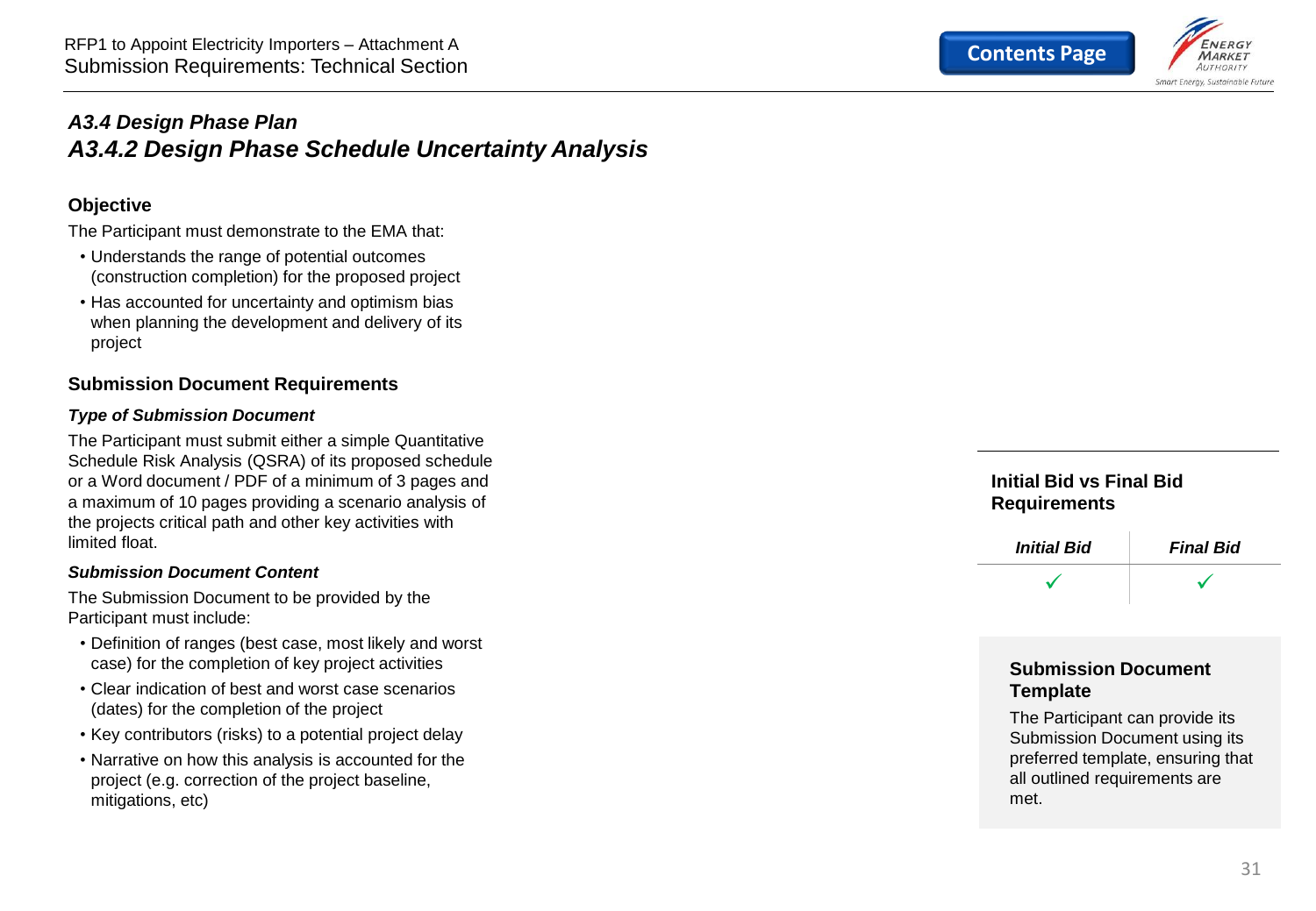## *A3.4 Design Phase Plan*

## *A3.4.2 Design Phase Schedule Uncertainty Analysis*

### Objective

The Participant must demonstrate to the EMA that:

- Understands the range of potential outcomes (construction completion) for the proposed project
- Has accounted for uncertainty and optimism bias when planning the development and delivery of its project

### Submission Document Requirements

***Type of Submission Document***

The Participant must submit either a simple Quantitative Schedule Risk Analysis (QSRA) of its proposed schedule or a Word document / PDF of a minimum of 3 pages and a maximum of 10 pages providing a scenario analysis of the projects critical path and other key activities with limited float.

***Submission Document Content***

The Submission Document to be provided by the Participant must include:

- Definition of ranges (best case, most likely and worst case) for the completion of key project activities
- Clear indication of best and worst case scenarios (dates) for the completion of the project
- Key contributors (risks) to a potential project delay
- Narrative on how this analysis is accounted for the project (e.g. correction of the project baseline, mitigations, etc)

### Initial Bid vs Final Bid Requirements

| *Initial Bid* | *Final Bid* |
|---|---|
| ✓ | ✓ |

### Submission Document Template

The Participant can provide its Submission Document using its preferred template, ensuring that all outlined requirements are met.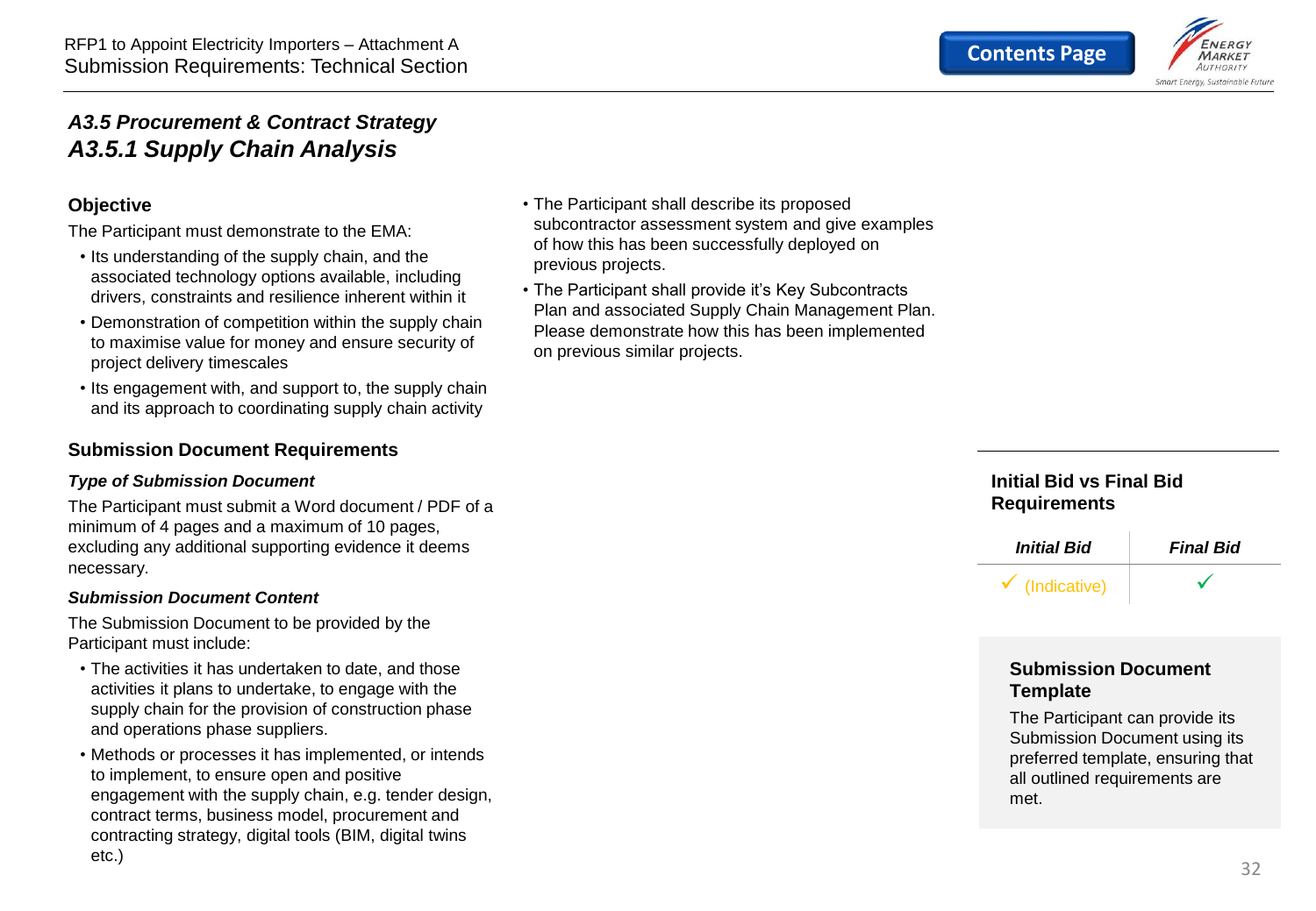## *A3.5 Procurement & Contract Strategy*

## *A3.5.1 Supply Chain Analysis*

### Objective

The Participant must demonstrate to the EMA:

- Its understanding of the supply chain, and the associated technology options available, including drivers, constraints and resilience inherent within it
- Demonstration of competition within the supply chain to maximise value for money and ensure security of project delivery timescales
- Its engagement with, and support to, the supply chain and its approach to coordinating supply chain activity

### Submission Document Requirements

***Type of Submission Document***

The Participant must submit a Word document / PDF of a minimum of 4 pages and a maximum of 10 pages, excluding any additional supporting evidence it deems necessary.

***Submission Document Content***

The Submission Document to be provided by the Participant must include:

- The activities it has undertaken to date, and those activities it plans to undertake, to engage with the supply chain for the provision of construction phase and operations phase suppliers.
- Methods or processes it has implemented, or intends to implement, to ensure open and positive engagement with the supply chain, e.g. tender design, contract terms, business model, procurement and contracting strategy, digital tools (BIM, digital twins etc.)
- The Participant shall describe its proposed subcontractor assessment system and give examples of how this has been successfully deployed on previous projects.
- The Participant shall provide it's Key Subcontracts Plan and associated Supply Chain Management Plan. Please demonstrate how this has been implemented on previous similar projects.

### Initial Bid vs Final Bid Requirements

| *Initial Bid* | *Final Bid* |
|---|---|
| ✓ (Indicative) | ✓ |

### Submission Document Template

The Participant can provide its Submission Document using its preferred template, ensuring that all outlined requirements are met.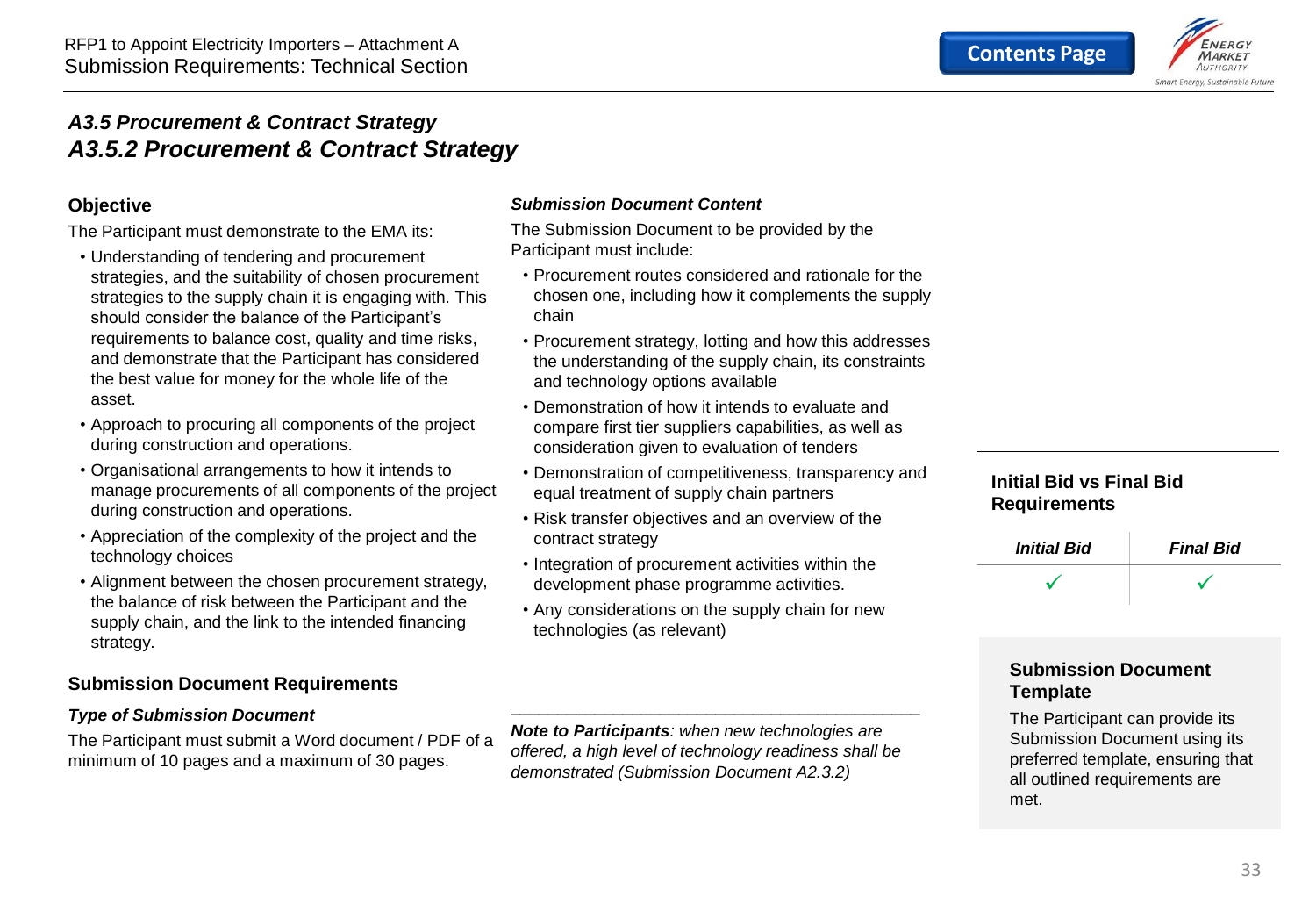## *A3.5 Procurement & Contract Strategy*
## *A3.5.2 Procurement & Contract Strategy*

### Objective

The Participant must demonstrate to the EMA its:

- Understanding of tendering and procurement strategies, and the suitability of chosen procurement strategies to the supply chain it is engaging with. This should consider the balance of the Participant's requirements to balance cost, quality and time risks, and demonstrate that the Participant has considered the best value for money for the whole life of the asset.
- Approach to procuring all components of the project during construction and operations.
- Organisational arrangements to how it intends to manage procurements of all components of the project during construction and operations.
- Appreciation of the complexity of the project and the technology choices
- Alignment between the chosen procurement strategy, the balance of risk between the Participant and the supply chain, and the link to the intended financing strategy.

### Submission Document Requirements

***Type of Submission Document***

The Participant must submit a Word document / PDF of a minimum of 10 pages and a maximum of 30 pages.

***Submission Document Content***

The Submission Document to be provided by the Participant must include:

- Procurement routes considered and rationale for the chosen one, including how it complements the supply chain
- Procurement strategy, lotting and how this addresses the understanding of the supply chain, its constraints and technology options available
- Demonstration of how it intends to evaluate and compare first tier suppliers capabilities, as well as consideration given to evaluation of tenders
- Demonstration of competitiveness, transparency and equal treatment of supply chain partners
- Risk transfer objectives and an overview of the contract strategy
- Integration of procurement activities within the development phase programme activities.
- Any considerations on the supply chain for new technologies (as relevant)

---

***Note to Participants**: when new technologies are offered, a high level of technology readiness shall be demonstrated (Submission Document A2.3.2)*

### Initial Bid vs Final Bid Requirements

| *Initial Bid* | *Final Bid* |
|---|---|
| ✓ | ✓ |

### Submission Document Template

The Participant can provide its Submission Document using its preferred template, ensuring that all outlined requirements are met.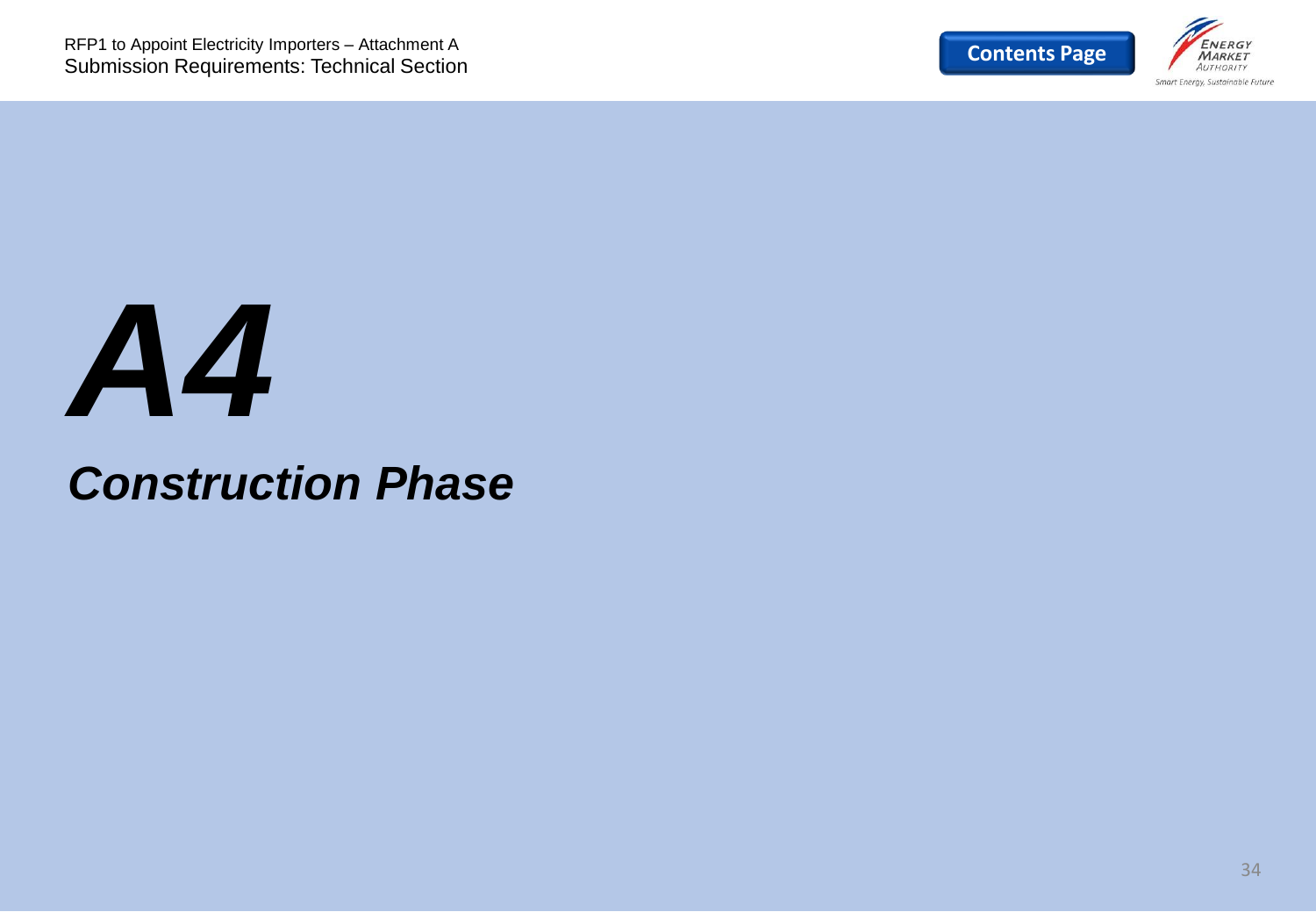# *A4*

## *Construction Phase*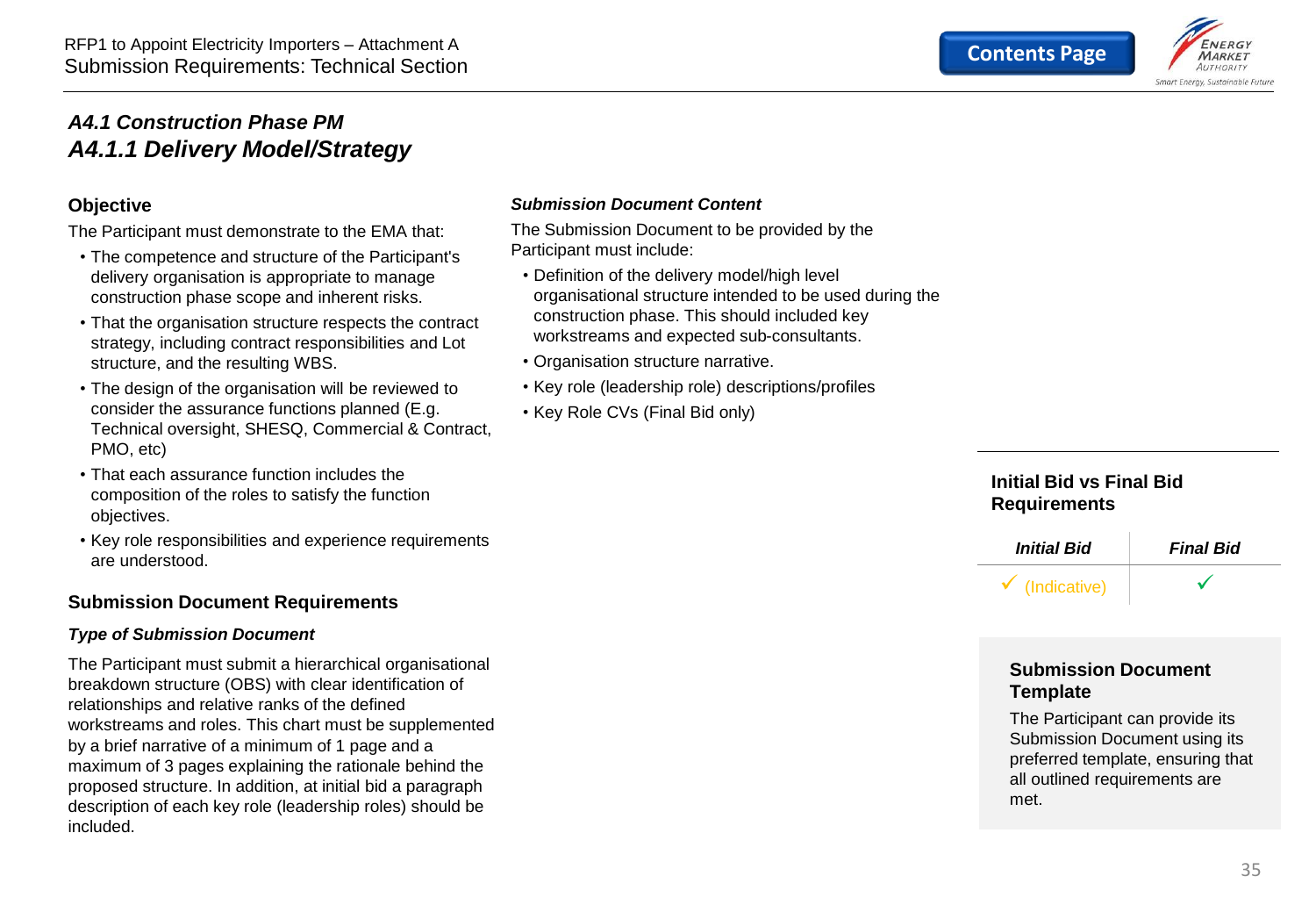## *A4.1 Construction Phase PM*

## *A4.1.1 Delivery Model/Strategy*

### Objective

The Participant must demonstrate to the EMA that:

- The competence and structure of the Participant's delivery organisation is appropriate to manage construction phase scope and inherent risks.
- That the organisation structure respects the contract strategy, including contract responsibilities and Lot structure, and the resulting WBS.
- The design of the organisation will be reviewed to consider the assurance functions planned (E.g. Technical oversight, SHESQ, Commercial & Contract, PMO, etc)
- That each assurance function includes the composition of the roles to satisfy the function objectives.
- Key role responsibilities and experience requirements are understood.

### Submission Document Requirements

***Type of Submission Document***

The Participant must submit a hierarchical organisational breakdown structure (OBS) with clear identification of relationships and relative ranks of the defined workstreams and roles. This chart must be supplemented by a brief narrative of a minimum of 1 page and a maximum of 3 pages explaining the rationale behind the proposed structure. In addition, at initial bid a paragraph description of each key role (leadership roles) should be included.

***Submission Document Content***

The Submission Document to be provided by the Participant must include:

- Definition of the delivery model/high level organisational structure intended to be used during the construction phase. This should included key workstreams and expected sub-consultants.
- Organisation structure narrative.
- Key role (leadership role) descriptions/profiles
- Key Role CVs (Final Bid only)

### Initial Bid vs Final Bid Requirements

| *Initial Bid* | *Final Bid* |
|---|---|
| ✓ (Indicative) | ✓ |

### Submission Document Template

The Participant can provide its Submission Document using its preferred template, ensuring that all outlined requirements are met.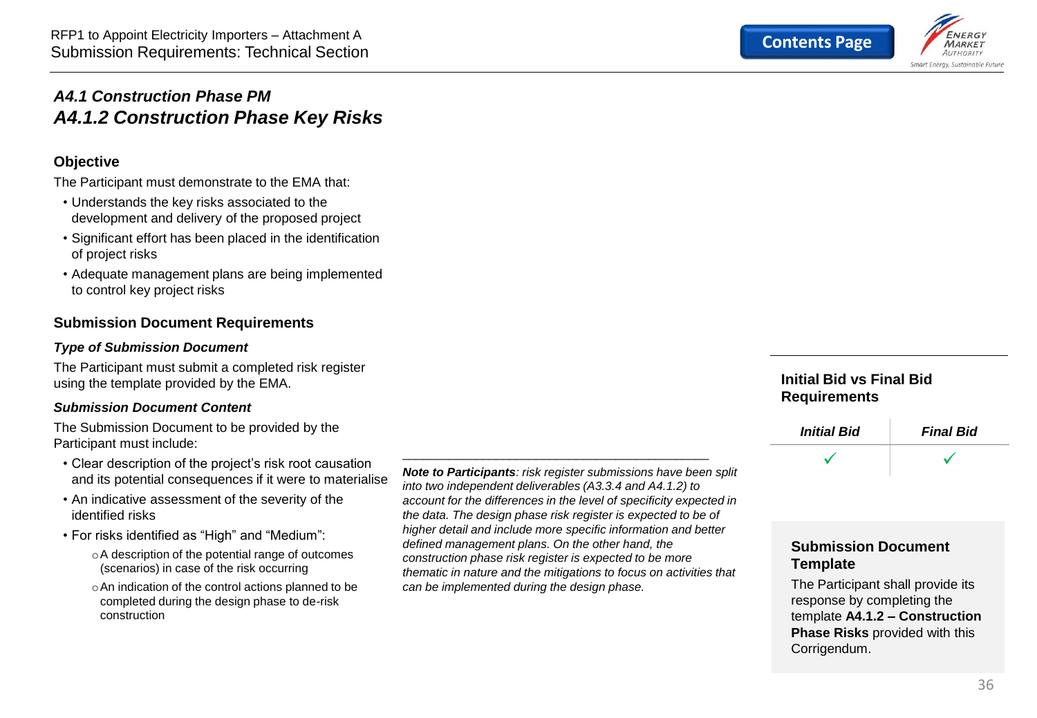## *A4.1 Construction Phase PM*
## *A4.1.2 Construction Phase Key Risks*

### Objective

The Participant must demonstrate to the EMA that:

- Understands the key risks associated to the development and delivery of the proposed project
- Significant effort has been placed in the identification of project risks
- Adequate management plans are being implemented to control key project risks

### Submission Document Requirements

#### *Type of Submission Document*

The Participant must submit a completed risk register using the template provided by the EMA.

#### *Submission Document Content*

The Submission Document to be provided by the Participant must include:

- Clear description of the project's risk root causation and its potential consequences if it were to materialise
- An indicative assessment of the severity of the identified risks
- For risks identified as "High" and "Medium":
  - A description of the potential range of outcomes (scenarios) in case of the risk occurring
  - An indication of the control actions planned to be completed during the design phase to de-risk construction

---

***Note to Participants****: risk register submissions have been split into two independent deliverables (A3.3.4 and A4.1.2) to account for the differences in the level of specificity expected in the data. The design phase risk register is expected to be of higher detail and include more specific information and better defined management plans. On the other hand, the construction phase risk register is expected to be more thematic in nature and the mitigations to focus on activities that can be implemented during the design phase.*

### Initial Bid vs Final Bid Requirements

| *Initial Bid* | *Final Bid* |
|---|---|
| ✓ | ✓ |

### Submission Document Template

The Participant shall provide its response by completing the template **A4.1.2 – Construction Phase Risks** provided with this Corrigendum.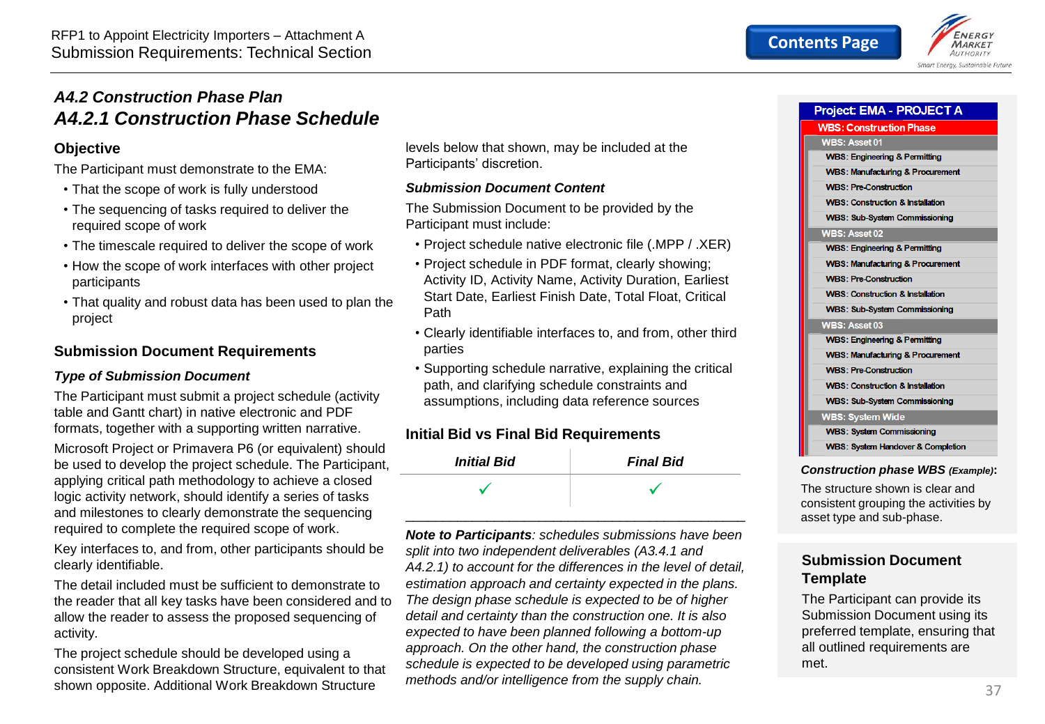## A4.2 Construction Phase Plan

# A4.2.1 Construction Phase Schedule

### Objective

The Participant must demonstrate to the EMA:

- That the scope of work is fully understood
- The sequencing of tasks required to deliver the required scope of work
- The timescale required to deliver the scope of work
- How the scope of work interfaces with other project participants
- That quality and robust data has been used to plan the project

### Submission Document Requirements

***Type of Submission Document***

The Participant must submit a project schedule (activity table and Gantt chart) in native electronic and PDF formats, together with a supporting written narrative.

Microsoft Project or Primavera P6 (or equivalent) should be used to develop the project schedule. The Participant, applying critical path methodology to achieve a closed logic activity network, should identify a series of tasks and milestones to clearly demonstrate the sequencing required to complete the required scope of work.

Key interfaces to, and from, other participants should be clearly identifiable.

The detail included must be sufficient to demonstrate to the reader that all key tasks have been considered and to allow the reader to assess the proposed sequencing of activity.

The project schedule should be developed using a consistent Work Breakdown Structure, equivalent to that shown opposite. Additional Work Breakdown Structure levels below that shown, may be included at the Participants' discretion.

***Submission Document Content***

The Submission Document to be provided by the Participant must include:

- Project schedule native electronic file (.MPP / .XER)
- Project schedule in PDF format, clearly showing; Activity ID, Activity Name, Activity Duration, Earliest Start Date, Earliest Finish Date, Total Float, Critical Path
- Clearly identifiable interfaces to, and from, other third parties
- Supporting schedule narrative, explaining the critical path, and clarifying schedule constraints and assumptions, including data reference sources

### Initial Bid vs Final Bid Requirements

| *Initial Bid* | *Final Bid* |
|---|---|
| ✓ | ✓ |

***Note to Participants****: schedules submissions have been split into two independent deliverables (A3.4.1 and A4.2.1) to account for the differences in the level of detail, estimation approach and certainty expected in the plans. The design phase schedule is expected to be of higher detail and certainty than the construction one. It is also expected to have been planned following a bottom-up approach. On the other hand, the construction phase schedule is expected to be developed using parametric methods and/or intelligence from the supply chain.*

| Project: EMA - PROJECT A |
|---|
| WBS: Construction Phase |
| WBS: Asset 01 |
| WBS: Engineering & Permitting |
| WBS: Manufacturing & Procurement |
| WBS: Pre-Construction |
| WBS: Construction & Installation |
| WBS: Sub-System Commissioning |
| WBS: Asset 02 |
| WBS: Engineering & Permitting |
| WBS: Manufacturing & Procurement |
| WBS: Pre-Construction |
| WBS: Construction & Installation |
| WBS: Sub-System Commissioning |
| WBS: Asset 03 |
| WBS: Engineering & Permitting |
| WBS: Manufacturing & Procurement |
| WBS: Pre-Construction |
| WBS: Construction & Installation |
| WBS: Sub-System Commissioning |
| WBS: System Wide |
| WBS: System Commissioning |
| WBS: System Handover & Completion |

***Construction phase WBS** (Example)***:**

The structure shown is clear and consistent grouping the activities by asset type and sub-phase.

### Submission Document Template

The Participant can provide its Submission Document using its preferred template, ensuring that all outlined requirements are met.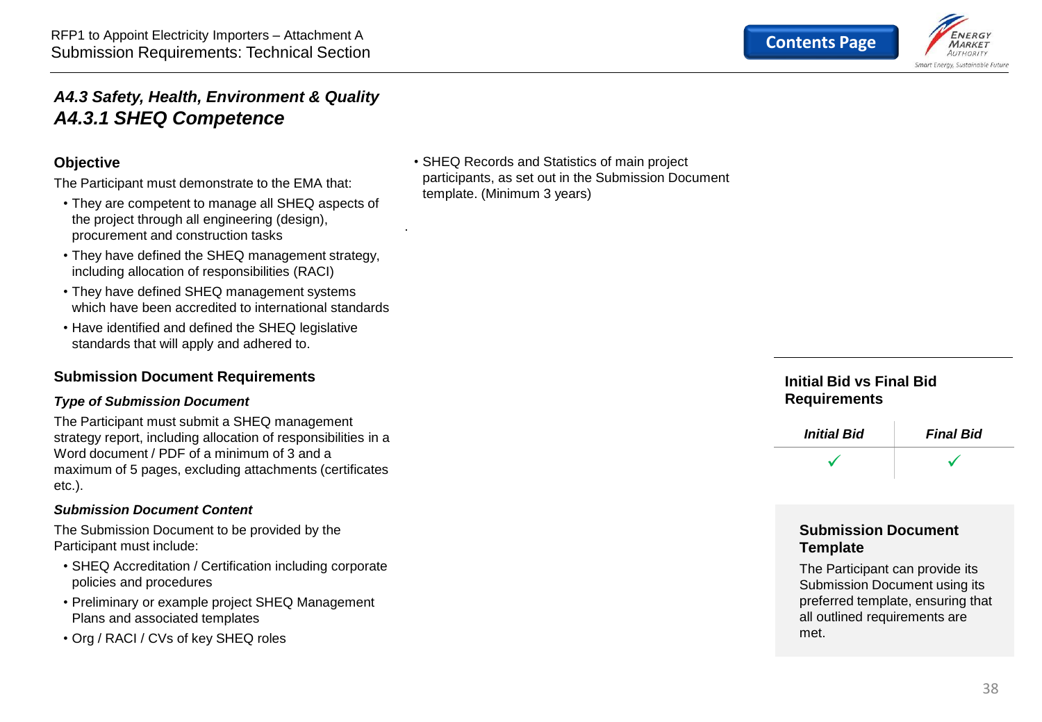## *A4.3 Safety, Health, Environment & Quality*

## *A4.3.1 SHEQ Competence*

### Objective

The Participant must demonstrate to the EMA that:

- They are competent to manage all SHEQ aspects of the project through all engineering (design), procurement and construction tasks
- They have defined the SHEQ management strategy, including allocation of responsibilities (RACI)
- They have defined SHEQ management systems which have been accredited to international standards
- Have identified and defined the SHEQ legislative standards that will apply and adhered to.

### Submission Document Requirements

***Type of Submission Document***

The Participant must submit a SHEQ management strategy report, including allocation of responsibilities in a Word document / PDF of a minimum of 3 and a maximum of 5 pages, excluding attachments (certificates etc.).

***Submission Document Content***

The Submission Document to be provided by the Participant must include:

- SHEQ Accreditation / Certification including corporate policies and procedures
- Preliminary or example project SHEQ Management Plans and associated templates
- Org / RACI / CVs of key SHEQ roles
- SHEQ Records and Statistics of main project participants, as set out in the Submission Document template. (Minimum 3 years)

### Initial Bid vs Final Bid Requirements

| *Initial Bid* | *Final Bid* |
|---|---|
| ✓ | ✓ |

### Submission Document Template

The Participant can provide its Submission Document using its preferred template, ensuring that all outlined requirements are met.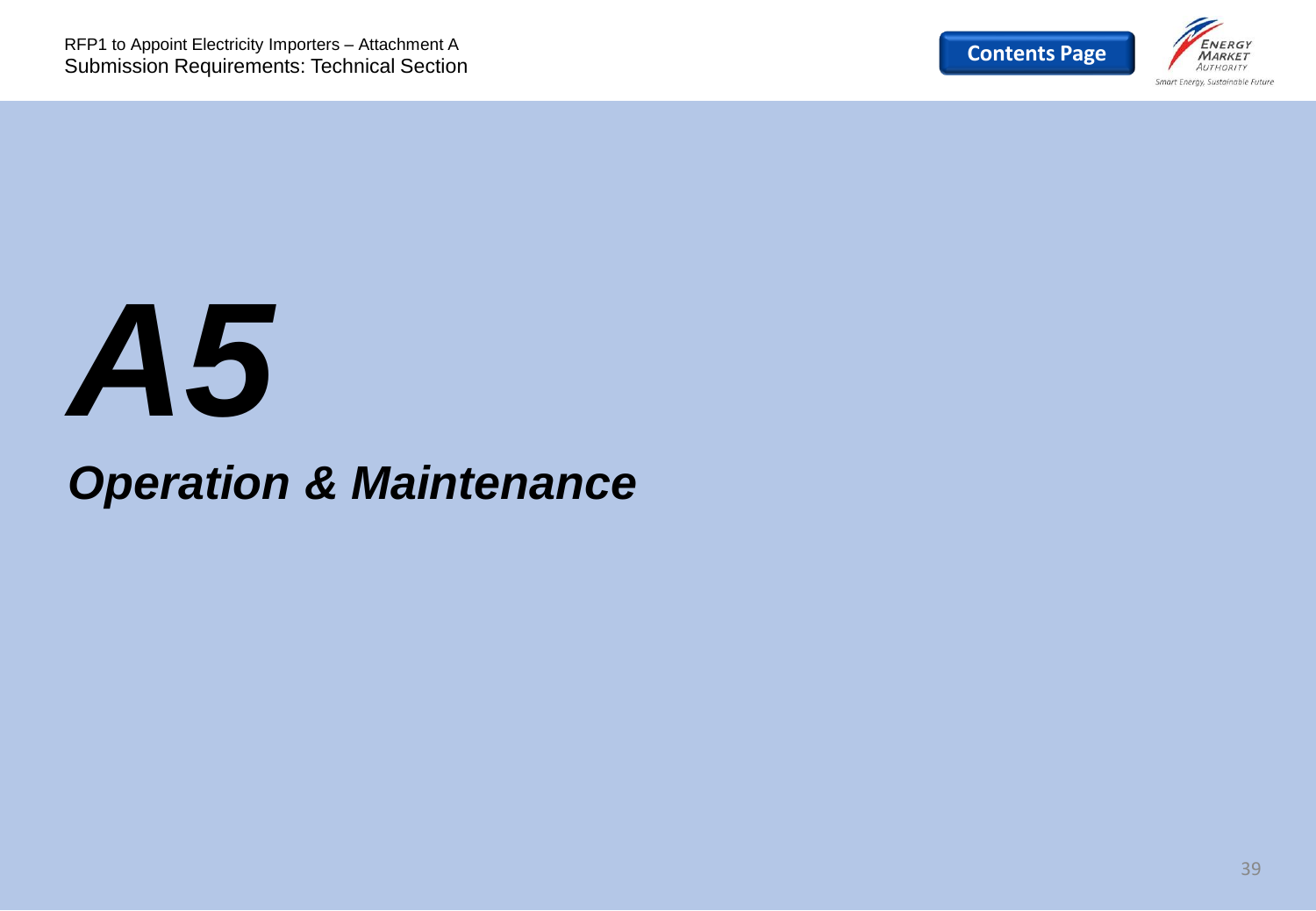# A5

## Operation & Maintenance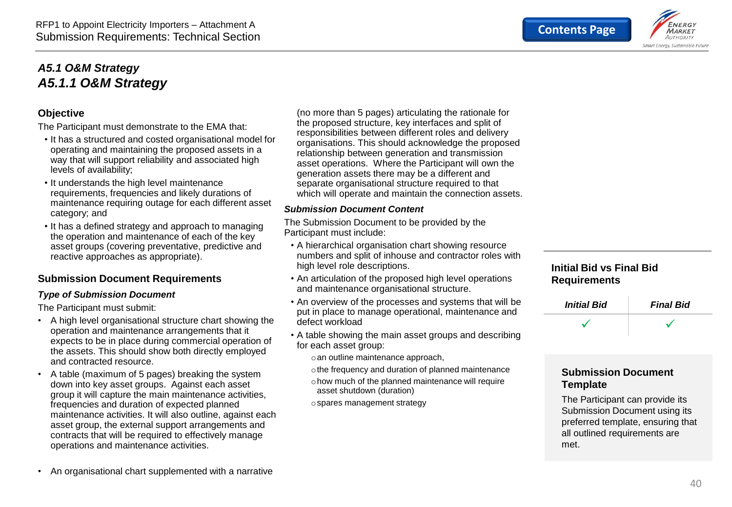## A5.1 O&M Strategy

## A5.1.1 O&M Strategy

### Objective

The Participant must demonstrate to the EMA that:

- It has a structured and costed organisational model for operating and maintaining the proposed assets in a way that will support reliability and associated high levels of availability;
- It understands the high level maintenance requirements, frequencies and likely durations of maintenance requiring outage for each different asset category; and
- It has a defined strategy and approach to managing the operation and maintenance of each of the key asset groups (covering preventative, predictive and reactive approaches as appropriate).

### Submission Document Requirements

#### *Type of Submission Document*

The Participant must submit:

- A high level organisational structure chart showing the operation and maintenance arrangements that it expects to be in place during commercial operation of the assets. This should show both directly employed and contracted resource.
- A table (maximum of 5 pages) breaking the system down into key asset groups. Against each asset group it will capture the main maintenance activities, frequencies and duration of expected planned maintenance activities. It will also outline, against each asset group, the external support arrangements and contracts that will be required to effectively manage operations and maintenance activities.
- An organisational chart supplemented with a narrative (no more than 5 pages) articulating the rationale for the proposed structure, key interfaces and split of responsibilities between different roles and delivery organisations. This should acknowledge the proposed relationship between generation and transmission asset operations. Where the Participant will own the generation assets there may be a different and separate organisational structure required to that which will operate and maintain the connection assets.

#### *Submission Document Content*

The Submission Document to be provided by the Participant must include:

- A hierarchical organisation chart showing resource numbers and split of inhouse and contractor roles with high level role descriptions.
- An articulation of the proposed high level operations and maintenance organisational structure.
- An overview of the processes and systems that will be put in place to manage operational, maintenance and defect workload
- A table showing the main asset groups and describing for each asset group:
  - an outline maintenance approach,
  - the frequency and duration of planned maintenance
  - how much of the planned maintenance will require asset shutdown (duration)
  - spares management strategy

### Initial Bid vs Final Bid Requirements

| *Initial Bid* | *Final Bid* |
| --- | --- |
| ✓ | ✓ |

### Submission Document Template

The Participant can provide its Submission Document using its preferred template, ensuring that all outlined requirements are met.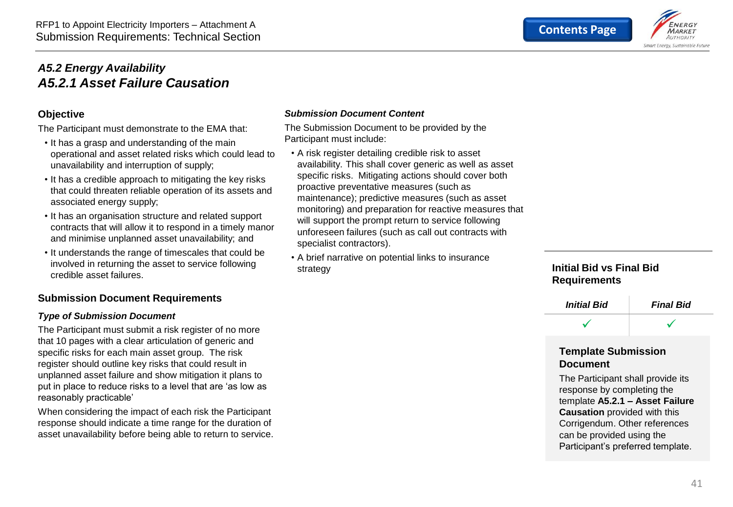## *A5.2 Energy Availability*

## *A5.2.1 Asset Failure Causation*

### Objective

The Participant must demonstrate to the EMA that:

- It has a grasp and understanding of the main operational and asset related risks which could lead to unavailability and interruption of supply;
- It has a credible approach to mitigating the key risks that could threaten reliable operation of its assets and associated energy supply;
- It has an organisation structure and related support contracts that will allow it to respond in a timely manor and minimise unplanned asset unavailability; and
- It understands the range of timescales that could be involved in returning the asset to service following credible asset failures.

### Submission Document Requirements

#### *Type of Submission Document*

The Participant must submit a risk register of no more that 10 pages with a clear articulation of generic and specific risks for each main asset group. The risk register should outline key risks that could result in unplanned asset failure and show mitigation it plans to put in place to reduce risks to a level that are 'as low as reasonably practicable'

When considering the impact of each risk the Participant response should indicate a time range for the duration of asset unavailability before being able to return to service.

#### *Submission Document Content*

The Submission Document to be provided by the Participant must include:

- A risk register detailing credible risk to asset availability. This shall cover generic as well as asset specific risks. Mitigating actions should cover both proactive preventative measures (such as maintenance); predictive measures (such as asset monitoring) and preparation for reactive measures that will support the prompt return to service following unforeseen failures (such as call out contracts with specialist contractors).
- A brief narrative on potential links to insurance strategy

### Initial Bid vs Final Bid Requirements

| *Initial Bid* | *Final Bid* |
|---|---|
| ✓ | ✓ |

### Template Submission Document

The Participant shall provide its response by completing the template **A5.2.1 – Asset Failure Causation** provided with this Corrigendum. Other references can be provided using the Participant's preferred template.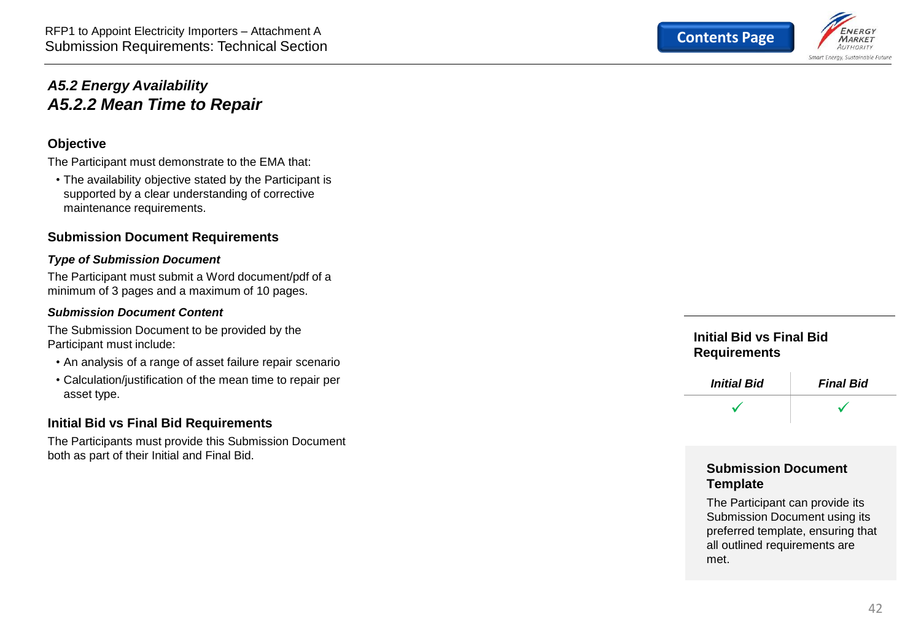## *A5.2 Energy Availability*

## *A5.2.2 Mean Time to Repair*

### Objective

The Participant must demonstrate to the EMA that:

- The availability objective stated by the Participant is supported by a clear understanding of corrective maintenance requirements.

### Submission Document Requirements

***Type of Submission Document***

The Participant must submit a Word document/pdf of a minimum of 3 pages and a maximum of 10 pages.

***Submission Document Content***

The Submission Document to be provided by the Participant must include:

- An analysis of a range of asset failure repair scenario
- Calculation/justification of the mean time to repair per asset type.

### Initial Bid vs Final Bid Requirements

The Participants must provide this Submission Document both as part of their Initial and Final Bid.

**Initial Bid vs Final Bid Requirements**

| *Initial Bid* | *Final Bid* |
|---|---|
| ✓ | ✓ |

**Submission Document Template**

The Participant can provide its Submission Document using its preferred template, ensuring that all outlined requirements are met.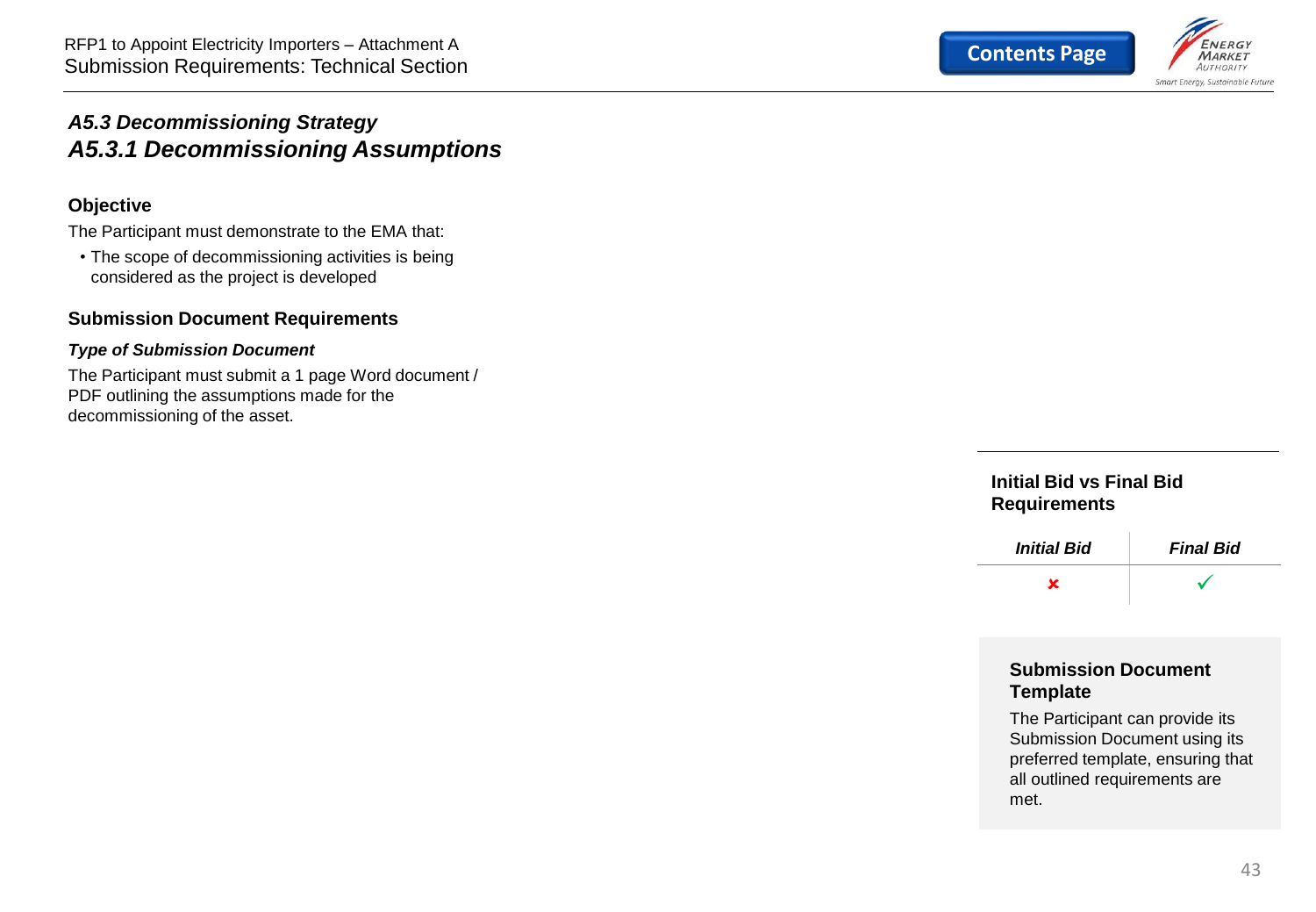## *A5.3 Decommissioning Strategy*

## *A5.3.1 Decommissioning Assumptions*

### Objective

The Participant must demonstrate to the EMA that:

- The scope of decommissioning activities is being considered as the project is developed

### Submission Document Requirements

***Type of Submission Document***

The Participant must submit a 1 page Word document / PDF outlining the assumptions made for the decommissioning of the asset.

### Initial Bid vs Final Bid Requirements

| *Initial Bid* | *Final Bid* |
|---|---|
| ✘ | ✓ |

### Submission Document Template

The Participant can provide its Submission Document using its preferred template, ensuring that all outlined requirements are met.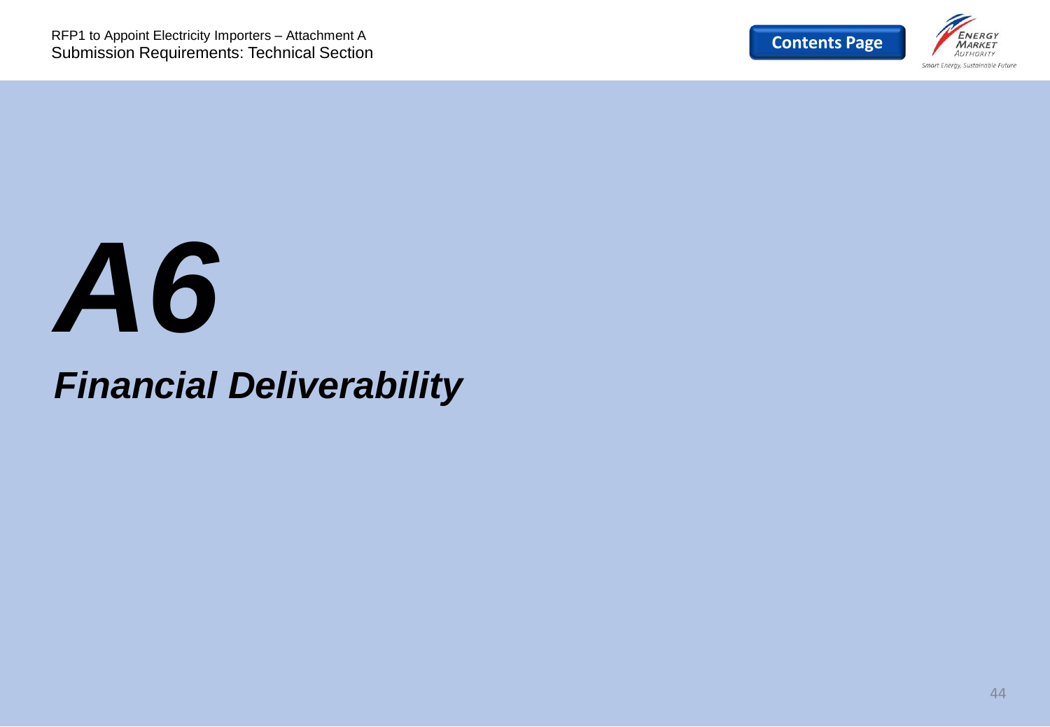# *A6*

## *Financial Deliverability*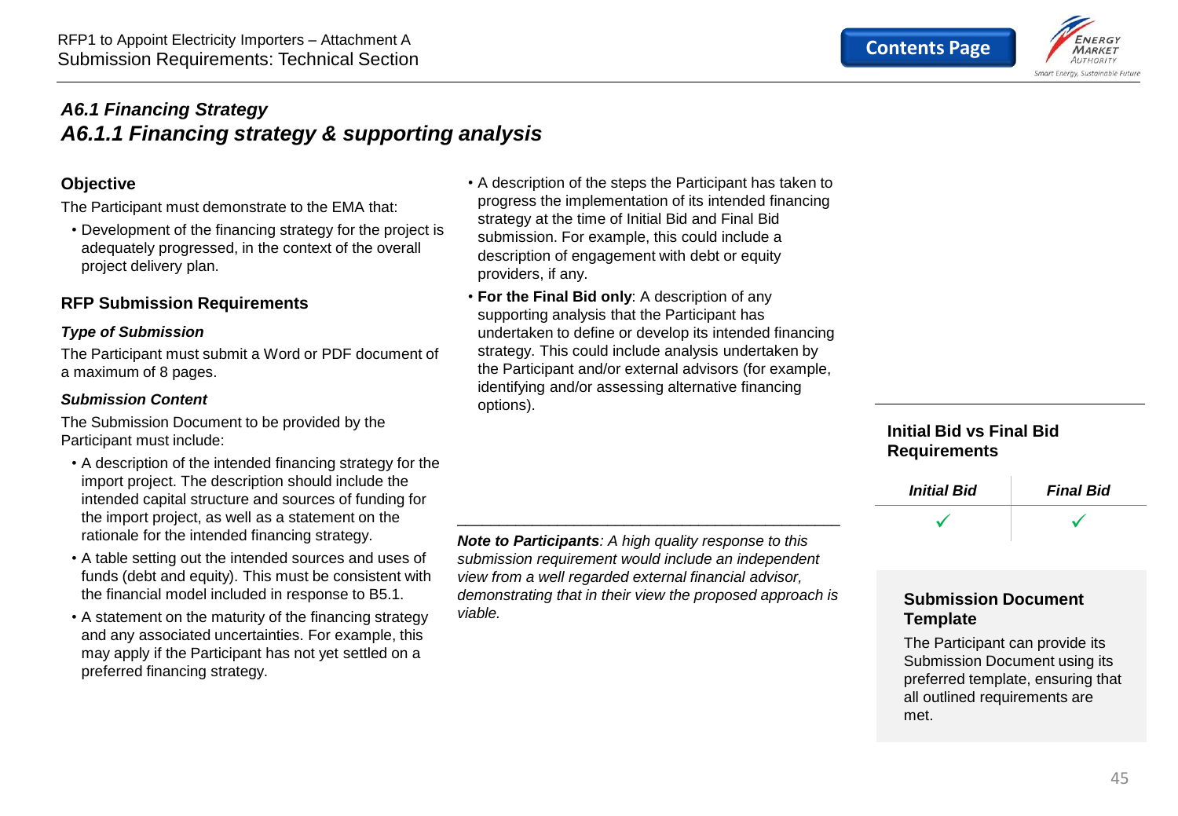## *A6.1 Financing Strategy*

## *A6.1.1 Financing strategy & supporting analysis*

### Objective

The Participant must demonstrate to the EMA that:

- Development of the financing strategy for the project is adequately progressed, in the context of the overall project delivery plan.

### RFP Submission Requirements

***Type of Submission***

The Participant must submit a Word or PDF document of a maximum of 8 pages.

***Submission Content***

The Submission Document to be provided by the Participant must include:

- A description of the intended financing strategy for the import project. The description should include the intended capital structure and sources of funding for the import project, as well as a statement on the rationale for the intended financing strategy.
- A table setting out the intended sources and uses of funds (debt and equity). This must be consistent with the financial model included in response to B5.1.
- A statement on the maturity of the financing strategy and any associated uncertainties. For example, this may apply if the Participant has not yet settled on a preferred financing strategy.
- A description of the steps the Participant has taken to progress the implementation of its intended financing strategy at the time of Initial Bid and Final Bid submission. For example, this could include a description of engagement with debt or equity providers, if any.
- **For the Final Bid only**: A description of any supporting analysis that the Participant has undertaken to define or develop its intended financing strategy. This could include analysis undertaken by the Participant and/or external advisors (for example, identifying and/or assessing alternative financing options).

---

***Note to Participants****: A high quality response to this submission requirement would include an independent view from a well regarded external financial advisor, demonstrating that in their view the proposed approach is viable.*

### Initial Bid vs Final Bid Requirements

| *Initial Bid* | *Final Bid* |
|---|---|
| ✓ | ✓ |

### Submission Document Template

The Participant can provide its Submission Document using its preferred template, ensuring that all outlined requirements are met.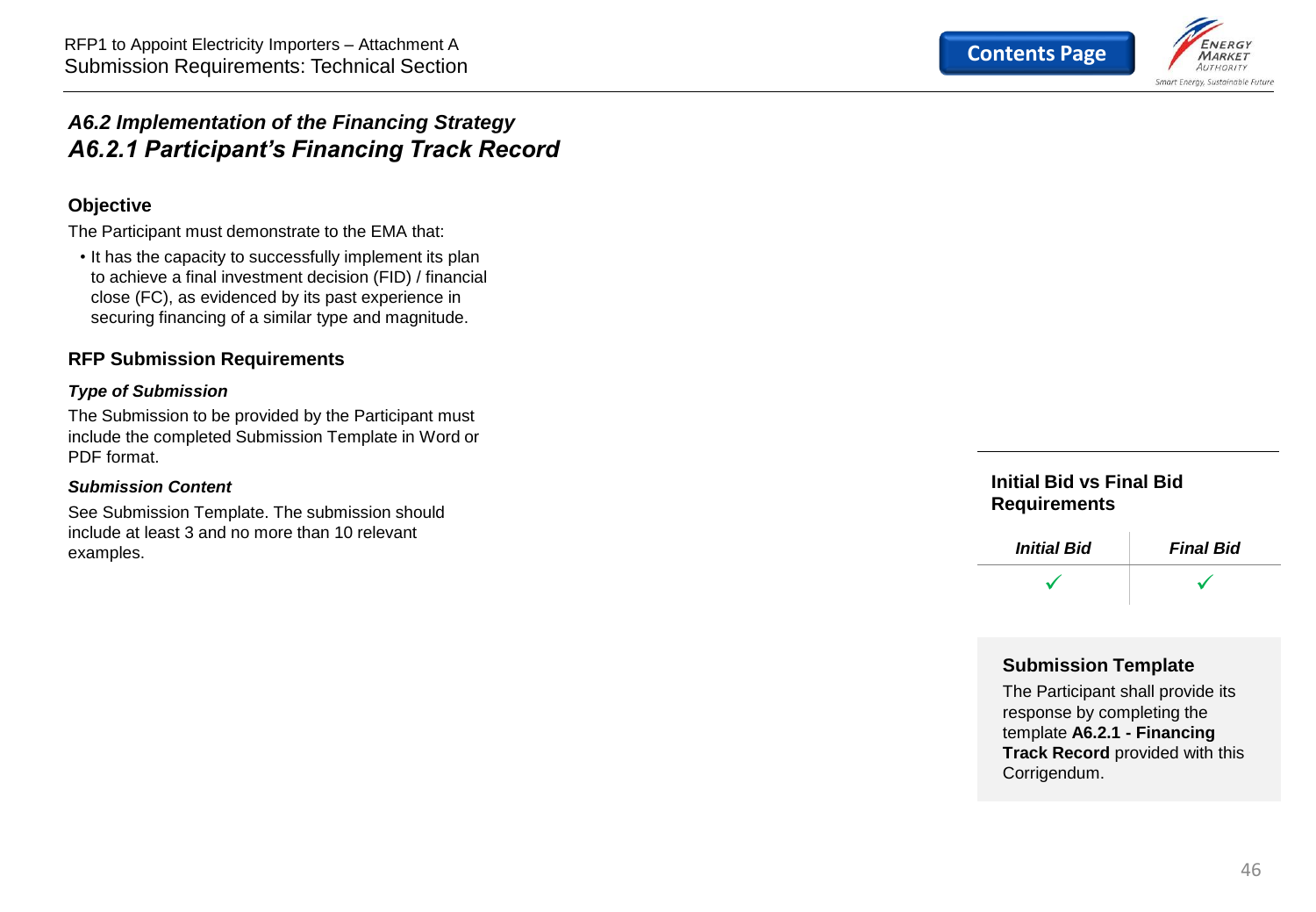## *A6.2 Implementation of the Financing Strategy*

## *A6.2.1 Participant's Financing Track Record*

### Objective

The Participant must demonstrate to the EMA that:

- It has the capacity to successfully implement its plan to achieve a final investment decision (FID) / financial close (FC), as evidenced by its past experience in securing financing of a similar type and magnitude.

### RFP Submission Requirements

***Type of Submission***

The Submission to be provided by the Participant must include the completed Submission Template in Word or PDF format.

***Submission Content***

See Submission Template. The submission should include at least 3 and no more than 10 relevant examples.

### Initial Bid vs Final Bid Requirements

| *Initial Bid* | *Final Bid* |
|---|---|
| ✓ | ✓ |

### Submission Template

The Participant shall provide its response by completing the template **A6.2.1 - Financing Track Record** provided with this Corrigendum.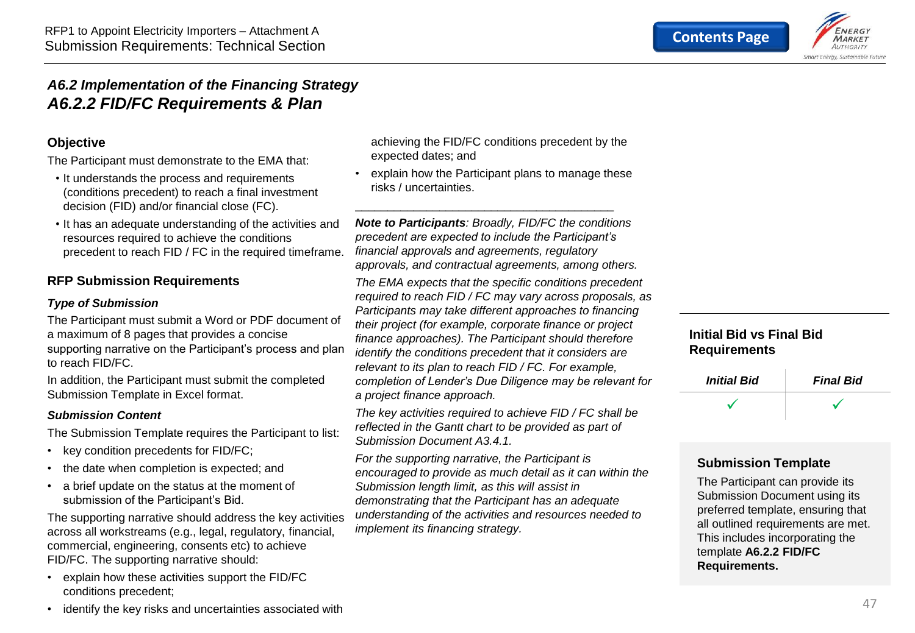## *A6.2 Implementation of the Financing Strategy*

## *A6.2.2 FID/FC Requirements & Plan*

### Objective

The Participant must demonstrate to the EMA that:

- It understands the process and requirements (conditions precedent) to reach a final investment decision (FID) and/or financial close (FC).
- It has an adequate understanding of the activities and resources required to achieve the conditions precedent to reach FID / FC in the required timeframe.

### RFP Submission Requirements

#### *Type of Submission*

The Participant must submit a Word or PDF document of a maximum of 8 pages that provides a concise supporting narrative on the Participant's process and plan to reach FID/FC.

In addition, the Participant must submit the completed Submission Template in Excel format.

#### *Submission Content*

The Submission Template requires the Participant to list:

- key condition precedents for FID/FC;
- the date when completion is expected; and
- a brief update on the status at the moment of submission of the Participant's Bid.

The supporting narrative should address the key activities across all workstreams (e.g., legal, regulatory, financial, commercial, engineering, consents etc) to achieve FID/FC. The supporting narrative should:

- explain how these activities support the FID/FC conditions precedent;
- identify the key risks and uncertainties associated with achieving the FID/FC conditions precedent by the expected dates; and
- explain how the Participant plans to manage these risks / uncertainties.

---

***Note to Participants****: Broadly, FID/FC the conditions precedent are expected to include the Participant's financial approvals and agreements, regulatory approvals, and contractual agreements, among others.*

*The EMA expects that the specific conditions precedent required to reach FID / FC may vary across proposals, as Participants may take different approaches to financing their project (for example, corporate finance or project finance approaches). The Participant should therefore identify the conditions precedent that it considers are relevant to its plan to reach FID / FC. For example, completion of Lender's Due Diligence may be relevant for a project finance approach.*

*The key activities required to achieve FID / FC shall be reflected in the Gantt chart to be provided as part of Submission Document A3.4.1.*

*For the supporting narrative, the Participant is encouraged to provide as much detail as it can within the Submission length limit, as this will assist in demonstrating that the Participant has an adequate understanding of the activities and resources needed to implement its financing strategy.*

### Initial Bid vs Final Bid Requirements

| *Initial Bid* | *Final Bid* |
|---|---|
| ✓ | ✓ |

### Submission Template

The Participant can provide its Submission Document using its preferred template, ensuring that all outlined requirements are met. This includes incorporating the template **A6.2.2 FID/FC Requirements.**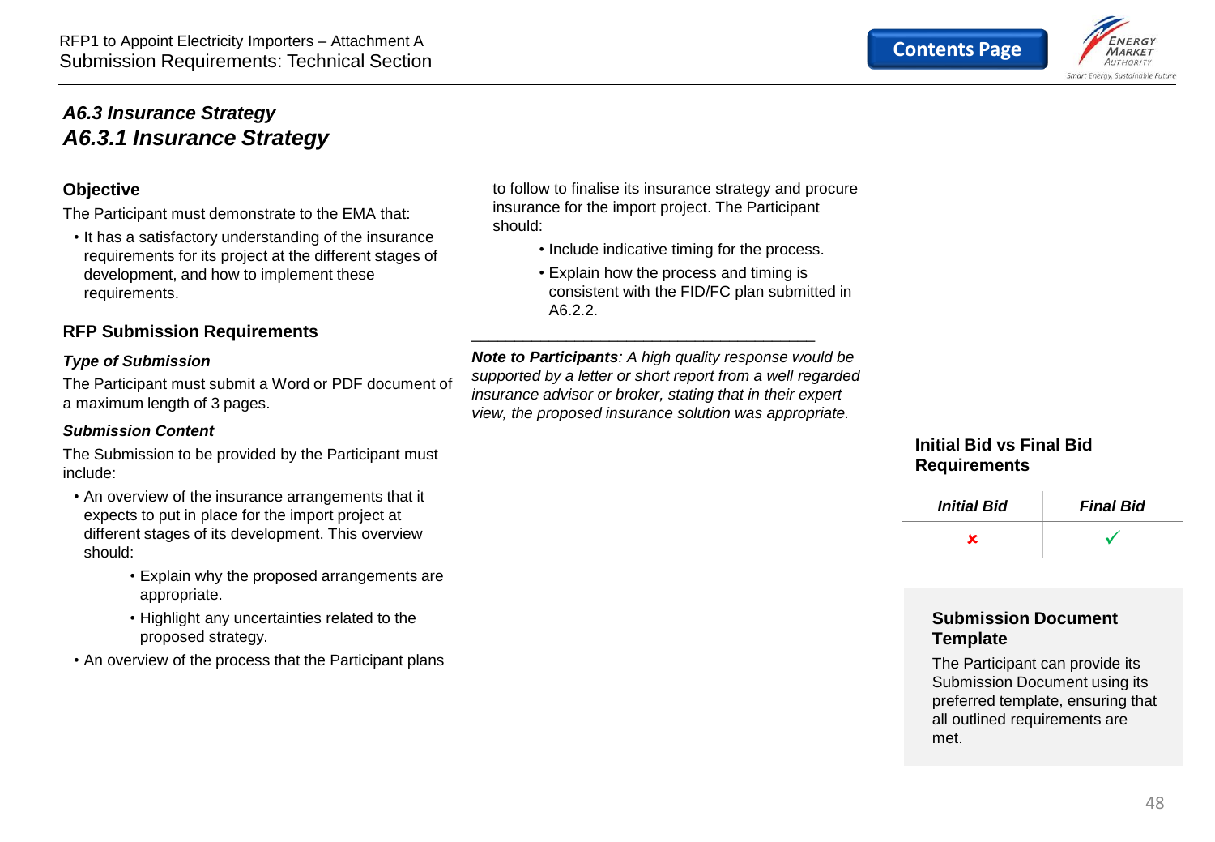### *A6.3 Insurance Strategy*

## *A6.3.1 Insurance Strategy*

**Objective**

The Participant must demonstrate to the EMA that:

- It has a satisfactory understanding of the insurance requirements for its project at the different stages of development, and how to implement these requirements.

**RFP Submission Requirements**

***Type of Submission***

The Participant must submit a Word or PDF document of a maximum length of 3 pages.

***Submission Content***

The Submission to be provided by the Participant must include:

- An overview of the insurance arrangements that it expects to put in place for the import project at different stages of its development. This overview should:
  - Explain why the proposed arrangements are appropriate.
  - Highlight any uncertainties related to the proposed strategy.
- An overview of the process that the Participant plans to follow to finalise its insurance strategy and procure insurance for the import project. The Participant should:
  - Include indicative timing for the process.
  - Explain how the process and timing is consistent with the FID/FC plan submitted in A6.2.2.

________________________________________

***Note to Participants****: A high quality response would be supported by a letter or short report from a well regarded insurance advisor or broker, stating that in their expert view, the proposed insurance solution was appropriate.*

**Initial Bid vs Final Bid Requirements**

| *Initial Bid* | *Final Bid* |
|---|---|
| ✘ | ✓ |

**Submission Document Template**

The Participant can provide its Submission Document using its preferred template, ensuring that all outlined requirements are met.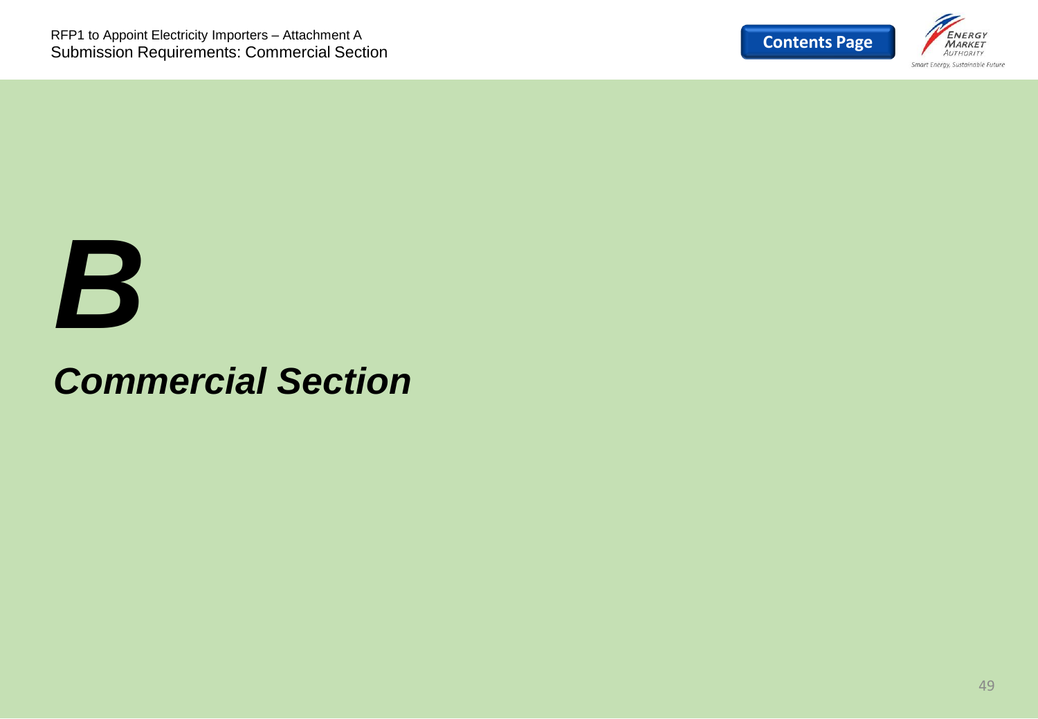# *B*

## *Commercial Section*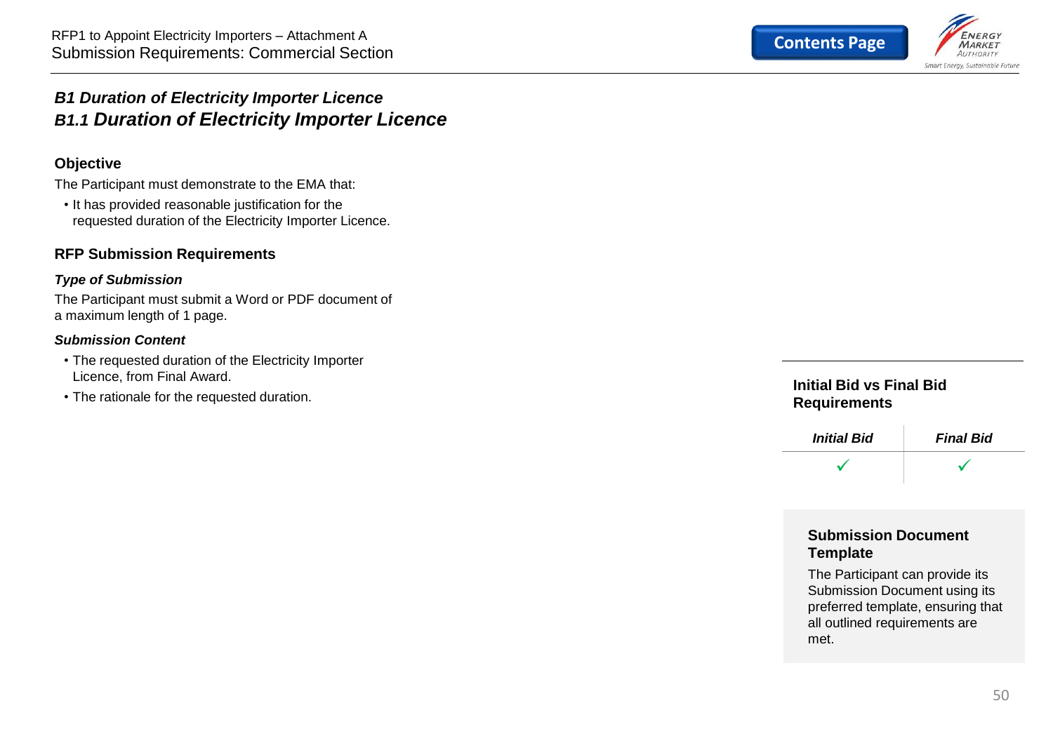## *B1 Duration of Electricity Importer Licence*

### *B1.1 Duration of Electricity Importer Licence*

#### Objective

The Participant must demonstrate to the EMA that:

- It has provided reasonable justification for the requested duration of the Electricity Importer Licence.

#### RFP Submission Requirements

***Type of Submission***

The Participant must submit a Word or PDF document of a maximum length of 1 page.

***Submission Content***

- The requested duration of the Electricity Importer Licence, from Final Award.
- The rationale for the requested duration.

#### Initial Bid vs Final Bid Requirements

| *Initial Bid* | *Final Bid* |
| --- | --- |
| ✓ | ✓ |

#### Submission Document Template

The Participant can provide its Submission Document using its preferred template, ensuring that all outlined requirements are met.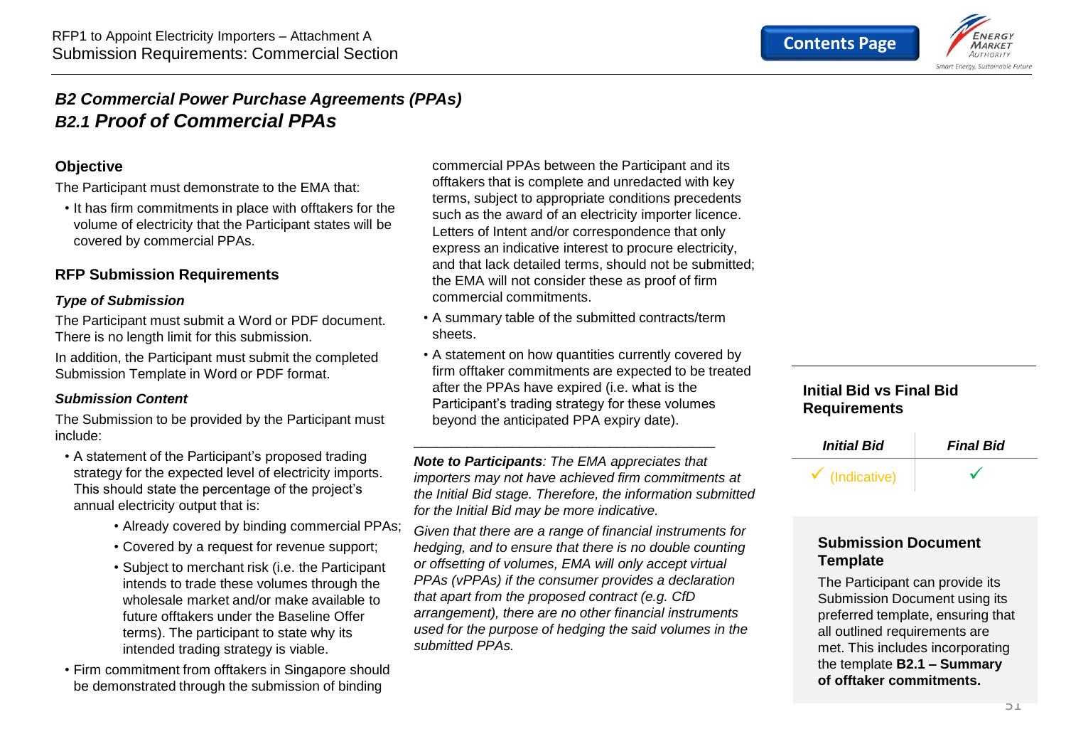## B2 Commercial Power Purchase Agreements (PPAs)

## B2.1 Proof of Commercial PPAs

### Objective

The Participant must demonstrate to the EMA that:

- It has firm commitments in place with offtakers for the volume of electricity that the Participant states will be covered by commercial PPAs.

### RFP Submission Requirements

#### *Type of Submission*

The Participant must submit a Word or PDF document. There is no length limit for this submission.

In addition, the Participant must submit the completed Submission Template in Word or PDF format.

#### *Submission Content*

The Submission to be provided by the Participant must include:

- A statement of the Participant's proposed trading strategy for the expected level of electricity imports. This should state the percentage of the project's annual electricity output that is:
  - Already covered by binding commercial PPAs;
  - Covered by a request for revenue support;
  - Subject to merchant risk (i.e. the Participant intends to trade these volumes through the wholesale market and/or make available to future offtakers under the Baseline Offer terms). The participant to state why its intended trading strategy is viable.
- Firm commitment from offtakers in Singapore should be demonstrated through the submission of binding commercial PPAs between the Participant and its offtakers that is complete and unredacted with key terms, subject to appropriate conditions precedents such as the award of an electricity importer licence. Letters of Intent and/or correspondence that only express an indicative interest to procure electricity, and that lack detailed terms, should not be submitted; the EMA will not consider these as proof of firm commercial commitments.
- A summary table of the submitted contracts/term sheets.
- A statement on how quantities currently covered by firm offtaker commitments are expected to be treated after the PPAs have expired (i.e. what is the Participant's trading strategy for these volumes beyond the anticipated PPA expiry date).

---

***Note to Participants**: The EMA appreciates that importers may not have achieved firm commitments at the Initial Bid stage. Therefore, the information submitted for the Initial Bid may be more indicative.*

*Given that there are a range of financial instruments for hedging, and to ensure that there is no double counting or offsetting of volumes, EMA will only accept virtual PPAs (vPPAs) if the consumer provides a declaration that apart from the proposed contract (e.g. CfD arrangement), there are no other financial instruments used for the purpose of hedging the said volumes in the submitted PPAs.*

### Initial Bid vs Final Bid Requirements

| *Initial Bid* | *Final Bid* |
|---|---|
| ✓ (Indicative) | ✓ |

### Submission Document Template

The Participant can provide its Submission Document using its preferred template, ensuring that all outlined requirements are met. This includes incorporating the template **B2.1 – Summary of offtaker commitments.**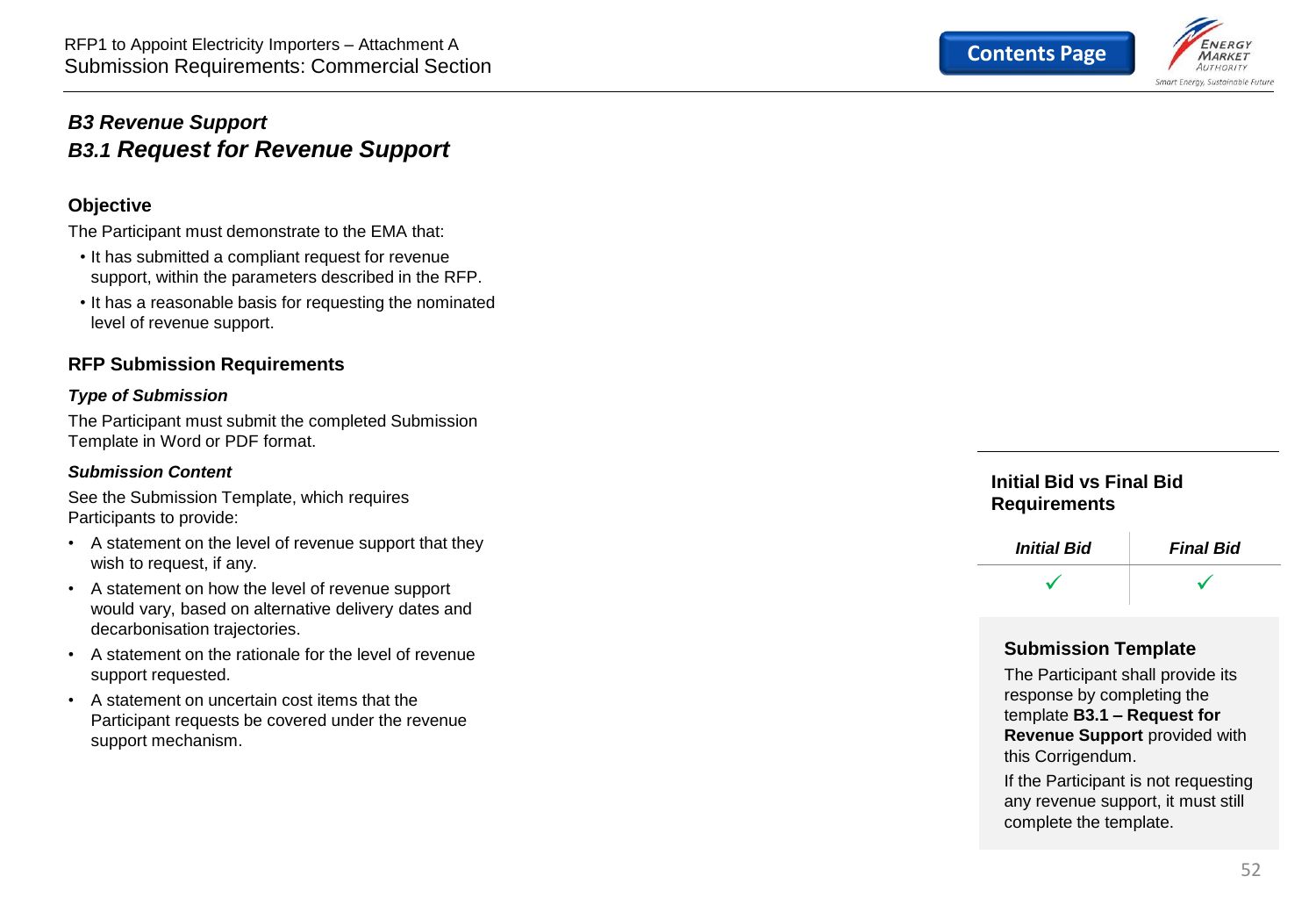## *B3 Revenue Support*

### *B3.1 Request for Revenue Support*

#### Objective

The Participant must demonstrate to the EMA that:

- It has submitted a compliant request for revenue support, within the parameters described in the RFP.
- It has a reasonable basis for requesting the nominated level of revenue support.

#### RFP Submission Requirements

##### *Type of Submission*

The Participant must submit the completed Submission Template in Word or PDF format.

##### *Submission Content*

See the Submission Template, which requires Participants to provide:

- A statement on the level of revenue support that they wish to request, if any.
- A statement on how the level of revenue support would vary, based on alternative delivery dates and decarbonisation trajectories.
- A statement on the rationale for the level of revenue support requested.
- A statement on uncertain cost items that the Participant requests be covered under the revenue support mechanism.

#### Initial Bid vs Final Bid Requirements

| *Initial Bid* | *Final Bid* |
|---|---|
| ✓ | ✓ |

#### Submission Template

The Participant shall provide its response by completing the template **B3.1 – Request for Revenue Support** provided with this Corrigendum.

If the Participant is not requesting any revenue support, it must still complete the template.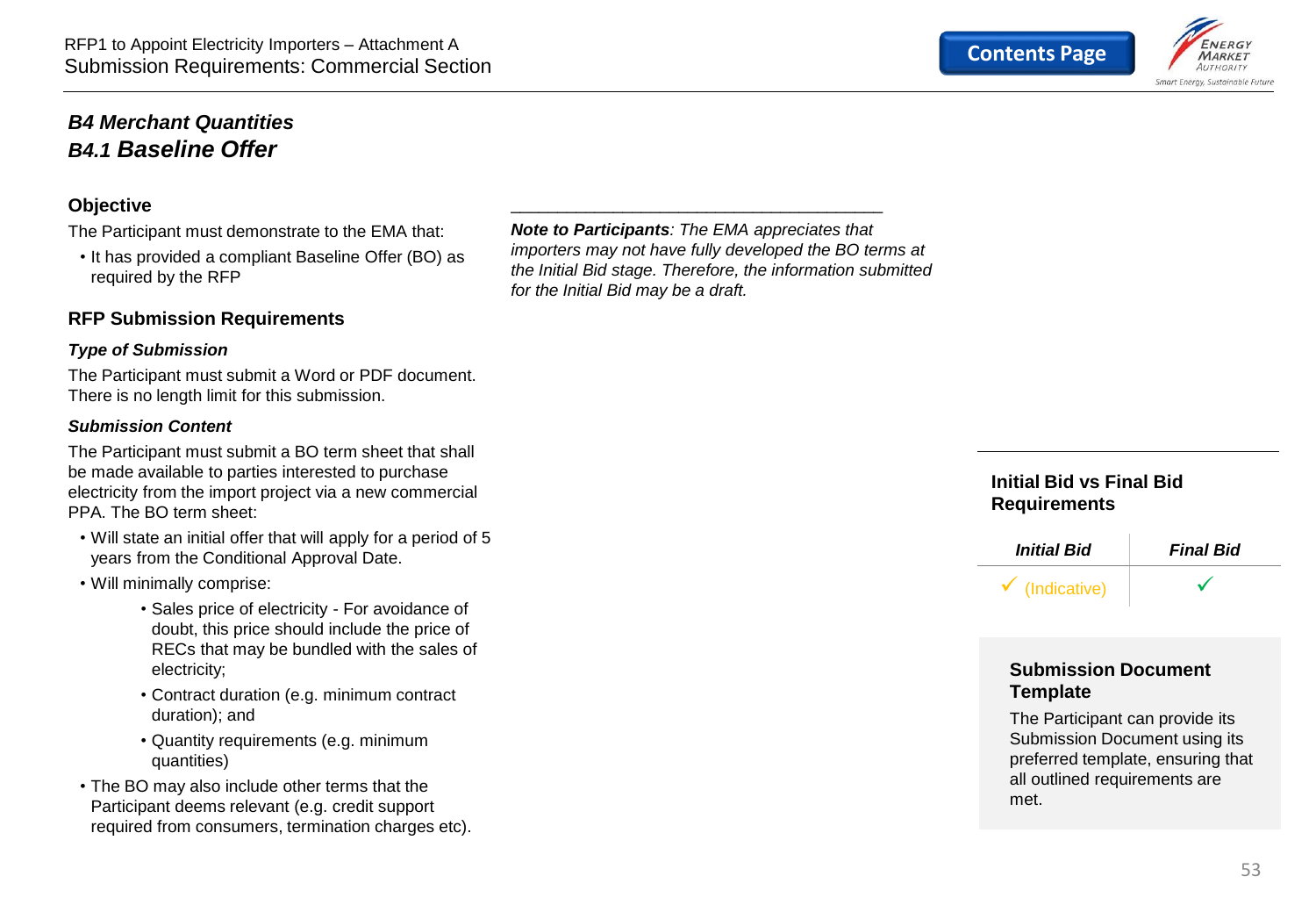# *B4 Merchant Quantities*
## *B4.1 Baseline Offer*

### Objective

The Participant must demonstrate to the EMA that:

- It has provided a compliant Baseline Offer (BO) as required by the RFP

### RFP Submission Requirements

#### *Type of Submission*

The Participant must submit a Word or PDF document. There is no length limit for this submission.

#### *Submission Content*

The Participant must submit a BO term sheet that shall be made available to parties interested to purchase electricity from the import project via a new commercial PPA. The BO term sheet:

- Will state an initial offer that will apply for a period of 5 years from the Conditional Approval Date.
- Will minimally comprise:
  - Sales price of electricity - For avoidance of doubt, this price should include the price of RECs that may be bundled with the sales of electricity;
  - Contract duration (e.g. minimum contract duration); and
  - Quantity requirements (e.g. minimum quantities)
- The BO may also include other terms that the Participant deems relevant (e.g. credit support required from consumers, termination charges etc).

---

***Note to Participants**: The EMA appreciates that importers may not have fully developed the BO terms at the Initial Bid stage. Therefore, the information submitted for the Initial Bid may be a draft.*

### Initial Bid vs Final Bid Requirements

| *Initial Bid* | *Final Bid* |
|---|---|
| ✓ (Indicative) | ✓ |

### Submission Document Template

The Participant can provide its Submission Document using its preferred template, ensuring that all outlined requirements are met.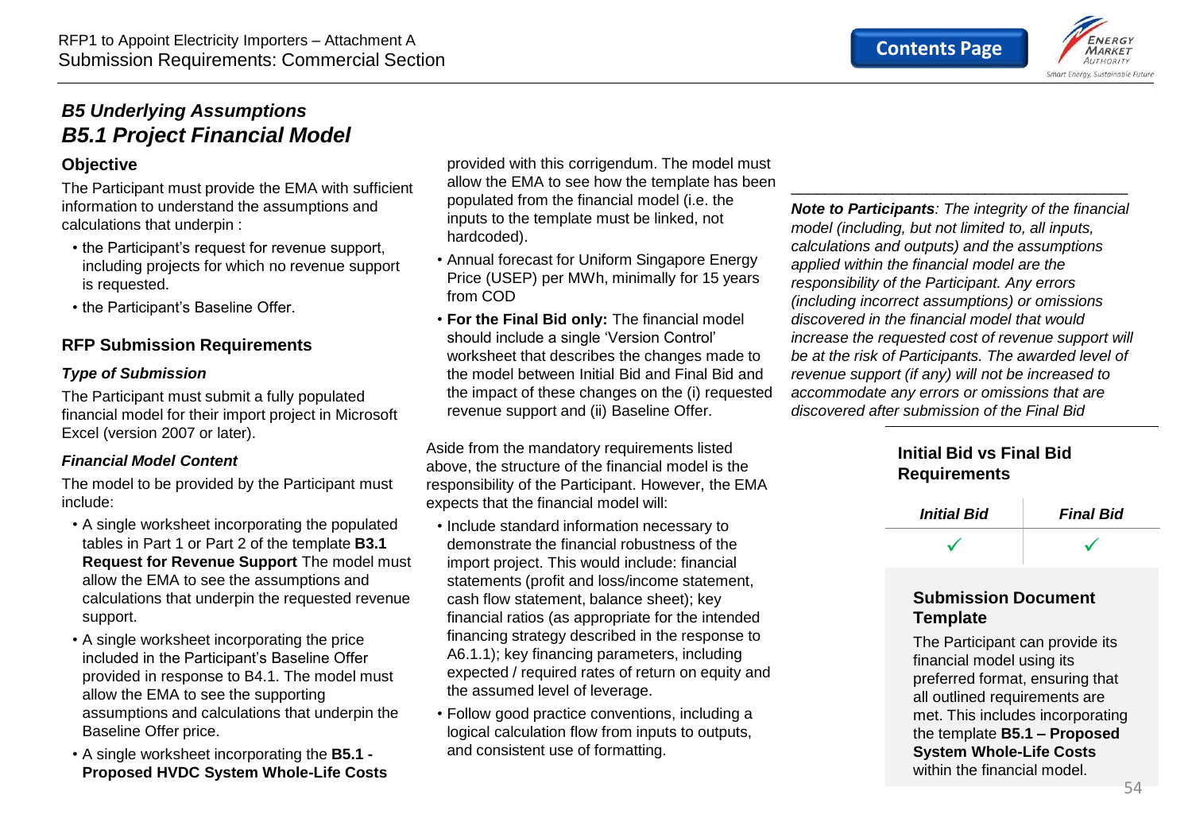## B5 Underlying Assumptions

## B5.1 Project Financial Model

### Objective

The Participant must provide the EMA with sufficient information to understand the assumptions and calculations that underpin :

- the Participant's request for revenue support, including projects for which no revenue support is requested.
- the Participant's Baseline Offer.

### RFP Submission Requirements

***Type of Submission***

The Participant must submit a fully populated financial model for their import project in Microsoft Excel (version 2007 or later).

***Financial Model Content***

The model to be provided by the Participant must include:

- A single worksheet incorporating the populated tables in Part 1 or Part 2 of the template **B3.1 Request for Revenue Support** The model must allow the EMA to see the assumptions and calculations that underpin the requested revenue support.
- A single worksheet incorporating the price included in the Participant's Baseline Offer provided in response to B4.1. The model must allow the EMA to see the supporting assumptions and calculations that underpin the Baseline Offer price.
- A single worksheet incorporating the **B5.1 - Proposed HVDC System Whole-Life Costs** provided with this corrigendum. The model must allow the EMA to see how the template has been populated from the financial model (i.e. the inputs to the template must be linked, not hardcoded).
- Annual forecast for Uniform Singapore Energy Price (USEP) per MWh, minimally for 15 years from COD
- **For the Final Bid only:** The financial model should include a single 'Version Control' worksheet that describes the changes made to the model between Initial Bid and Final Bid and the impact of these changes on the (i) requested revenue support and (ii) Baseline Offer.

Aside from the mandatory requirements listed above, the structure of the financial model is the responsibility of the Participant. However, the EMA expects that the financial model will:

- Include standard information necessary to demonstrate the financial robustness of the import project. This would include: financial statements (profit and loss/income statement, cash flow statement, balance sheet); key financial ratios (as appropriate for the intended financing strategy described in the response to A6.1.1); key financing parameters, including expected / required rates of return on equity and the assumed level of leverage.
- Follow good practice conventions, including a logical calculation flow from inputs to outputs, and consistent use of formatting.

---

***Note to Participants**: The integrity of the financial model (including, but not limited to, all inputs, calculations and outputs) and the assumptions applied within the financial model are the responsibility of the Participant. Any errors (including incorrect assumptions) or omissions discovered in the financial model that would increase the requested cost of revenue support will be at the risk of Participants. The awarded level of revenue support (if any) will not be increased to accommodate any errors or omissions that are discovered after submission of the Final Bid*

---

### Initial Bid vs Final Bid Requirements

| *Initial Bid* | *Final Bid* |
|---|---|
| ✓ | ✓ |

### Submission Document Template

The Participant can provide its financial model using its preferred format, ensuring that all outlined requirements are met. This includes incorporating the template **B5.1 – Proposed System Whole-Life Costs** within the financial model.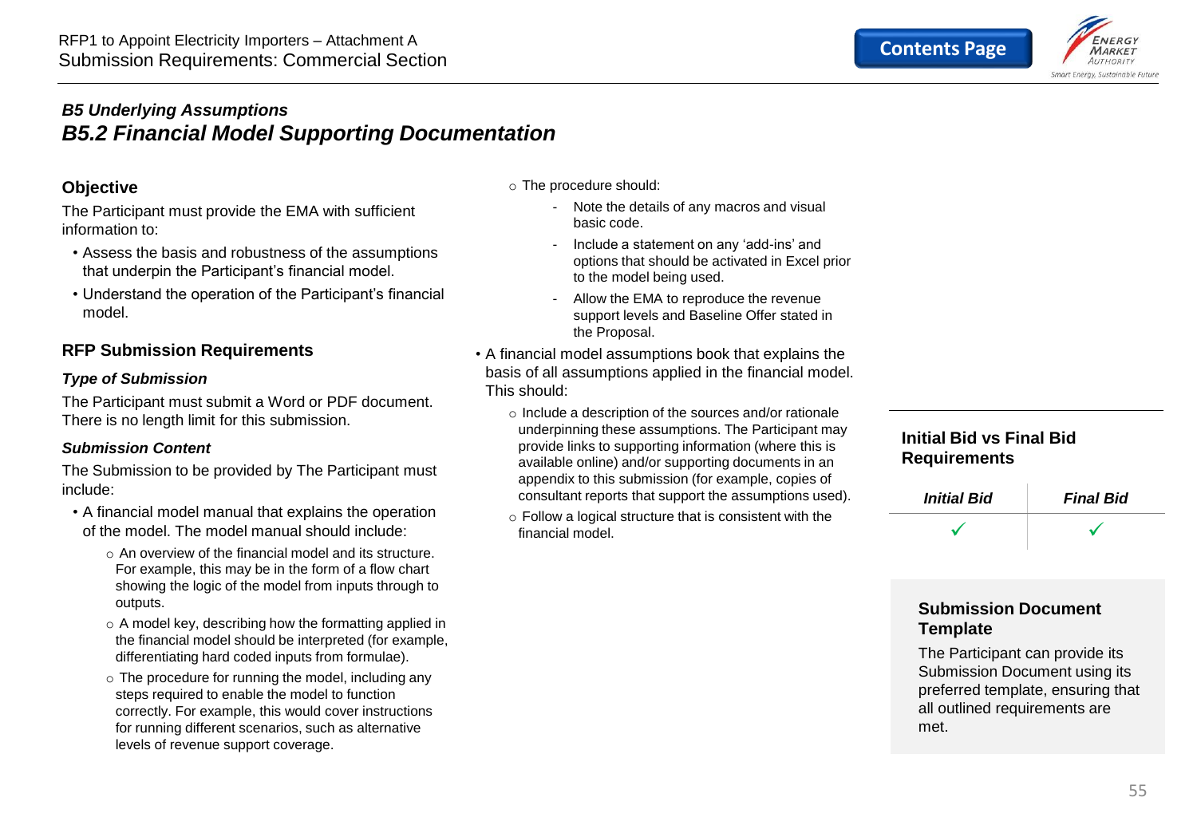## *B5 Underlying Assumptions*

## *B5.2 Financial Model Supporting Documentation*

### Objective

The Participant must provide the EMA with sufficient information to:

- Assess the basis and robustness of the assumptions that underpin the Participant's financial model.
- Understand the operation of the Participant's financial model.

### RFP Submission Requirements

#### *Type of Submission*

The Participant must submit a Word or PDF document. There is no length limit for this submission.

#### *Submission Content*

The Submission to be provided by The Participant must include:

- A financial model manual that explains the operation of the model. The model manual should include:
  - An overview of the financial model and its structure. For example, this may be in the form of a flow chart showing the logic of the model from inputs through to outputs.
  - A model key, describing how the formatting applied in the financial model should be interpreted (for example, differentiating hard coded inputs from formulae).
  - The procedure for running the model, including any steps required to enable the model to function correctly. For example, this would cover instructions for running different scenarios, such as alternative levels of revenue support coverage.
  - The procedure should:
    - Note the details of any macros and visual basic code.
    - Include a statement on any 'add-ins' and options that should be activated in Excel prior to the model being used.
    - Allow the EMA to reproduce the revenue support levels and Baseline Offer stated in the Proposal.
- A financial model assumptions book that explains the basis of all assumptions applied in the financial model. This should:
  - Include a description of the sources and/or rationale underpinning these assumptions. The Participant may provide links to supporting information (where this is available online) and/or supporting documents in an appendix to this submission (for example, copies of consultant reports that support the assumptions used).
  - Follow a logical structure that is consistent with the financial model.

### Initial Bid vs Final Bid Requirements

| *Initial Bid* | *Final Bid* |
|---|---|
| ✓ | ✓ |

### Submission Document Template

The Participant can provide its Submission Document using its preferred template, ensuring that all outlined requirements are met.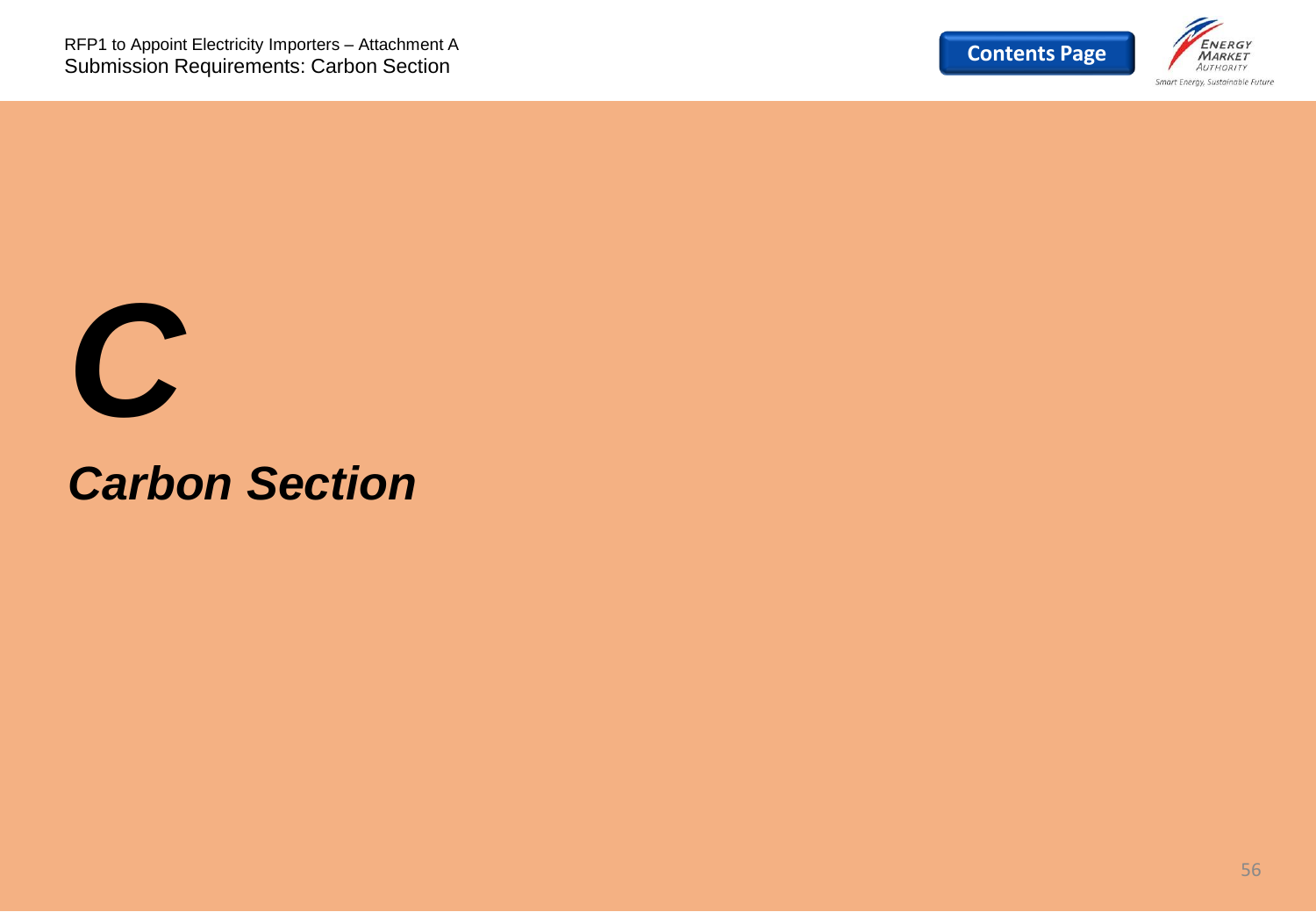# *C*

## *Carbon Section*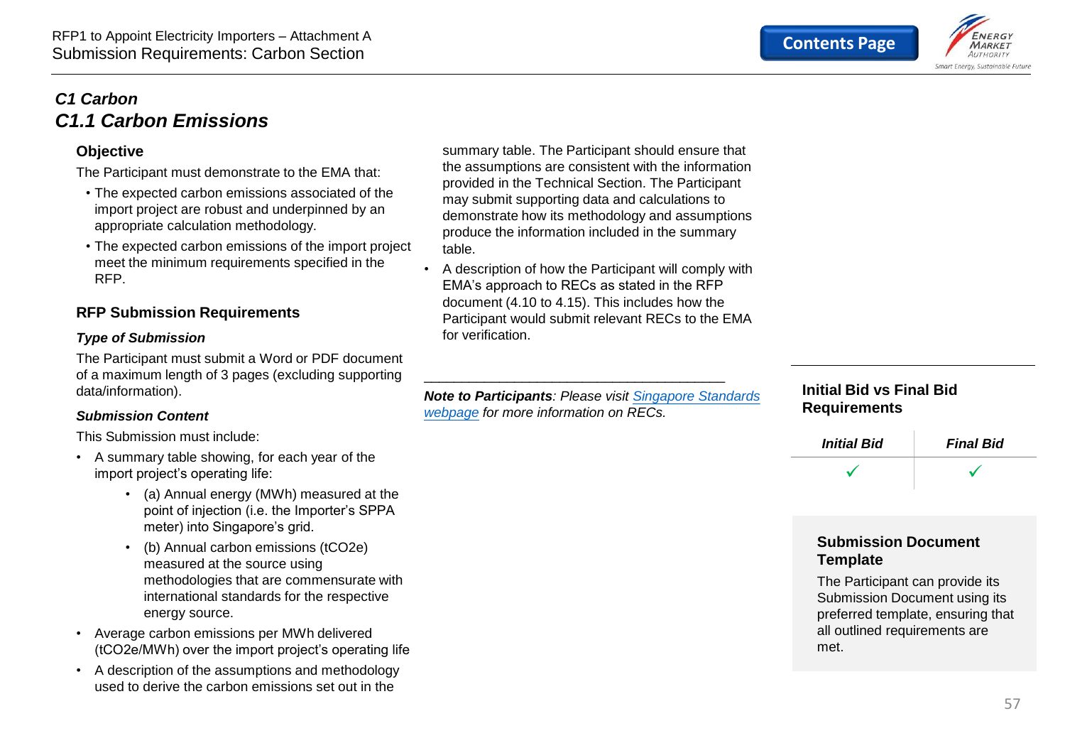# C1 Carbon

## C1.1 Carbon Emissions

### Objective

The Participant must demonstrate to the EMA that:

- The expected carbon emissions associated of the import project are robust and underpinned by an appropriate calculation methodology.
- The expected carbon emissions of the import project meet the minimum requirements specified in the RFP.

### RFP Submission Requirements

***Type of Submission***

The Participant must submit a Word or PDF document of a maximum length of 3 pages (excluding supporting data/information).

***Submission Content***

This Submission must include:

- A summary table showing, for each year of the import project's operating life:
  - (a) Annual energy (MWh) measured at the point of injection (i.e. the Importer's SPPA meter) into Singapore's grid.
  - (b) Annual carbon emissions ($tCO_2e$) measured at the source using methodologies that are commensurate with international standards for the respective energy source.
- Average carbon emissions per MWh delivered ($tCO_2e/MWh$) over the import project's operating life
- A description of the assumptions and methodology used to derive the carbon emissions set out in the summary table. The Participant should ensure that the assumptions are consistent with the information provided in the Technical Section. The Participant may submit supporting data and calculations to demonstrate how its methodology and assumptions produce the information included in the summary table.
- A description of how the Participant will comply with EMA's approach to RECs as stated in the RFP document (4.10 to 4.15). This includes how the Participant would submit relevant RECs to the EMA for verification.

---

***Note to Participants**: Please visit Singapore Standards webpage for more information on RECs.*

### Initial Bid vs Final Bid Requirements

| *Initial Bid* | *Final Bid* |
|---|---|
| ✓ | ✓ |

### Submission Document Template

The Participant can provide its Submission Document using its preferred template, ensuring that all outlined requirements are met.